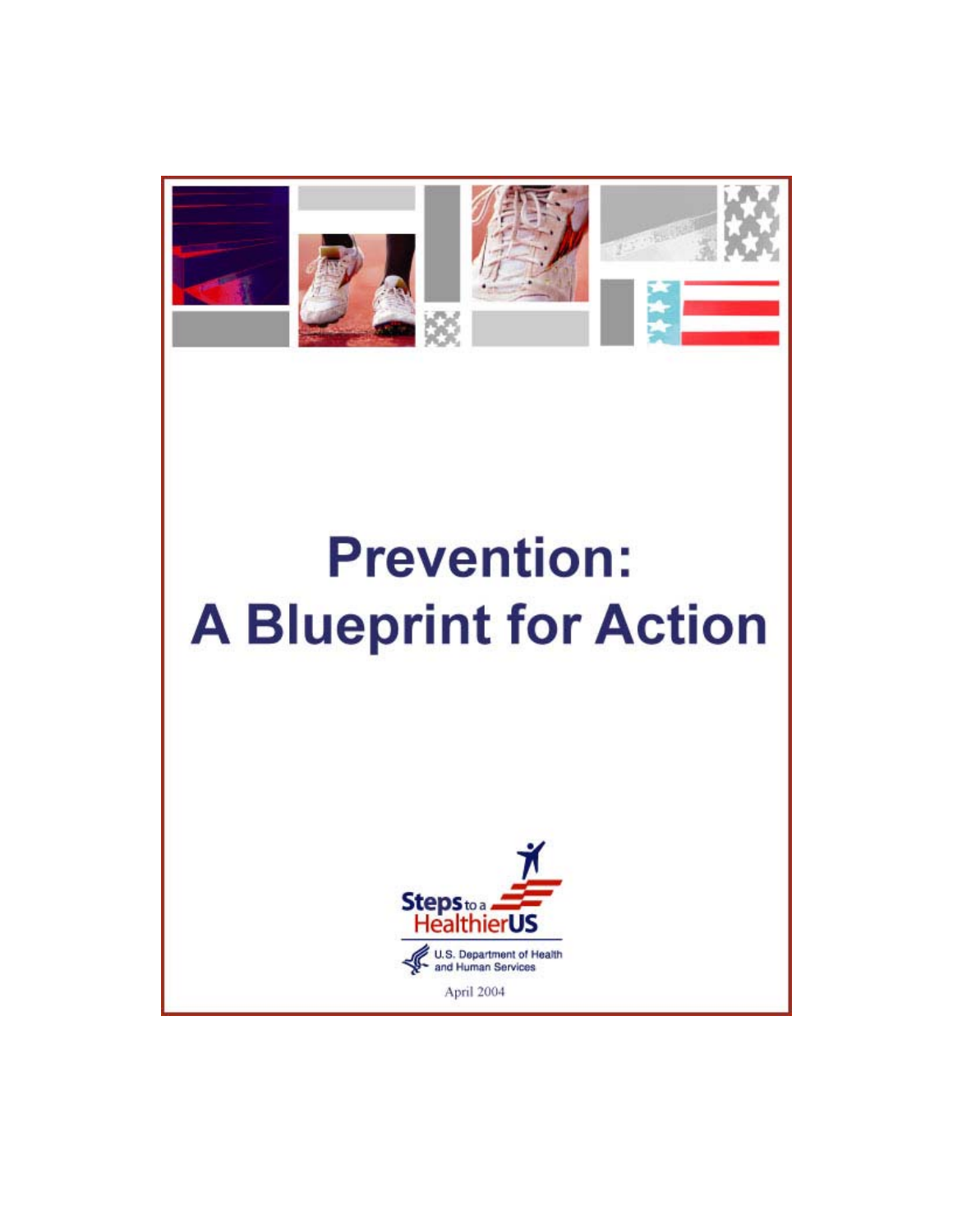# Prevention: A Blueprint for Action

Steps to a HealthierUS

U.S. Department of Health and Human Services

April 2004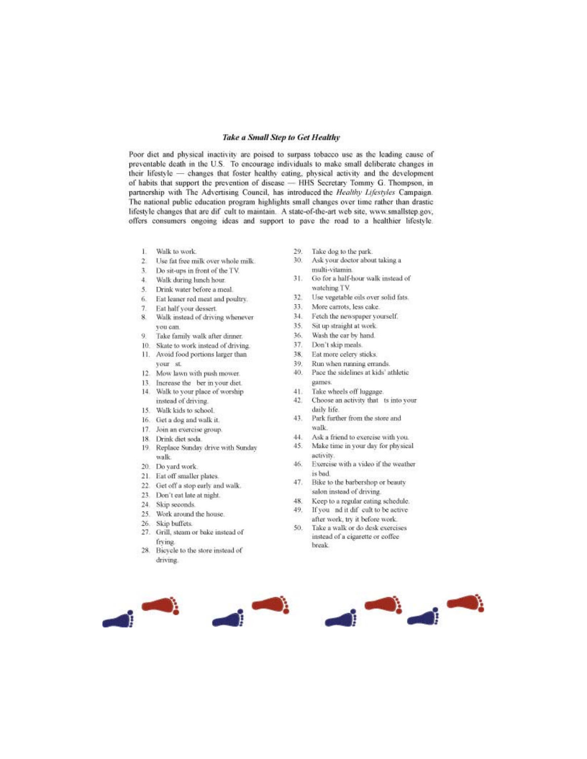### *Take a Small Step to Get Healthy*

Poor diet and physical inactivity are poised to surpass tobacco use as the leading cause of preventable death in the U.S. To encourage individuals to make small deliberate changes in their lifestyle — changes that foster healthy eating, physical activity and the development of habits that support the prevention of disease — HHS Secretary Tommy G. Thompson, in partnership with The Advertising Council, has introduced the *Healthy Lifestyles* Campaign. The national public education program highlights small changes over time rather than drastic lifestyle changes that are dif cult to maintain. A state-of-the-art web site, www.smallstep.gov, offers consumers ongoing ideas and support to pave the road to a healthier lifestyle.

1. Walk to work.
2. Use fat free milk over whole milk.
3. Do sit-ups in front of the TV.
4. Walk during lunch hour.
5. Drink water before a meal.
6. Eat leaner red meat and poultry.
7. Eat half your dessert.
8. Walk instead of driving whenever you can.
9. Take family walk after dinner.
10. Skate to work instead of driving.
11. Avoid food portions larger than your st.
12. Mow lawn with push mower.
13. Increase the ber in your diet.
14. Walk to your place of worship instead of driving.
15. Walk kids to school.
16. Get a dog and walk it.
17. Join an exercise group.
18. Drink diet soda.
19. Replace Sunday drive with Sunday walk.
20. Do yard work.
21. Eat off smaller plates.
22. Get off a stop early and walk.
23. Don't eat late at night.
24. Skip seconds.
25. Work around the house.
26. Skip buffets.
27. Grill, steam or bake instead of frying.
28. Bicycle to the store instead of driving.
29. Take dog to the park.
30. Ask your doctor about taking a multi-vitamin.
31. Go for a half-hour walk instead of watching TV.
32. Use vegetable oils over solid fats.
33. More carrots, less cake.
34. Fetch the newspaper yourself.
35. Sit up straight at work.
36. Wash the car by hand.
37. Don't skip meals.
38. Eat more celery sticks.
39. Run when running errands.
40. Pace the sidelines at kids' athletic games.
41. Take wheels off luggage.
42. Choose an activity that ts into your daily life.
43. Park further from the store and walk.
44. Ask a friend to exercise with you.
45. Make time in your day for physical activity.
46. Exercise with a video if the weather is bad.
47. Bike to the barbershop or beauty salon instead of driving.
48. Keep to a regular eating schedule.
49. If you nd it dif cult to be active after work, try it before work.
50. Take a walk or do desk exercises instead of a cigarette or coffee break.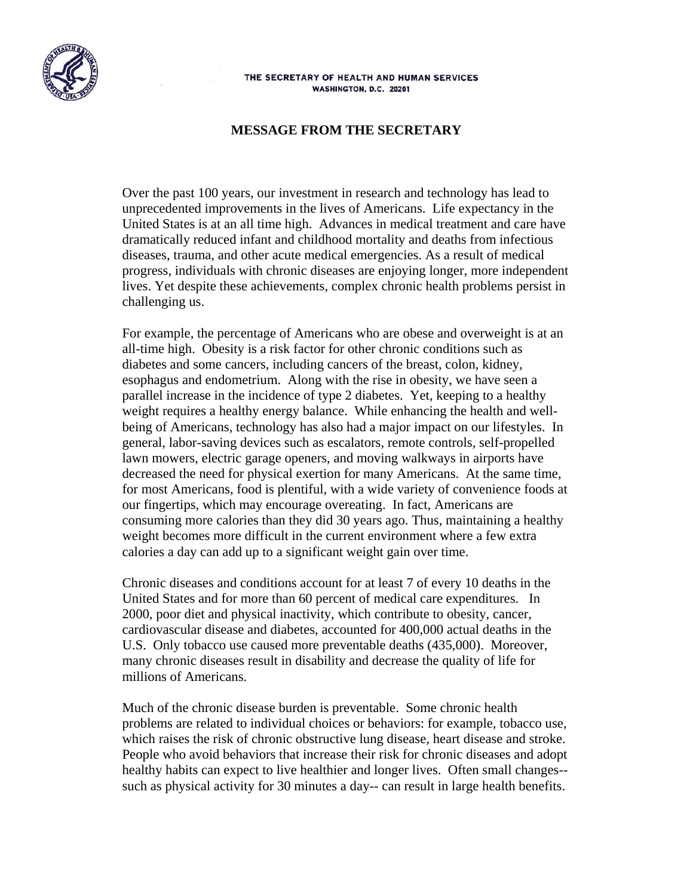THE SECRETARY OF HEALTH AND HUMAN SERVICES
WASHINGTON, D.C. 20201

## MESSAGE FROM THE SECRETARY

Over the past 100 years, our investment in research and technology has lead to unprecedented improvements in the lives of Americans. Life expectancy in the United States is at an all time high. Advances in medical treatment and care have dramatically reduced infant and childhood mortality and deaths from infectious diseases, trauma, and other acute medical emergencies. As a result of medical progress, individuals with chronic diseases are enjoying longer, more independent lives. Yet despite these achievements, complex chronic health problems persist in challenging us.

For example, the percentage of Americans who are obese and overweight is at an all-time high. Obesity is a risk factor for other chronic conditions such as diabetes and some cancers, including cancers of the breast, colon, kidney, esophagus and endometrium. Along with the rise in obesity, we have seen a parallel increase in the incidence of type 2 diabetes. Yet, keeping to a healthy weight requires a healthy energy balance. While enhancing the health and well-being of Americans, technology has also had a major impact on our lifestyles. In general, labor-saving devices such as escalators, remote controls, self-propelled lawn mowers, electric garage openers, and moving walkways in airports have decreased the need for physical exertion for many Americans. At the same time, for most Americans, food is plentiful, with a wide variety of convenience foods at our fingertips, which may encourage overeating. In fact, Americans are consuming more calories than they did 30 years ago. Thus, maintaining a healthy weight becomes more difficult in the current environment where a few extra calories a day can add up to a significant weight gain over time.

Chronic diseases and conditions account for at least 7 of every 10 deaths in the United States and for more than 60 percent of medical care expenditures. In 2000, poor diet and physical inactivity, which contribute to obesity, cancer, cardiovascular disease and diabetes, accounted for 400,000 actual deaths in the U.S. Only tobacco use caused more preventable deaths (435,000). Moreover, many chronic diseases result in disability and decrease the quality of life for millions of Americans.

Much of the chronic disease burden is preventable. Some chronic health problems are related to individual choices or behaviors: for example, tobacco use, which raises the risk of chronic obstructive lung disease, heart disease and stroke. People who avoid behaviors that increase their risk for chronic diseases and adopt healthy habits can expect to live healthier and longer lives. Often small changes-- such as physical activity for 30 minutes a day-- can result in large health benefits.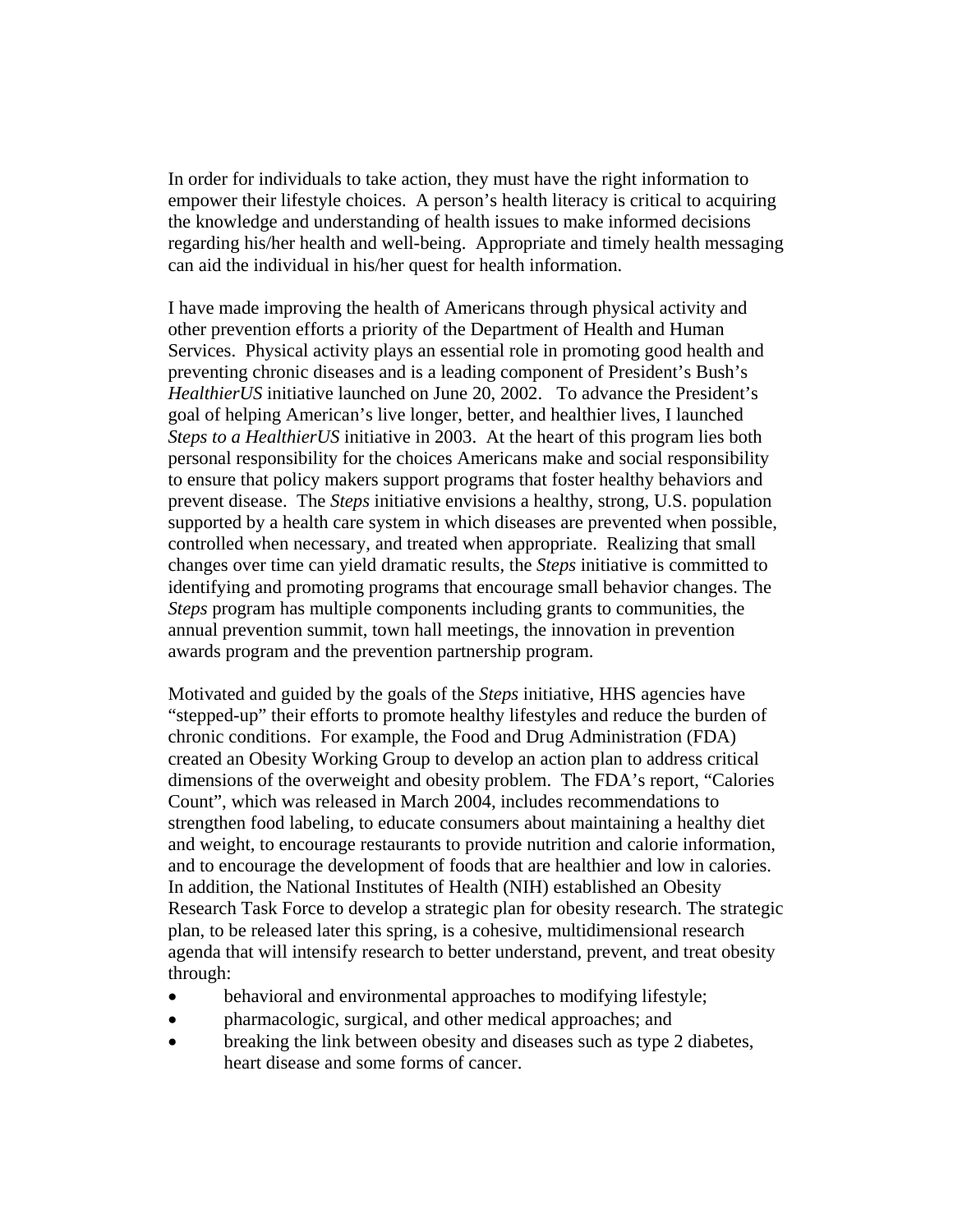In order for individuals to take action, they must have the right information to empower their lifestyle choices. A person's health literacy is critical to acquiring the knowledge and understanding of health issues to make informed decisions regarding his/her health and well-being. Appropriate and timely health messaging can aid the individual in his/her quest for health information.

I have made improving the health of Americans through physical activity and other prevention efforts a priority of the Department of Health and Human Services. Physical activity plays an essential role in promoting good health and preventing chronic diseases and is a leading component of President's Bush's *HealthierUS* initiative launched on June 20, 2002. To advance the President's goal of helping American's live longer, better, and healthier lives, I launched *Steps to a HealthierUS* initiative in 2003. At the heart of this program lies both personal responsibility for the choices Americans make and social responsibility to ensure that policy makers support programs that foster healthy behaviors and prevent disease. The *Steps* initiative envisions a healthy, strong, U.S. population supported by a health care system in which diseases are prevented when possible, controlled when necessary, and treated when appropriate. Realizing that small changes over time can yield dramatic results, the *Steps* initiative is committed to identifying and promoting programs that encourage small behavior changes. The *Steps* program has multiple components including grants to communities, the annual prevention summit, town hall meetings, the innovation in prevention awards program and the prevention partnership program.

Motivated and guided by the goals of the *Steps* initiative, HHS agencies have "stepped-up" their efforts to promote healthy lifestyles and reduce the burden of chronic conditions. For example, the Food and Drug Administration (FDA) created an Obesity Working Group to develop an action plan to address critical dimensions of the overweight and obesity problem. The FDA's report, "Calories Count", which was released in March 2004, includes recommendations to strengthen food labeling, to educate consumers about maintaining a healthy diet and weight, to encourage restaurants to provide nutrition and calorie information, and to encourage the development of foods that are healthier and low in calories. In addition, the National Institutes of Health (NIH) established an Obesity Research Task Force to develop a strategic plan for obesity research. The strategic plan, to be released later this spring, is a cohesive, multidimensional research agenda that will intensify research to better understand, prevent, and treat obesity through:

- behavioral and environmental approaches to modifying lifestyle;
- pharmacologic, surgical, and other medical approaches; and
- breaking the link between obesity and diseases such as type 2 diabetes, heart disease and some forms of cancer.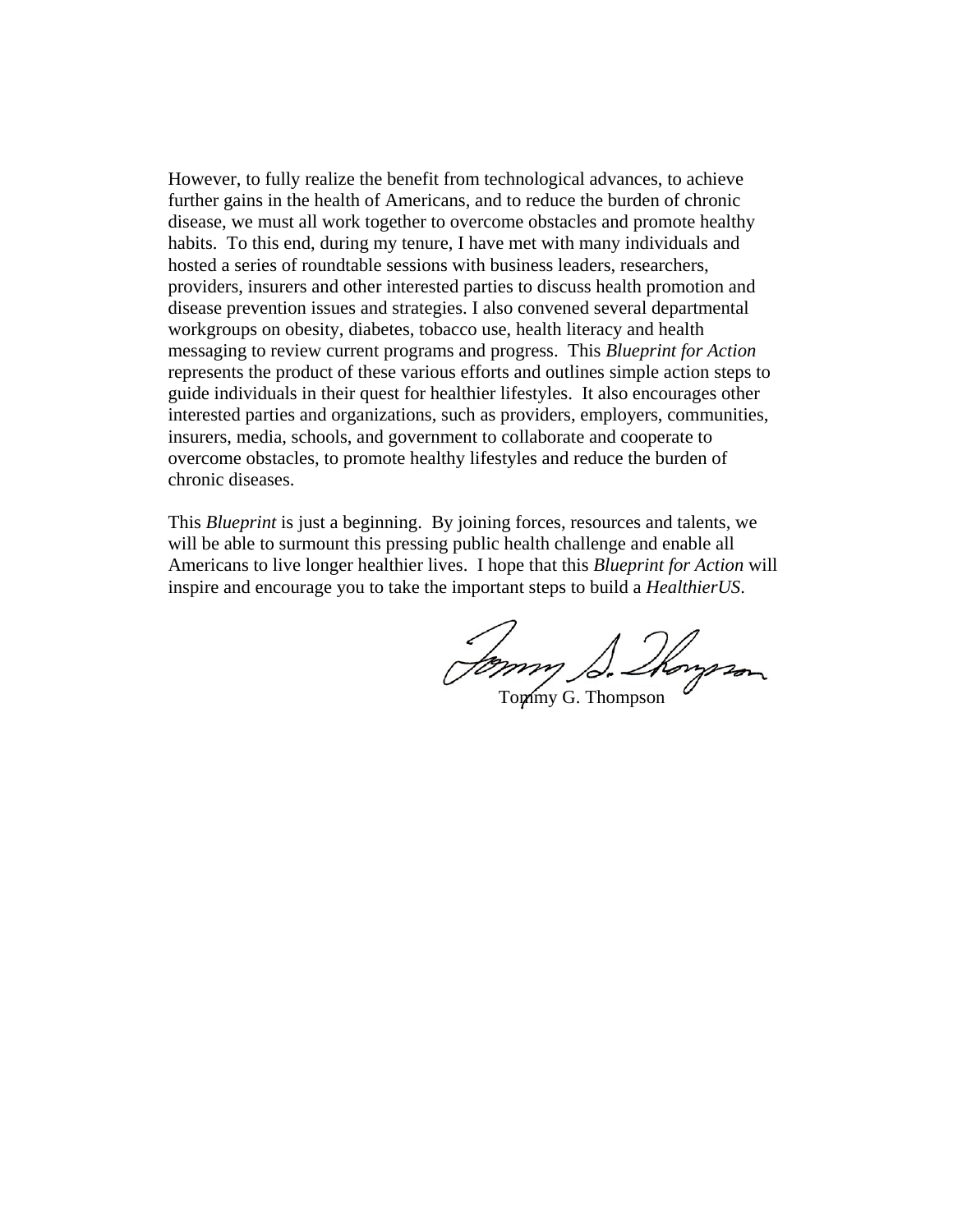However, to fully realize the benefit from technological advances, to achieve further gains in the health of Americans, and to reduce the burden of chronic disease, we must all work together to overcome obstacles and promote healthy habits. To this end, during my tenure, I have met with many individuals and hosted a series of roundtable sessions with business leaders, researchers, providers, insurers and other interested parties to discuss health promotion and disease prevention issues and strategies. I also convened several departmental workgroups on obesity, diabetes, tobacco use, health literacy and health messaging to review current programs and progress. This *Blueprint for Action* represents the product of these various efforts and outlines simple action steps to guide individuals in their quest for healthier lifestyles. It also encourages other interested parties and organizations, such as providers, employers, communities, insurers, media, schools, and government to collaborate and cooperate to overcome obstacles, to promote healthy lifestyles and reduce the burden of chronic diseases.

This *Blueprint* is just a beginning. By joining forces, resources and talents, we will be able to surmount this pressing public health challenge and enable all Americans to live longer healthier lives. I hope that this *Blueprint for Action* will inspire and encourage you to take the important steps to build a *HealthierUS*.

Tommy G. Thompson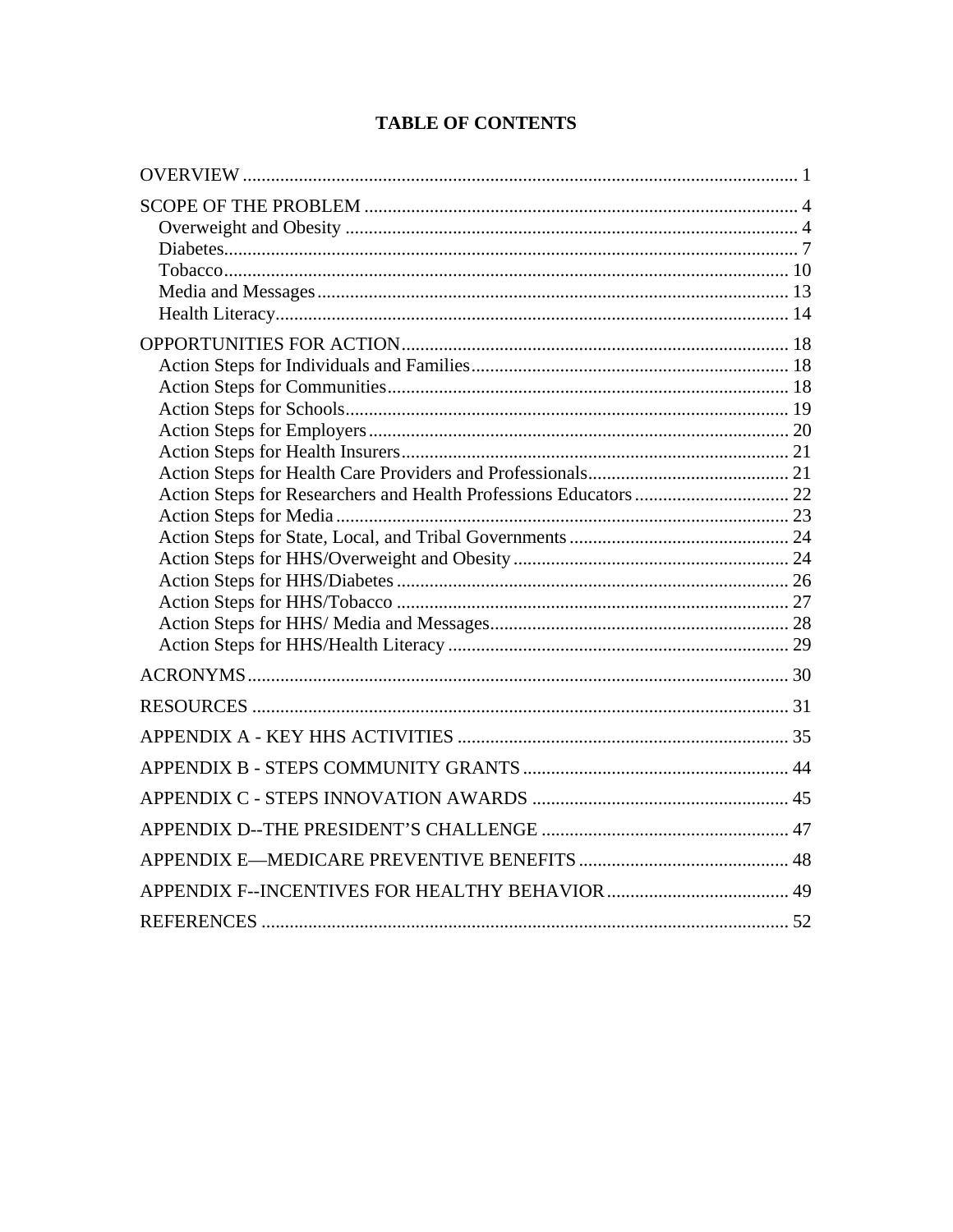# TABLE OF CONTENTS

OVERVIEW ... 1

SCOPE OF THE PROBLEM ... 4
- Overweight and Obesity ... 4
- Diabetes ... 7
- Tobacco ... 10
- Media and Messages ... 13
- Health Literacy ... 14

OPPORTUNITIES FOR ACTION ... 18
- Action Steps for Individuals and Families ... 18
- Action Steps for Communities ... 18
- Action Steps for Schools ... 19
- Action Steps for Employers ... 20
- Action Steps for Health Insurers ... 21
- Action Steps for Health Care Providers and Professionals ... 21
- Action Steps for Researchers and Health Professions Educators ... 22
- Action Steps for Media ... 23
- Action Steps for State, Local, and Tribal Governments ... 24
- Action Steps for HHS/Overweight and Obesity ... 24
- Action Steps for HHS/Diabetes ... 26
- Action Steps for HHS/Tobacco ... 27
- Action Steps for HHS/ Media and Messages ... 28
- Action Steps for HHS/Health Literacy ... 29

ACRONYMS ... 30

RESOURCES ... 31

APPENDIX A - KEY HHS ACTIVITIES ... 35

APPENDIX B - STEPS COMMUNITY GRANTS ... 44

APPENDIX C - STEPS INNOVATION AWARDS ... 45

APPENDIX D--THE PRESIDENT'S CHALLENGE ... 47

APPENDIX E—MEDICARE PREVENTIVE BENEFITS ... 48

APPENDIX F--INCENTIVES FOR HEALTHY BEHAVIOR ... 49

REFERENCES ... 52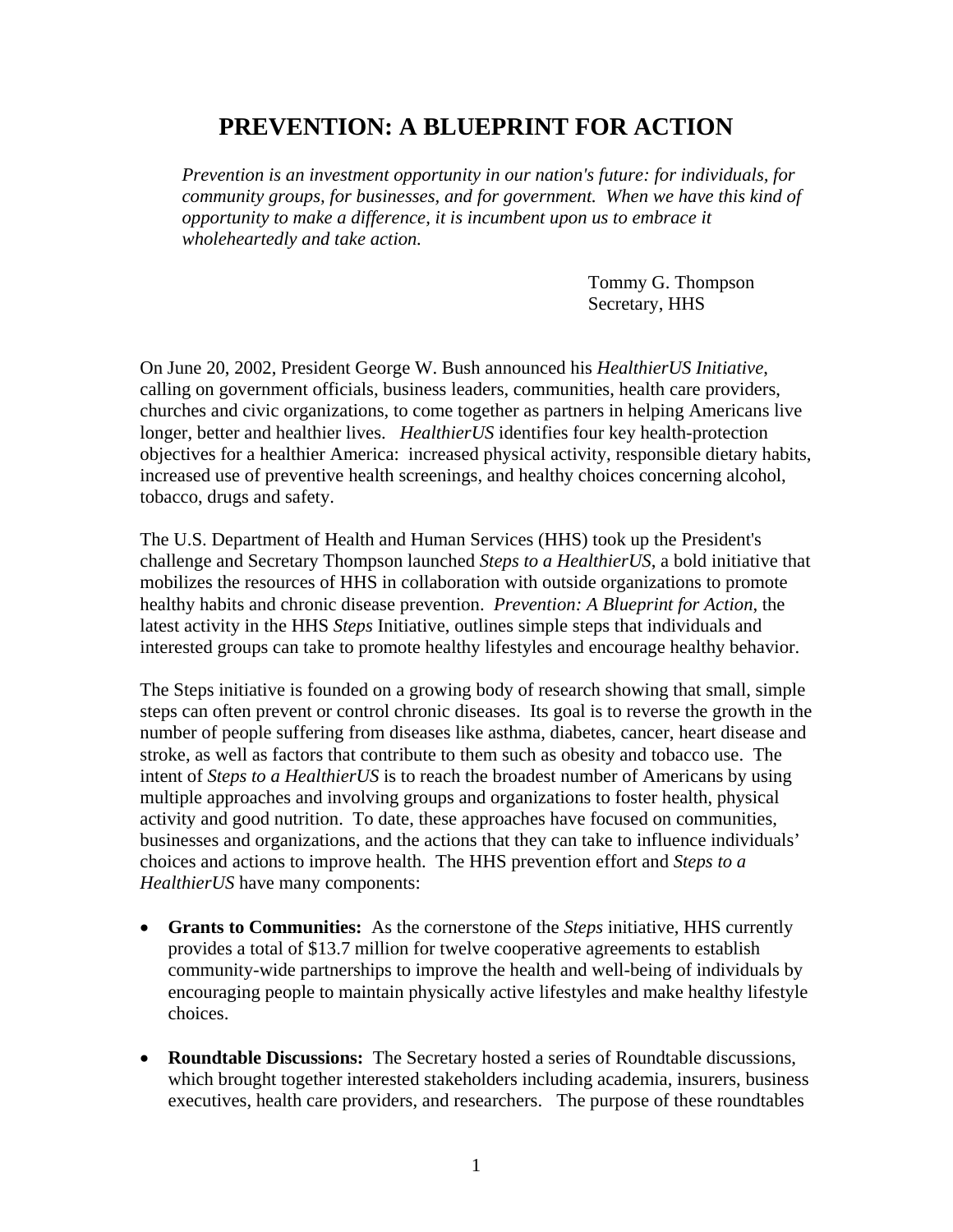# PREVENTION: A BLUEPRINT FOR ACTION

> *Prevention is an investment opportunity in our nation's future: for individuals, for community groups, for businesses, and for government. When we have this kind of opportunity to make a difference, it is incumbent upon us to embrace it wholeheartedly and take action.*
>
> Tommy G. Thompson
> Secretary, HHS

On June 20, 2002, President George W. Bush announced his *HealthierUS Initiative*, calling on government officials, business leaders, communities, health care providers, churches and civic organizations, to come together as partners in helping Americans live longer, better and healthier lives. *HealthierUS* identifies four key health-protection objectives for a healthier America: increased physical activity, responsible dietary habits, increased use of preventive health screenings, and healthy choices concerning alcohol, tobacco, drugs and safety.

The U.S. Department of Health and Human Services (HHS) took up the President's challenge and Secretary Thompson launched *Steps to a HealthierUS*, a bold initiative that mobilizes the resources of HHS in collaboration with outside organizations to promote healthy habits and chronic disease prevention. *Prevention: A Blueprint for Action*, the latest activity in the HHS *Steps* Initiative, outlines simple steps that individuals and interested groups can take to promote healthy lifestyles and encourage healthy behavior.

The Steps initiative is founded on a growing body of research showing that small, simple steps can often prevent or control chronic diseases. Its goal is to reverse the growth in the number of people suffering from diseases like asthma, diabetes, cancer, heart disease and stroke, as well as factors that contribute to them such as obesity and tobacco use. The intent of *Steps to a HealthierUS* is to reach the broadest number of Americans by using multiple approaches and involving groups and organizations to foster health, physical activity and good nutrition. To date, these approaches have focused on communities, businesses and organizations, and the actions that they can take to influence individuals' choices and actions to improve health. The HHS prevention effort and *Steps to a HealthierUS* have many components:

- **Grants to Communities:** As the cornerstone of the *Steps* initiative, HHS currently provides a total of $13.7 million for twelve cooperative agreements to establish community-wide partnerships to improve the health and well-being of individuals by encouraging people to maintain physically active lifestyles and make healthy lifestyle choices.
- **Roundtable Discussions:** The Secretary hosted a series of Roundtable discussions, which brought together interested stakeholders including academia, insurers, business executives, health care providers, and researchers. The purpose of these roundtables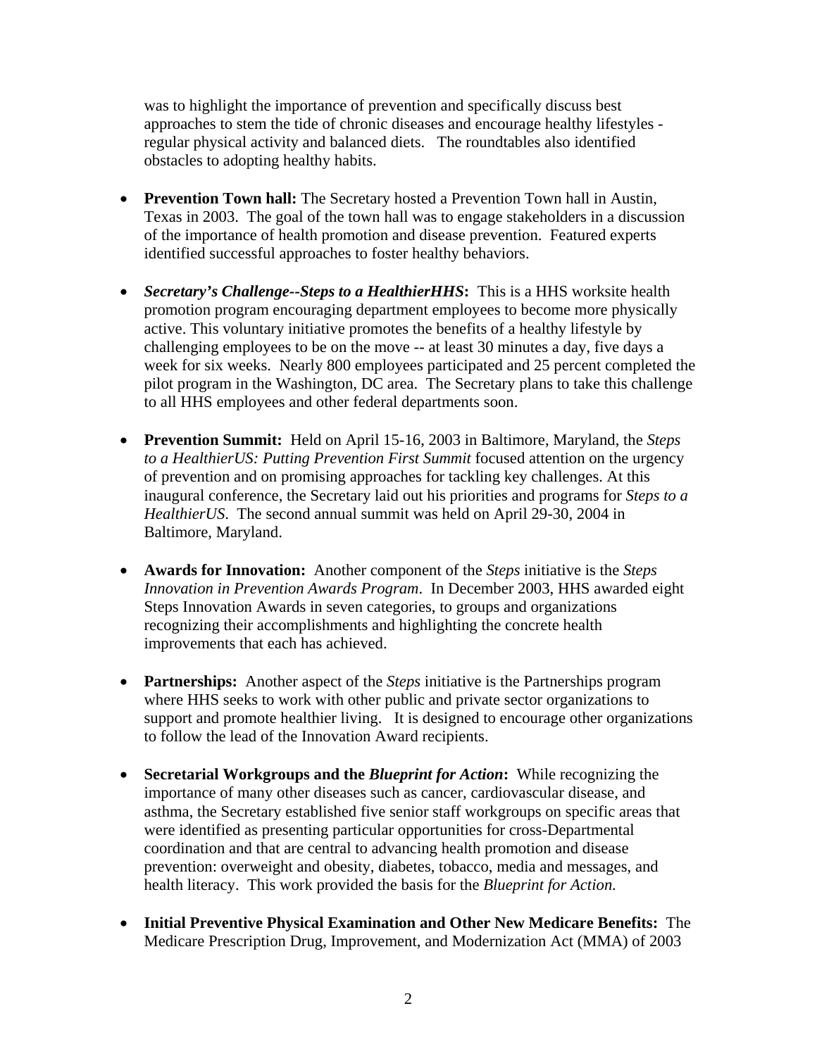was to highlight the importance of prevention and specifically discuss best approaches to stem the tide of chronic diseases and encourage healthy lifestyles - regular physical activity and balanced diets. The roundtables also identified obstacles to adopting healthy habits.

- **Prevention Town hall:** The Secretary hosted a Prevention Town hall in Austin, Texas in 2003. The goal of the town hall was to engage stakeholders in a discussion of the importance of health promotion and disease prevention. Featured experts identified successful approaches to foster healthy behaviors.

- ***Secretary's Challenge--Steps to a HealthierHHS*:** This is a HHS worksite health promotion program encouraging department employees to become more physically active. This voluntary initiative promotes the benefits of a healthy lifestyle by challenging employees to be on the move -- at least 30 minutes a day, five days a week for six weeks. Nearly 800 employees participated and 25 percent completed the pilot program in the Washington, DC area. The Secretary plans to take this challenge to all HHS employees and other federal departments soon.

- **Prevention Summit:** Held on April 15-16, 2003 in Baltimore, Maryland, the *Steps to a HealthierUS: Putting Prevention First Summit* focused attention on the urgency of prevention and on promising approaches for tackling key challenges. At this inaugural conference, the Secretary laid out his priorities and programs for *Steps to a HealthierUS.* The second annual summit was held on April 29-30, 2004 in Baltimore, Maryland.

- **Awards for Innovation:** Another component of the *Steps* initiative is the *Steps Innovation in Prevention Awards Program*. In December 2003, HHS awarded eight Steps Innovation Awards in seven categories, to groups and organizations recognizing their accomplishments and highlighting the concrete health improvements that each has achieved.

- **Partnerships:** Another aspect of the *Steps* initiative is the Partnerships program where HHS seeks to work with other public and private sector organizations to support and promote healthier living. It is designed to encourage other organizations to follow the lead of the Innovation Award recipients.

- **Secretarial Workgroups and the *Blueprint for Action*:** While recognizing the importance of many other diseases such as cancer, cardiovascular disease, and asthma, the Secretary established five senior staff workgroups on specific areas that were identified as presenting particular opportunities for cross-Departmental coordination and that are central to advancing health promotion and disease prevention: overweight and obesity, diabetes, tobacco, media and messages, and health literacy. This work provided the basis for the *Blueprint for Action.*

- **Initial Preventive Physical Examination and Other New Medicare Benefits:** The Medicare Prescription Drug, Improvement, and Modernization Act (MMA) of 2003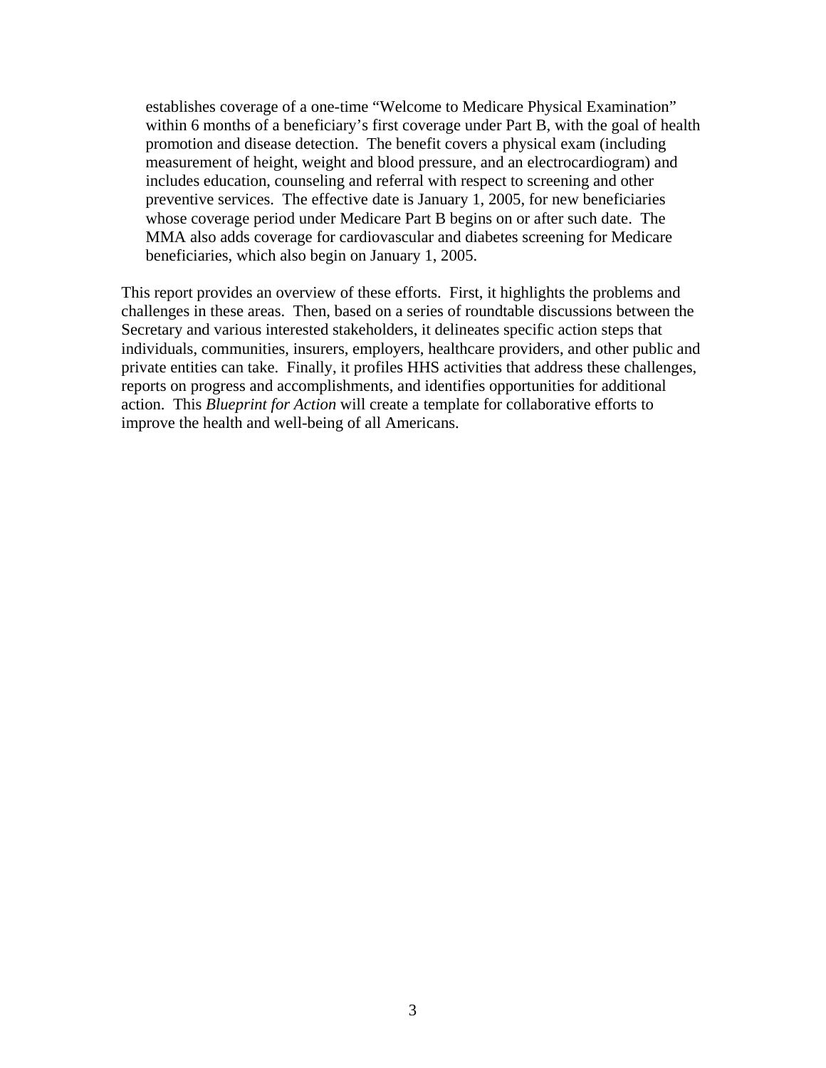establishes coverage of a one-time "Welcome to Medicare Physical Examination" within 6 months of a beneficiary's first coverage under Part B, with the goal of health promotion and disease detection. The benefit covers a physical exam (including measurement of height, weight and blood pressure, and an electrocardiogram) and includes education, counseling and referral with respect to screening and other preventive services. The effective date is January 1, 2005, for new beneficiaries whose coverage period under Medicare Part B begins on or after such date. The MMA also adds coverage for cardiovascular and diabetes screening for Medicare beneficiaries, which also begin on January 1, 2005.

This report provides an overview of these efforts. First, it highlights the problems and challenges in these areas. Then, based on a series of roundtable discussions between the Secretary and various interested stakeholders, it delineates specific action steps that individuals, communities, insurers, employers, healthcare providers, and other public and private entities can take. Finally, it profiles HHS activities that address these challenges, reports on progress and accomplishments, and identifies opportunities for additional action. This *Blueprint for Action* will create a template for collaborative efforts to improve the health and well-being of all Americans.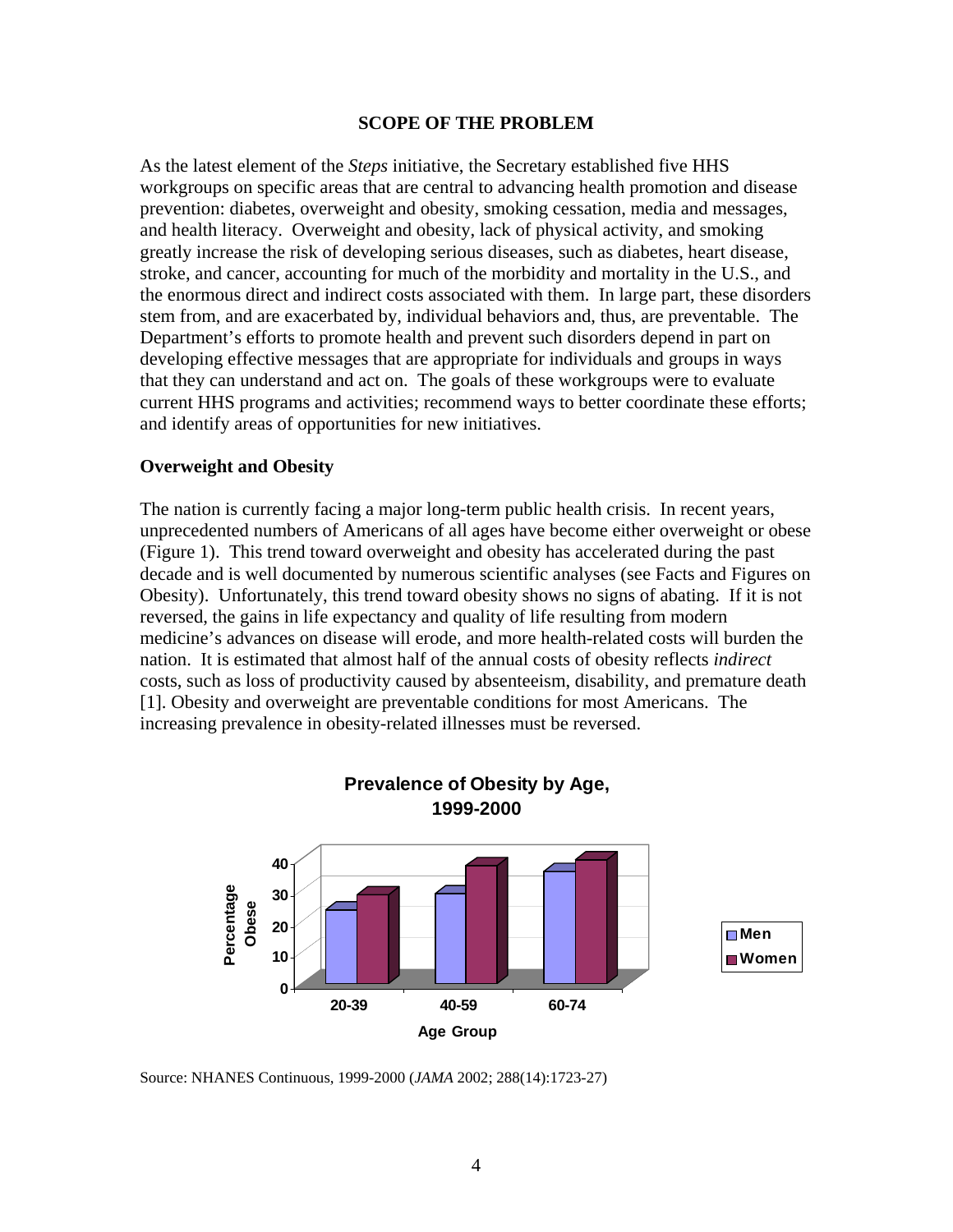## SCOPE OF THE PROBLEM

As the latest element of the *Steps* initiative, the Secretary established five HHS workgroups on specific areas that are central to advancing health promotion and disease prevention: diabetes, overweight and obesity, smoking cessation, media and messages, and health literacy. Overweight and obesity, lack of physical activity, and smoking greatly increase the risk of developing serious diseases, such as diabetes, heart disease, stroke, and cancer, accounting for much of the morbidity and mortality in the U.S., and the enormous direct and indirect costs associated with them. In large part, these disorders stem from, and are exacerbated by, individual behaviors and, thus, are preventable. The Department's efforts to promote health and prevent such disorders depend in part on developing effective messages that are appropriate for individuals and groups in ways that they can understand and act on. The goals of these workgroups were to evaluate current HHS programs and activities; recommend ways to better coordinate these efforts; and identify areas of opportunities for new initiatives.

### Overweight and Obesity

The nation is currently facing a major long-term public health crisis. In recent years, unprecedented numbers of Americans of all ages have become either overweight or obese (Figure 1). This trend toward overweight and obesity has accelerated during the past decade and is well documented by numerous scientific analyses (see Facts and Figures on Obesity). Unfortunately, this trend toward obesity shows no signs of abating. If it is not reversed, the gains in life expectancy and quality of life resulting from modern medicine's advances on disease will erode, and more health-related costs will burden the nation. It is estimated that almost half of the annual costs of obesity reflects *indirect* costs, such as loss of productivity caused by absenteeism, disability, and premature death [1]. Obesity and overweight are preventable conditions for most Americans. The increasing prevalence in obesity-related illnesses must be reversed.

**Prevalence of Obesity by Age, 1999-2000**

Source: NHANES Continuous, 1999-2000 (*JAMA* 2002; 288(14):1723-27)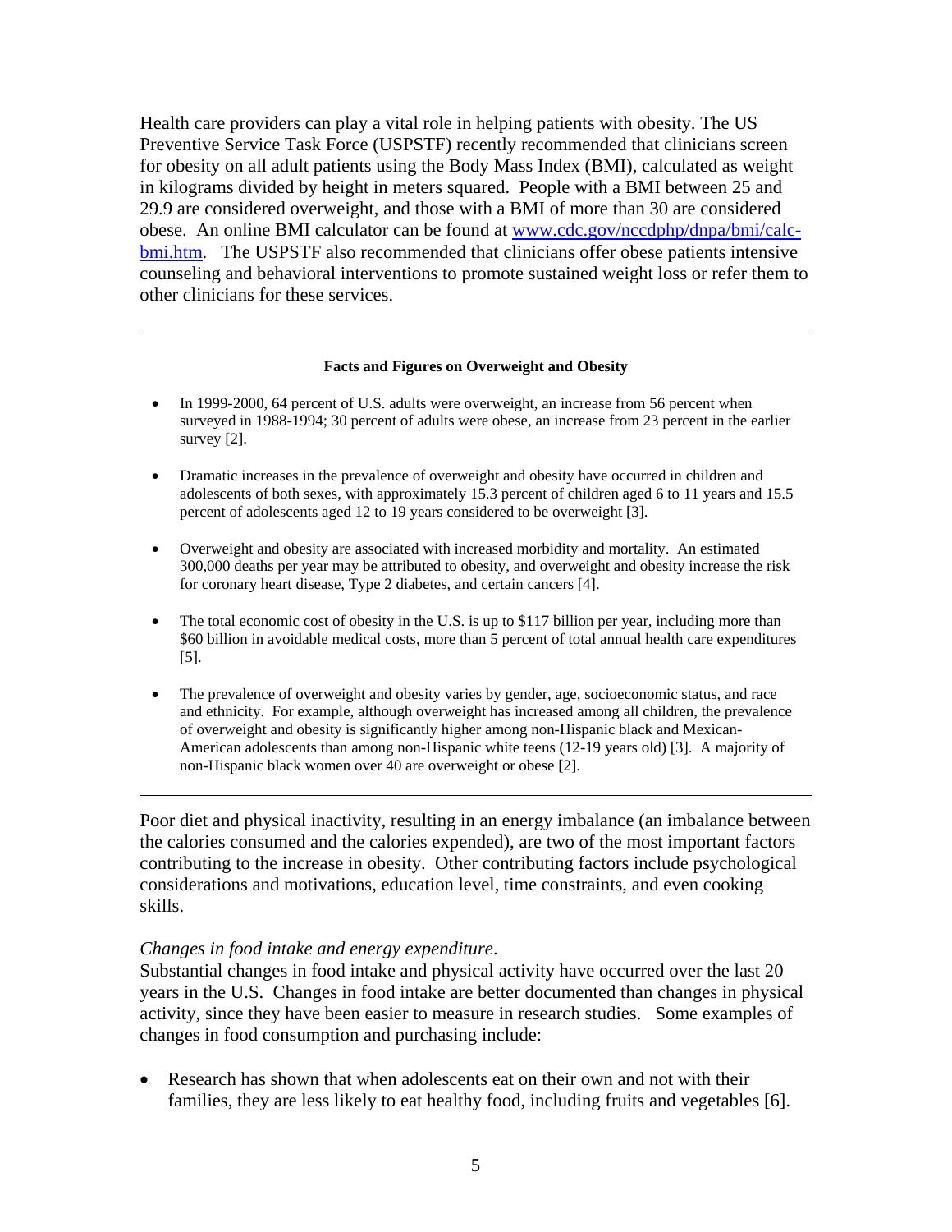Health care providers can play a vital role in helping patients with obesity. The US Preventive Service Task Force (USPSTF) recently recommended that clinicians screen for obesity on all adult patients using the Body Mass Index (BMI), calculated as weight in kilograms divided by height in meters squared. People with a BMI between 25 and 29.9 are considered overweight, and those with a BMI of more than 30 are considered obese. An online BMI calculator can be found at [www.cdc.gov/nccdphp/dnpa/bmi/calc-bmi.htm](www.cdc.gov/nccdphp/dnpa/bmi/calc-bmi.htm). The USPSTF also recommended that clinicians offer obese patients intensive counseling and behavioral interventions to promote sustained weight loss or refer them to other clinicians for these services.

**Facts and Figures on Overweight and Obesity**

- In 1999-2000, 64 percent of U.S. adults were overweight, an increase from 56 percent when surveyed in 1988-1994; 30 percent of adults were obese, an increase from 23 percent in the earlier survey [2].
- Dramatic increases in the prevalence of overweight and obesity have occurred in children and adolescents of both sexes, with approximately 15.3 percent of children aged 6 to 11 years and 15.5 percent of adolescents aged 12 to 19 years considered to be overweight [3].
- Overweight and obesity are associated with increased morbidity and mortality. An estimated 300,000 deaths per year may be attributed to obesity, and overweight and obesity increase the risk for coronary heart disease, Type 2 diabetes, and certain cancers [4].
- The total economic cost of obesity in the U.S. is up to $117 billion per year, including more than $60 billion in avoidable medical costs, more than 5 percent of total annual health care expenditures [5].
- The prevalence of overweight and obesity varies by gender, age, socioeconomic status, and race and ethnicity. For example, although overweight has increased among all children, the prevalence of overweight and obesity is significantly higher among non-Hispanic black and Mexican-American adolescents than among non-Hispanic white teens (12-19 years old) [3]. A majority of non-Hispanic black women over 40 are overweight or obese [2].

Poor diet and physical inactivity, resulting in an energy imbalance (an imbalance between the calories consumed and the calories expended), are two of the most important factors contributing to the increase in obesity. Other contributing factors include psychological considerations and motivations, education level, time constraints, and even cooking skills.

*Changes in food intake and energy expenditure*.

Substantial changes in food intake and physical activity have occurred over the last 20 years in the U.S. Changes in food intake are better documented than changes in physical activity, since they have been easier to measure in research studies. Some examples of changes in food consumption and purchasing include:

- Research has shown that when adolescents eat on their own and not with their families, they are less likely to eat healthy food, including fruits and vegetables [6].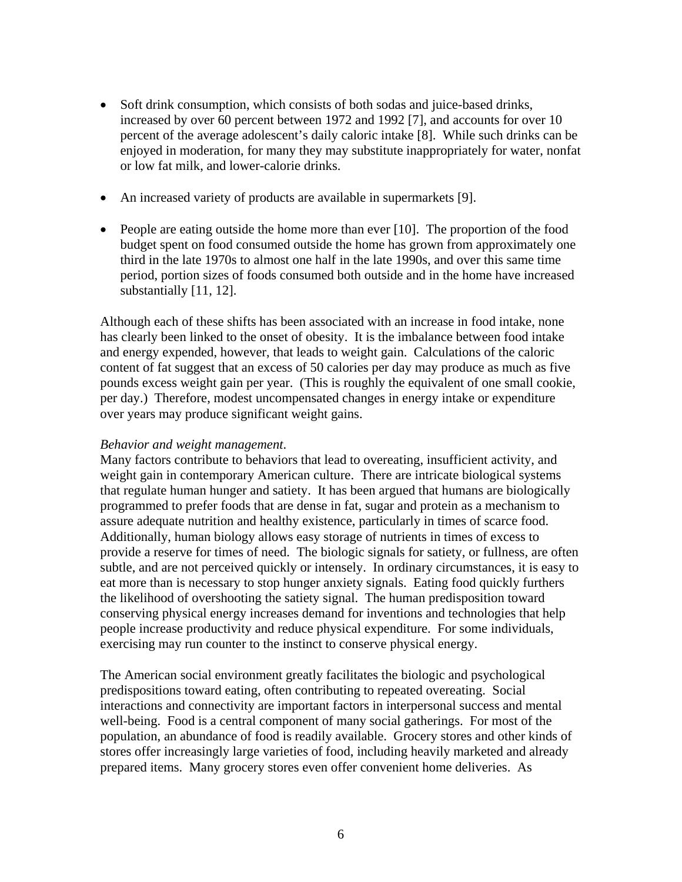- Soft drink consumption, which consists of both sodas and juice-based drinks, increased by over 60 percent between 1972 and 1992 [7], and accounts for over 10 percent of the average adolescent's daily caloric intake [8]. While such drinks can be enjoyed in moderation, for many they may substitute inappropriately for water, nonfat or low fat milk, and lower-calorie drinks.

- An increased variety of products are available in supermarkets [9].

- People are eating outside the home more than ever [10]. The proportion of the food budget spent on food consumed outside the home has grown from approximately one third in the late 1970s to almost one half in the late 1990s, and over this same time period, portion sizes of foods consumed both outside and in the home have increased substantially [11, 12].

Although each of these shifts has been associated with an increase in food intake, none has clearly been linked to the onset of obesity. It is the imbalance between food intake and energy expended, however, that leads to weight gain. Calculations of the caloric content of fat suggest that an excess of 50 calories per day may produce as much as five pounds excess weight gain per year. (This is roughly the equivalent of one small cookie, per day.) Therefore, modest uncompensated changes in energy intake or expenditure over years may produce significant weight gains.

*Behavior and weight management*.

Many factors contribute to behaviors that lead to overeating, insufficient activity, and weight gain in contemporary American culture. There are intricate biological systems that regulate human hunger and satiety. It has been argued that humans are biologically programmed to prefer foods that are dense in fat, sugar and protein as a mechanism to assure adequate nutrition and healthy existence, particularly in times of scarce food. Additionally, human biology allows easy storage of nutrients in times of excess to provide a reserve for times of need. The biologic signals for satiety, or fullness, are often subtle, and are not perceived quickly or intensely. In ordinary circumstances, it is easy to eat more than is necessary to stop hunger anxiety signals. Eating food quickly furthers the likelihood of overshooting the satiety signal. The human predisposition toward conserving physical energy increases demand for inventions and technologies that help people increase productivity and reduce physical expenditure. For some individuals, exercising may run counter to the instinct to conserve physical energy.

The American social environment greatly facilitates the biologic and psychological predispositions toward eating, often contributing to repeated overeating. Social interactions and connectivity are important factors in interpersonal success and mental well-being. Food is a central component of many social gatherings. For most of the population, an abundance of food is readily available. Grocery stores and other kinds of stores offer increasingly large varieties of food, including heavily marketed and already prepared items. Many grocery stores even offer convenient home deliveries. As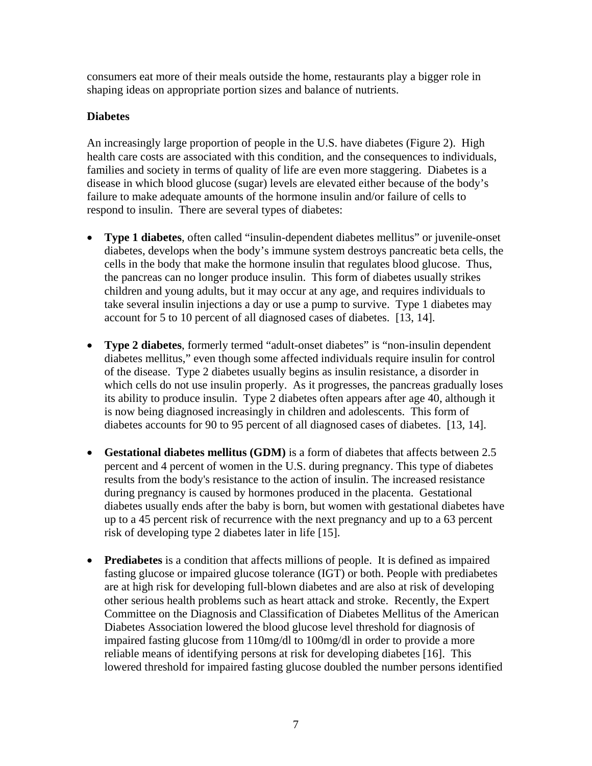consumers eat more of their meals outside the home, restaurants play a bigger role in shaping ideas on appropriate portion sizes and balance of nutrients.

**Diabetes**

An increasingly large proportion of people in the U.S. have diabetes (Figure 2). High health care costs are associated with this condition, and the consequences to individuals, families and society in terms of quality of life are even more staggering. Diabetes is a disease in which blood glucose (sugar) levels are elevated either because of the body's failure to make adequate amounts of the hormone insulin and/or failure of cells to respond to insulin. There are several types of diabetes:

- **Type 1 diabetes**, often called "insulin-dependent diabetes mellitus" or juvenile-onset diabetes, develops when the body's immune system destroys pancreatic beta cells, the cells in the body that make the hormone insulin that regulates blood glucose. Thus, the pancreas can no longer produce insulin. This form of diabetes usually strikes children and young adults, but it may occur at any age, and requires individuals to take several insulin injections a day or use a pump to survive. Type 1 diabetes may account for 5 to 10 percent of all diagnosed cases of diabetes. [13, 14].

- **Type 2 diabetes**, formerly termed "adult-onset diabetes" is "non-insulin dependent diabetes mellitus," even though some affected individuals require insulin for control of the disease. Type 2 diabetes usually begins as insulin resistance, a disorder in which cells do not use insulin properly. As it progresses, the pancreas gradually loses its ability to produce insulin. Type 2 diabetes often appears after age 40, although it is now being diagnosed increasingly in children and adolescents. This form of diabetes accounts for 90 to 95 percent of all diagnosed cases of diabetes. [13, 14].

- **Gestational diabetes mellitus (GDM)** is a form of diabetes that affects between 2.5 percent and 4 percent of women in the U.S. during pregnancy. This type of diabetes results from the body's resistance to the action of insulin. The increased resistance during pregnancy is caused by hormones produced in the placenta. Gestational diabetes usually ends after the baby is born, but women with gestational diabetes have up to a 45 percent risk of recurrence with the next pregnancy and up to a 63 percent risk of developing type 2 diabetes later in life [15].

- **Prediabetes** is a condition that affects millions of people. It is defined as impaired fasting glucose or impaired glucose tolerance (IGT) or both. People with prediabetes are at high risk for developing full-blown diabetes and are also at risk of developing other serious health problems such as heart attack and stroke. Recently, the Expert Committee on the Diagnosis and Classification of Diabetes Mellitus of the American Diabetes Association lowered the blood glucose level threshold for diagnosis of impaired fasting glucose from 110mg/dl to 100mg/dl in order to provide a more reliable means of identifying persons at risk for developing diabetes [16]. This lowered threshold for impaired fasting glucose doubled the number persons identified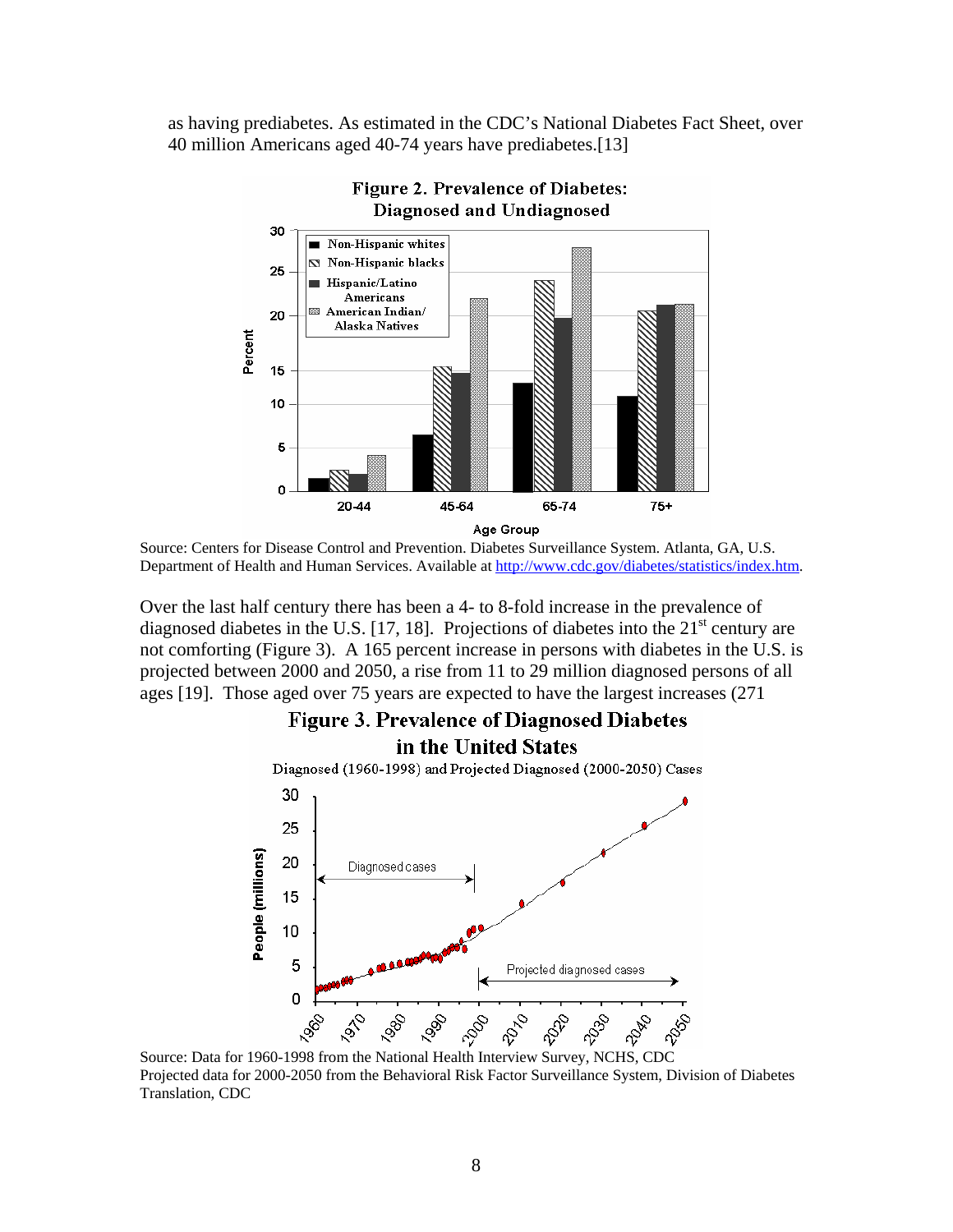as having prediabetes. As estimated in the CDC's National Diabetes Fact Sheet, over 40 million Americans aged 40-74 years have prediabetes.[13]

**Figure 2. Prevalence of Diabetes: Diagnosed and Undiagnosed**

Source: Centers for Disease Control and Prevention. Diabetes Surveillance System. Atlanta, GA, U.S. Department of Health and Human Services. Available at http://www.cdc.gov/diabetes/statistics/index.htm.

Over the last half century there has been a 4- to 8-fold increase in the prevalence of diagnosed diabetes in the U.S. [17, 18]. Projections of diabetes into the 21st century are not comforting (Figure 3). A 165 percent increase in persons with diabetes in the U.S. is projected between 2000 and 2050, a rise from 11 to 29 million diagnosed persons of all ages [19]. Those aged over 75 years are expected to have the largest increases (271

**Figure 3. Prevalence of Diagnosed Diabetes in the United States**

Diagnosed (1960-1998) and Projected Diagnosed (2000-2050) Cases

Source: Data for 1960-1998 from the National Health Interview Survey, NCHS, CDC
Projected data for 2000-2050 from the Behavioral Risk Factor Surveillance System, Division of Diabetes Translation, CDC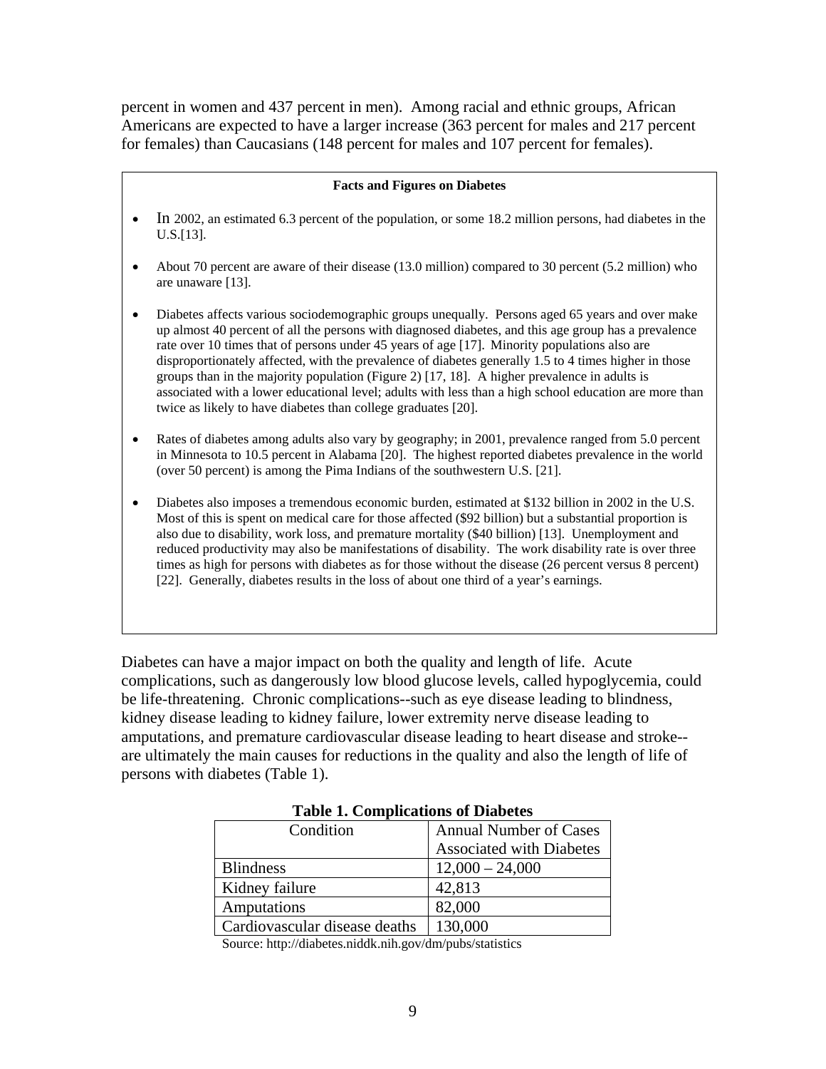percent in women and 437 percent in men). Among racial and ethnic groups, African Americans are expected to have a larger increase (363 percent for males and 217 percent for females) than Caucasians (148 percent for males and 107 percent for females).

**Facts and Figures on Diabetes**

- In 2002, an estimated 6.3 percent of the population, or some 18.2 million persons, had diabetes in the U.S.[13].
- About 70 percent are aware of their disease (13.0 million) compared to 30 percent (5.2 million) who are unaware [13].
- Diabetes affects various sociodemographic groups unequally. Persons aged 65 years and over make up almost 40 percent of all the persons with diagnosed diabetes, and this age group has a prevalence rate over 10 times that of persons under 45 years of age [17]. Minority populations also are disproportionately affected, with the prevalence of diabetes generally 1.5 to 4 times higher in those groups than in the majority population (Figure 2) [17, 18]. A higher prevalence in adults is associated with a lower educational level; adults with less than a high school education are more than twice as likely to have diabetes than college graduates [20].
- Rates of diabetes among adults also vary by geography; in 2001, prevalence ranged from 5.0 percent in Minnesota to 10.5 percent in Alabama [20]. The highest reported diabetes prevalence in the world (over 50 percent) is among the Pima Indians of the southwestern U.S. [21].
- Diabetes also imposes a tremendous economic burden, estimated at $132 billion in 2002 in the U.S. Most of this is spent on medical care for those affected ($92 billion) but a substantial proportion is also due to disability, work loss, and premature mortality ($40 billion) [13]. Unemployment and reduced productivity may also be manifestations of disability. The work disability rate is over three times as high for persons with diabetes as for those without the disease (26 percent versus 8 percent) [22]. Generally, diabetes results in the loss of about one third of a year's earnings.

Diabetes can have a major impact on both the quality and length of life. Acute complications, such as dangerously low blood glucose levels, called hypoglycemia, could be life-threatening. Chronic complications--such as eye disease leading to blindness, kidney disease leading to kidney failure, lower extremity nerve disease leading to amputations, and premature cardiovascular disease leading to heart disease and stroke--are ultimately the main causes for reductions in the quality and also the length of life of persons with diabetes (Table 1).

**Table 1. Complications of Diabetes**

| Condition | Annual Number of Cases Associated with Diabetes |
|---|---|
| Blindness | 12,000 – 24,000 |
| Kidney failure | 42,813 |
| Amputations | 82,000 |
| Cardiovascular disease deaths | 130,000 |

Source: http://diabetes.niddk.nih.gov/dm/pubs/statistics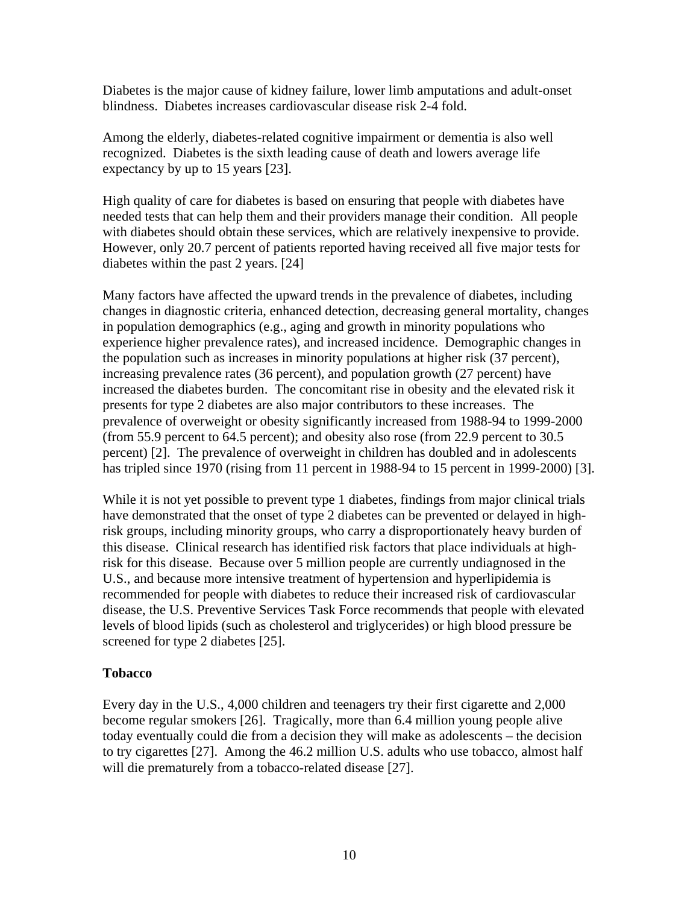Diabetes is the major cause of kidney failure, lower limb amputations and adult-onset blindness. Diabetes increases cardiovascular disease risk 2-4 fold.

Among the elderly, diabetes-related cognitive impairment or dementia is also well recognized. Diabetes is the sixth leading cause of death and lowers average life expectancy by up to 15 years [23].

High quality of care for diabetes is based on ensuring that people with diabetes have needed tests that can help them and their providers manage their condition. All people with diabetes should obtain these services, which are relatively inexpensive to provide. However, only 20.7 percent of patients reported having received all five major tests for diabetes within the past 2 years. [24]

Many factors have affected the upward trends in the prevalence of diabetes, including changes in diagnostic criteria, enhanced detection, decreasing general mortality, changes in population demographics (e.g., aging and growth in minority populations who experience higher prevalence rates), and increased incidence. Demographic changes in the population such as increases in minority populations at higher risk (37 percent), increasing prevalence rates (36 percent), and population growth (27 percent) have increased the diabetes burden. The concomitant rise in obesity and the elevated risk it presents for type 2 diabetes are also major contributors to these increases. The prevalence of overweight or obesity significantly increased from 1988-94 to 1999-2000 (from 55.9 percent to 64.5 percent); and obesity also rose (from 22.9 percent to 30.5 percent) [2]. The prevalence of overweight in children has doubled and in adolescents has tripled since 1970 (rising from 11 percent in 1988-94 to 15 percent in 1999-2000) [3].

While it is not yet possible to prevent type 1 diabetes, findings from major clinical trials have demonstrated that the onset of type 2 diabetes can be prevented or delayed in high-risk groups, including minority groups, who carry a disproportionately heavy burden of this disease. Clinical research has identified risk factors that place individuals at high-risk for this disease. Because over 5 million people are currently undiagnosed in the U.S., and because more intensive treatment of hypertension and hyperlipidemia is recommended for people with diabetes to reduce their increased risk of cardiovascular disease, the U.S. Preventive Services Task Force recommends that people with elevated levels of blood lipids (such as cholesterol and triglycerides) or high blood pressure be screened for type 2 diabetes [25].

**Tobacco**

Every day in the U.S., 4,000 children and teenagers try their first cigarette and 2,000 become regular smokers [26]. Tragically, more than 6.4 million young people alive today eventually could die from a decision they will make as adolescents – the decision to try cigarettes [27]. Among the 46.2 million U.S. adults who use tobacco, almost half will die prematurely from a tobacco-related disease [27].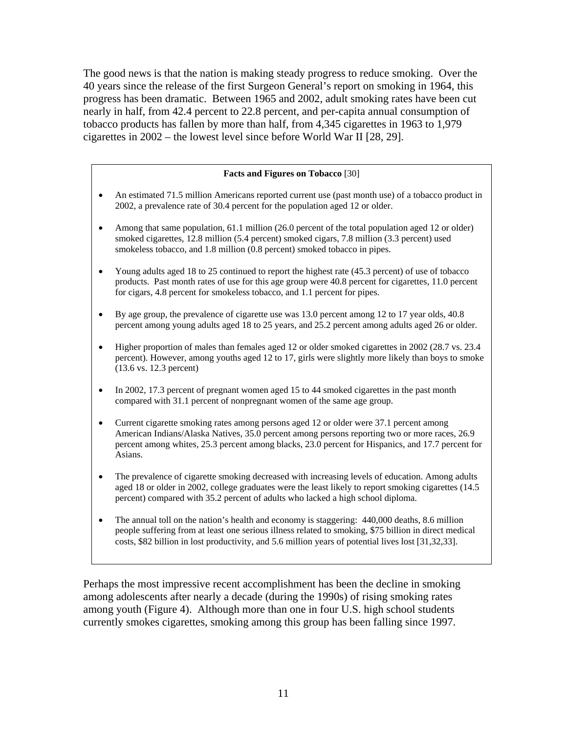The good news is that the nation is making steady progress to reduce smoking. Over the 40 years since the release of the first Surgeon General's report on smoking in 1964, this progress has been dramatic. Between 1965 and 2002, adult smoking rates have been cut nearly in half, from 42.4 percent to 22.8 percent, and per-capita annual consumption of tobacco products has fallen by more than half, from 4,345 cigarettes in 1963 to 1,979 cigarettes in 2002 – the lowest level since before World War II [28, 29].

**Facts and Figures on Tobacco** [30]

- An estimated 71.5 million Americans reported current use (past month use) of a tobacco product in 2002, a prevalence rate of 30.4 percent for the population aged 12 or older.
- Among that same population, 61.1 million (26.0 percent of the total population aged 12 or older) smoked cigarettes, 12.8 million (5.4 percent) smoked cigars, 7.8 million (3.3 percent) used smokeless tobacco, and 1.8 million (0.8 percent) smoked tobacco in pipes.
- Young adults aged 18 to 25 continued to report the highest rate (45.3 percent) of use of tobacco products. Past month rates of use for this age group were 40.8 percent for cigarettes, 11.0 percent for cigars, 4.8 percent for smokeless tobacco, and 1.1 percent for pipes.
- By age group, the prevalence of cigarette use was 13.0 percent among 12 to 17 year olds, 40.8 percent among young adults aged 18 to 25 years, and 25.2 percent among adults aged 26 or older.
- Higher proportion of males than females aged 12 or older smoked cigarettes in 2002 (28.7 vs. 23.4 percent). However, among youths aged 12 to 17, girls were slightly more likely than boys to smoke (13.6 vs. 12.3 percent)
- In 2002, 17.3 percent of pregnant women aged 15 to 44 smoked cigarettes in the past month compared with 31.1 percent of nonpregnant women of the same age group.
- Current cigarette smoking rates among persons aged 12 or older were 37.1 percent among American Indians/Alaska Natives, 35.0 percent among persons reporting two or more races, 26.9 percent among whites, 25.3 percent among blacks, 23.0 percent for Hispanics, and 17.7 percent for Asians.
- The prevalence of cigarette smoking decreased with increasing levels of education. Among adults aged 18 or older in 2002, college graduates were the least likely to report smoking cigarettes (14.5 percent) compared with 35.2 percent of adults who lacked a high school diploma.
- The annual toll on the nation's health and economy is staggering: 440,000 deaths, 8.6 million people suffering from at least one serious illness related to smoking, $75 billion in direct medical costs, $82 billion in lost productivity, and 5.6 million years of potential lives lost [31,32,33].

Perhaps the most impressive recent accomplishment has been the decline in smoking among adolescents after nearly a decade (during the 1990s) of rising smoking rates among youth (Figure 4). Although more than one in four U.S. high school students currently smokes cigarettes, smoking among this group has been falling since 1997.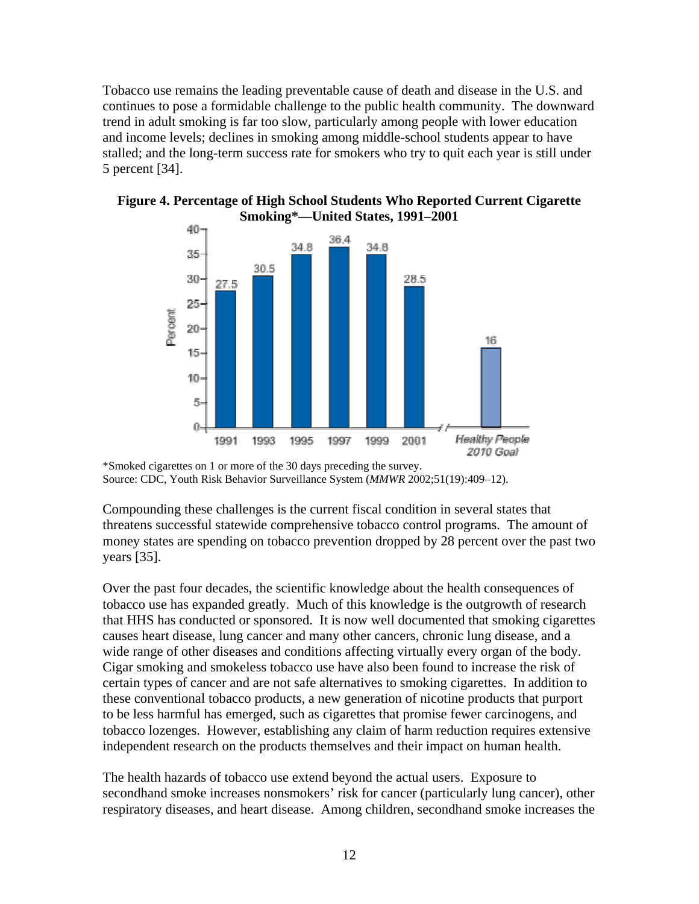Tobacco use remains the leading preventable cause of death and disease in the U.S. and continues to pose a formidable challenge to the public health community. The downward trend in adult smoking is far too slow, particularly among people with lower education and income levels; declines in smoking among middle-school students appear to have stalled; and the long-term success rate for smokers who try to quit each year is still under 5 percent [34].

**Figure 4. Percentage of High School Students Who Reported Current Cigarette Smoking*—United States, 1991–2001**

*Smoked cigarettes on 1 or more of the 30 days preceding the survey.
Source: CDC, Youth Risk Behavior Surveillance System (*MMWR* 2002;51(19):409–12).

Compounding these challenges is the current fiscal condition in several states that threatens successful statewide comprehensive tobacco control programs. The amount of money states are spending on tobacco prevention dropped by 28 percent over the past two years [35].

Over the past four decades, the scientific knowledge about the health consequences of tobacco use has expanded greatly. Much of this knowledge is the outgrowth of research that HHS has conducted or sponsored. It is now well documented that smoking cigarettes causes heart disease, lung cancer and many other cancers, chronic lung disease, and a wide range of other diseases and conditions affecting virtually every organ of the body. Cigar smoking and smokeless tobacco use have also been found to increase the risk of certain types of cancer and are not safe alternatives to smoking cigarettes. In addition to these conventional tobacco products, a new generation of nicotine products that purport to be less harmful has emerged, such as cigarettes that promise fewer carcinogens, and tobacco lozenges. However, establishing any claim of harm reduction requires extensive independent research on the products themselves and their impact on human health.

The health hazards of tobacco use extend beyond the actual users. Exposure to secondhand smoke increases nonsmokers' risk for cancer (particularly lung cancer), other respiratory diseases, and heart disease. Among children, secondhand smoke increases the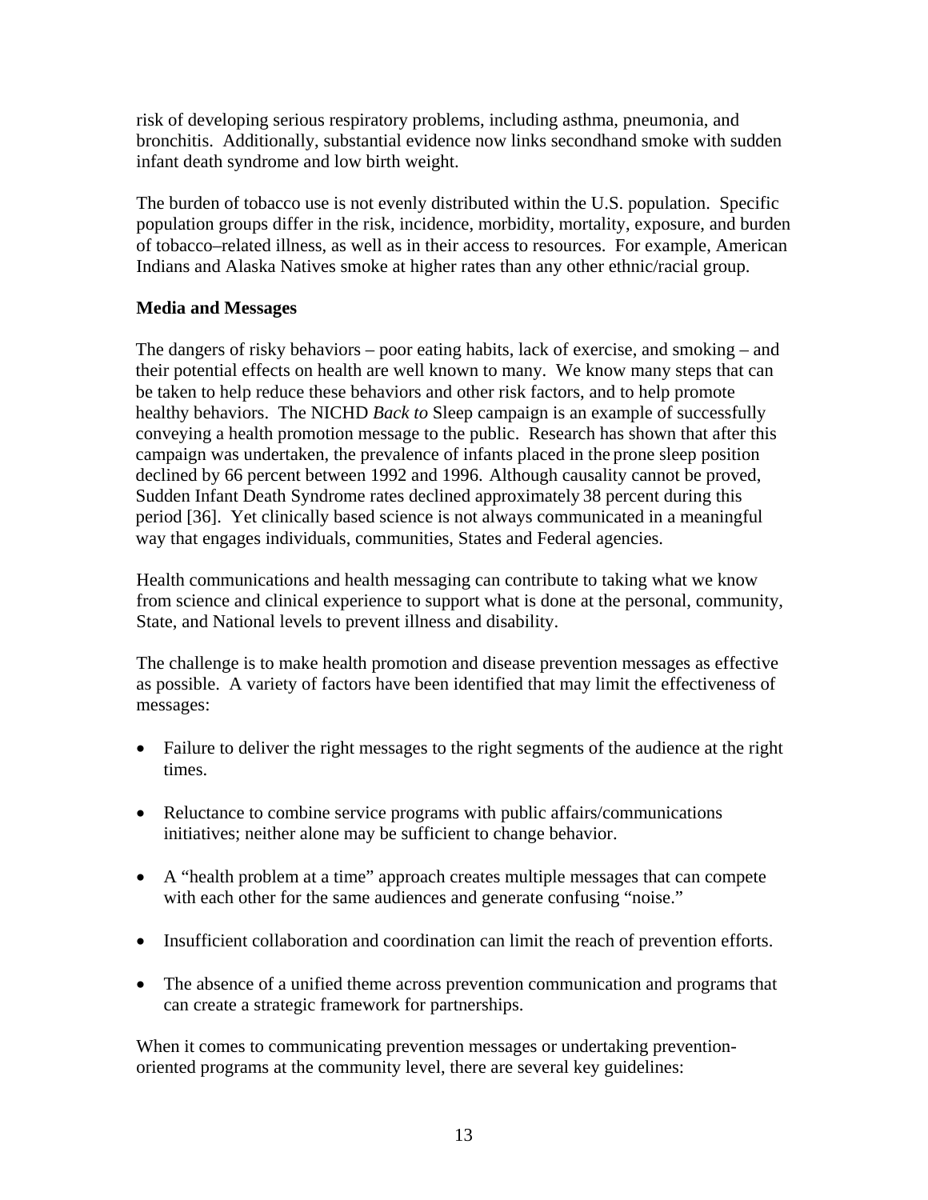risk of developing serious respiratory problems, including asthma, pneumonia, and bronchitis. Additionally, substantial evidence now links secondhand smoke with sudden infant death syndrome and low birth weight.

The burden of tobacco use is not evenly distributed within the U.S. population. Specific population groups differ in the risk, incidence, morbidity, mortality, exposure, and burden of tobacco–related illness, as well as in their access to resources. For example, American Indians and Alaska Natives smoke at higher rates than any other ethnic/racial group.

**Media and Messages**

The dangers of risky behaviors – poor eating habits, lack of exercise, and smoking – and their potential effects on health are well known to many. We know many steps that can be taken to help reduce these behaviors and other risk factors, and to help promote healthy behaviors. The NICHD *Back to* Sleep campaign is an example of successfully conveying a health promotion message to the public. Research has shown that after this campaign was undertaken, the prevalence of infants placed in the prone sleep position declined by 66 percent between 1992 and 1996. Although causality cannot be proved, Sudden Infant Death Syndrome rates declined approximately 38 percent during this period [36]. Yet clinically based science is not always communicated in a meaningful way that engages individuals, communities, States and Federal agencies.

Health communications and health messaging can contribute to taking what we know from science and clinical experience to support what is done at the personal, community, State, and National levels to prevent illness and disability.

The challenge is to make health promotion and disease prevention messages as effective as possible. A variety of factors have been identified that may limit the effectiveness of messages:

- Failure to deliver the right messages to the right segments of the audience at the right times.
- Reluctance to combine service programs with public affairs/communications initiatives; neither alone may be sufficient to change behavior.
- A "health problem at a time" approach creates multiple messages that can compete with each other for the same audiences and generate confusing "noise."
- Insufficient collaboration and coordination can limit the reach of prevention efforts.
- The absence of a unified theme across prevention communication and programs that can create a strategic framework for partnerships.

When it comes to communicating prevention messages or undertaking prevention-oriented programs at the community level, there are several key guidelines: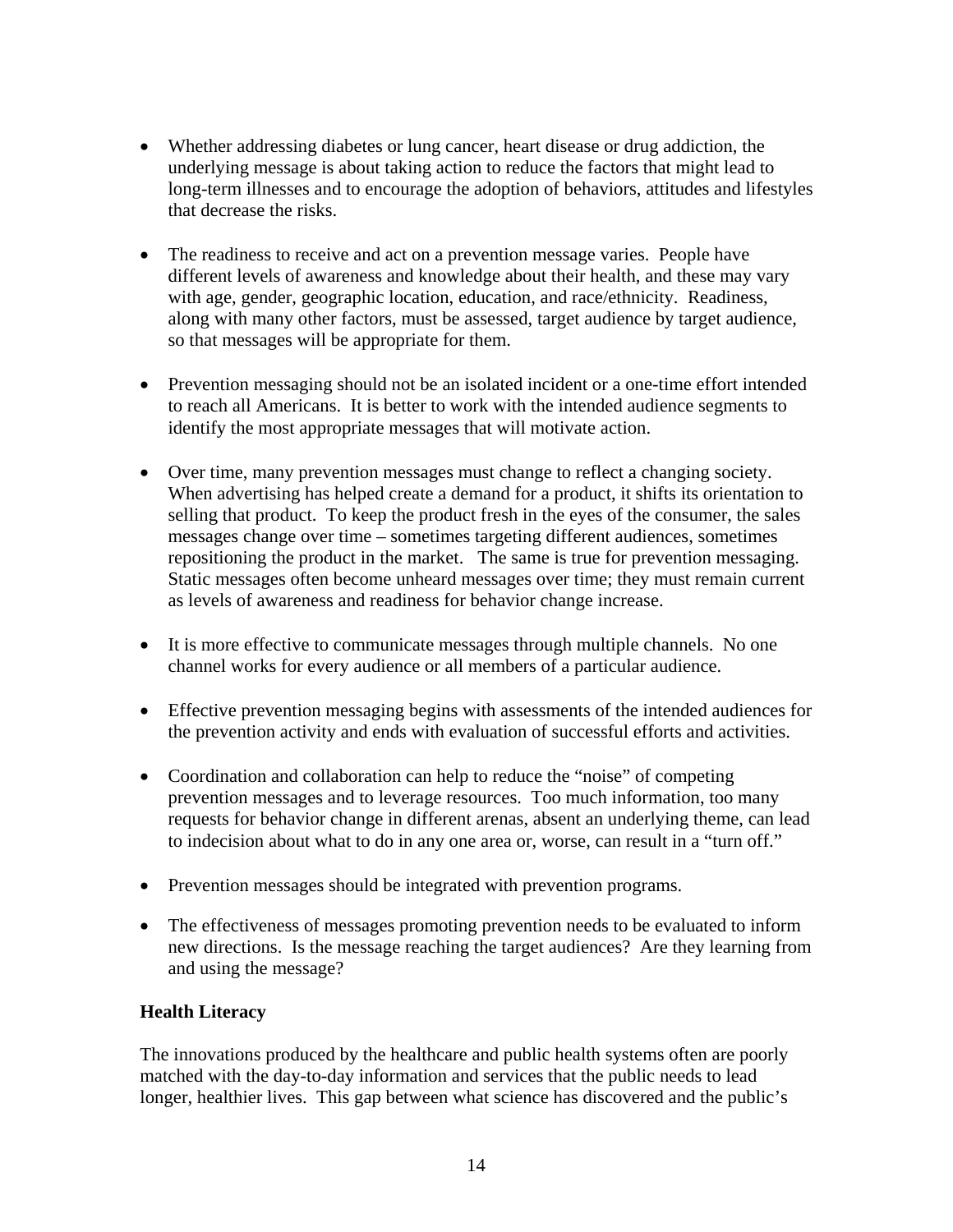- Whether addressing diabetes or lung cancer, heart disease or drug addiction, the underlying message is about taking action to reduce the factors that might lead to long-term illnesses and to encourage the adoption of behaviors, attitudes and lifestyles that decrease the risks.

- The readiness to receive and act on a prevention message varies. People have different levels of awareness and knowledge about their health, and these may vary with age, gender, geographic location, education, and race/ethnicity. Readiness, along with many other factors, must be assessed, target audience by target audience, so that messages will be appropriate for them.

- Prevention messaging should not be an isolated incident or a one-time effort intended to reach all Americans. It is better to work with the intended audience segments to identify the most appropriate messages that will motivate action.

- Over time, many prevention messages must change to reflect a changing society. When advertising has helped create a demand for a product, it shifts its orientation to selling that product. To keep the product fresh in the eyes of the consumer, the sales messages change over time – sometimes targeting different audiences, sometimes repositioning the product in the market. The same is true for prevention messaging. Static messages often become unheard messages over time; they must remain current as levels of awareness and readiness for behavior change increase.

- It is more effective to communicate messages through multiple channels. No one channel works for every audience or all members of a particular audience.

- Effective prevention messaging begins with assessments of the intended audiences for the prevention activity and ends with evaluation of successful efforts and activities.

- Coordination and collaboration can help to reduce the "noise" of competing prevention messages and to leverage resources. Too much information, too many requests for behavior change in different arenas, absent an underlying theme, can lead to indecision about what to do in any one area or, worse, can result in a "turn off."

- Prevention messages should be integrated with prevention programs.

- The effectiveness of messages promoting prevention needs to be evaluated to inform new directions. Is the message reaching the target audiences? Are they learning from and using the message?

**Health Literacy**

The innovations produced by the healthcare and public health systems often are poorly matched with the day-to-day information and services that the public needs to lead longer, healthier lives. This gap between what science has discovered and the public's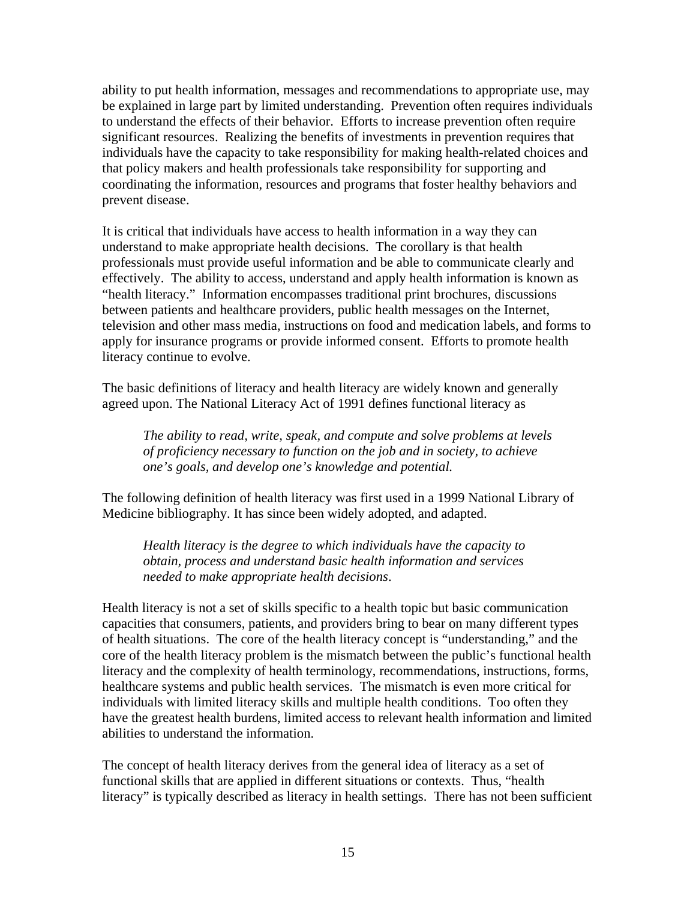ability to put health information, messages and recommendations to appropriate use, may be explained in large part by limited understanding. Prevention often requires individuals to understand the effects of their behavior. Efforts to increase prevention often require significant resources. Realizing the benefits of investments in prevention requires that individuals have the capacity to take responsibility for making health-related choices and that policy makers and health professionals take responsibility for supporting and coordinating the information, resources and programs that foster healthy behaviors and prevent disease.

It is critical that individuals have access to health information in a way they can understand to make appropriate health decisions. The corollary is that health professionals must provide useful information and be able to communicate clearly and effectively. The ability to access, understand and apply health information is known as "health literacy." Information encompasses traditional print brochures, discussions between patients and healthcare providers, public health messages on the Internet, television and other mass media, instructions on food and medication labels, and forms to apply for insurance programs or provide informed consent. Efforts to promote health literacy continue to evolve.

The basic definitions of literacy and health literacy are widely known and generally agreed upon. The National Literacy Act of 1991 defines functional literacy as

> *The ability to read, write, speak, and compute and solve problems at levels of proficiency necessary to function on the job and in society, to achieve one's goals, and develop one's knowledge and potential.*

The following definition of health literacy was first used in a 1999 National Library of Medicine bibliography. It has since been widely adopted, and adapted.

> *Health literacy is the degree to which individuals have the capacity to obtain, process and understand basic health information and services needed to make appropriate health decisions*.

Health literacy is not a set of skills specific to a health topic but basic communication capacities that consumers, patients, and providers bring to bear on many different types of health situations. The core of the health literacy concept is "understanding," and the core of the health literacy problem is the mismatch between the public's functional health literacy and the complexity of health terminology, recommendations, instructions, forms, healthcare systems and public health services. The mismatch is even more critical for individuals with limited literacy skills and multiple health conditions. Too often they have the greatest health burdens, limited access to relevant health information and limited abilities to understand the information.

The concept of health literacy derives from the general idea of literacy as a set of functional skills that are applied in different situations or contexts. Thus, "health literacy" is typically described as literacy in health settings. There has not been sufficient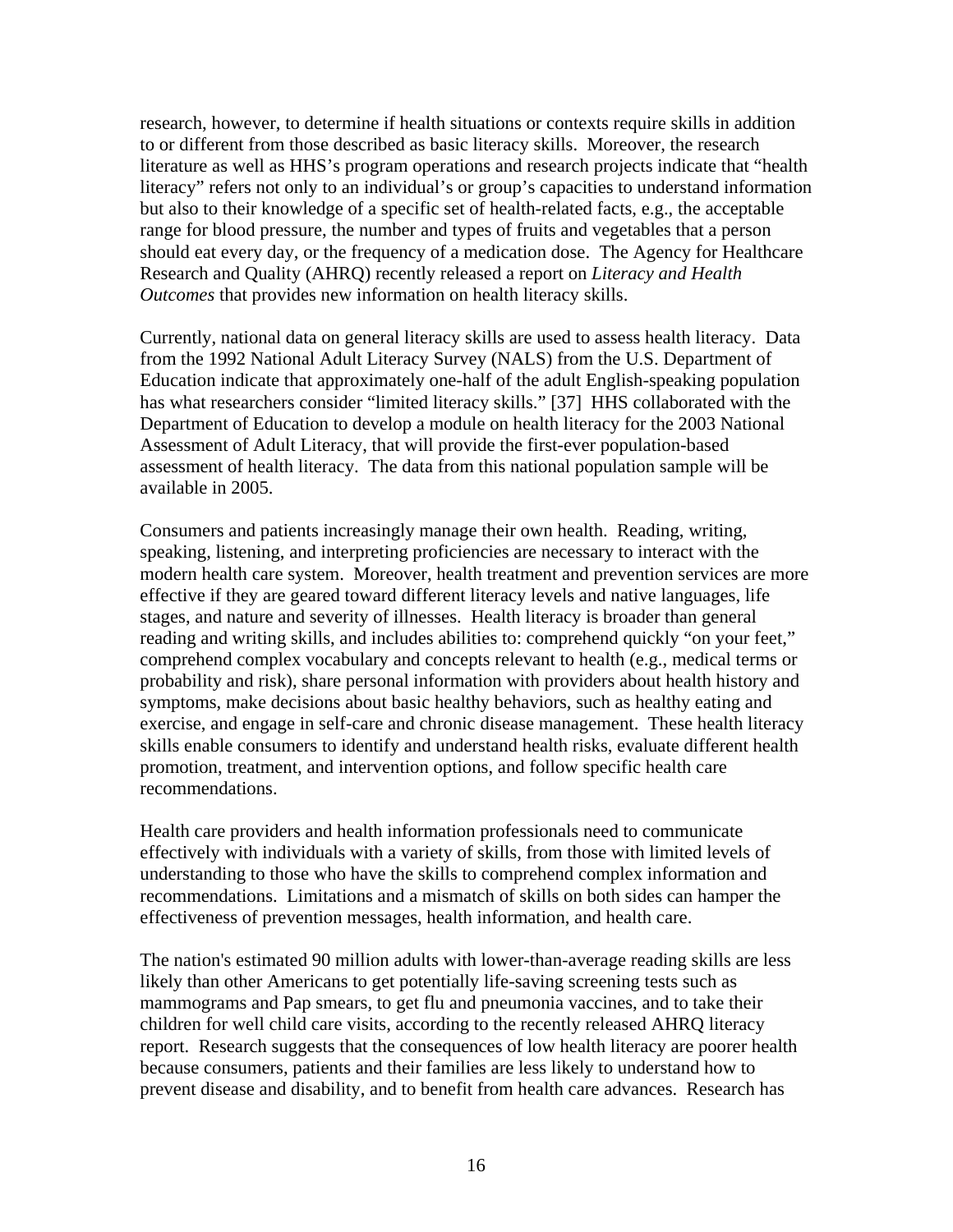research, however, to determine if health situations or contexts require skills in addition to or different from those described as basic literacy skills. Moreover, the research literature as well as HHS's program operations and research projects indicate that "health literacy" refers not only to an individual's or group's capacities to understand information but also to their knowledge of a specific set of health-related facts, e.g., the acceptable range for blood pressure, the number and types of fruits and vegetables that a person should eat every day, or the frequency of a medication dose. The Agency for Healthcare Research and Quality (AHRQ) recently released a report on *Literacy and Health Outcomes* that provides new information on health literacy skills.

Currently, national data on general literacy skills are used to assess health literacy. Data from the 1992 National Adult Literacy Survey (NALS) from the U.S. Department of Education indicate that approximately one-half of the adult English-speaking population has what researchers consider "limited literacy skills." [37] HHS collaborated with the Department of Education to develop a module on health literacy for the 2003 National Assessment of Adult Literacy, that will provide the first-ever population-based assessment of health literacy. The data from this national population sample will be available in 2005.

Consumers and patients increasingly manage their own health. Reading, writing, speaking, listening, and interpreting proficiencies are necessary to interact with the modern health care system. Moreover, health treatment and prevention services are more effective if they are geared toward different literacy levels and native languages, life stages, and nature and severity of illnesses. Health literacy is broader than general reading and writing skills, and includes abilities to: comprehend quickly "on your feet," comprehend complex vocabulary and concepts relevant to health (e.g., medical terms or probability and risk), share personal information with providers about health history and symptoms, make decisions about basic healthy behaviors, such as healthy eating and exercise, and engage in self-care and chronic disease management. These health literacy skills enable consumers to identify and understand health risks, evaluate different health promotion, treatment, and intervention options, and follow specific health care recommendations.

Health care providers and health information professionals need to communicate effectively with individuals with a variety of skills, from those with limited levels of understanding to those who have the skills to comprehend complex information and recommendations. Limitations and a mismatch of skills on both sides can hamper the effectiveness of prevention messages, health information, and health care.

The nation's estimated 90 million adults with lower-than-average reading skills are less likely than other Americans to get potentially life-saving screening tests such as mammograms and Pap smears, to get flu and pneumonia vaccines, and to take their children for well child care visits, according to the recently released AHRQ literacy report. Research suggests that the consequences of low health literacy are poorer health because consumers, patients and their families are less likely to understand how to prevent disease and disability, and to benefit from health care advances. Research has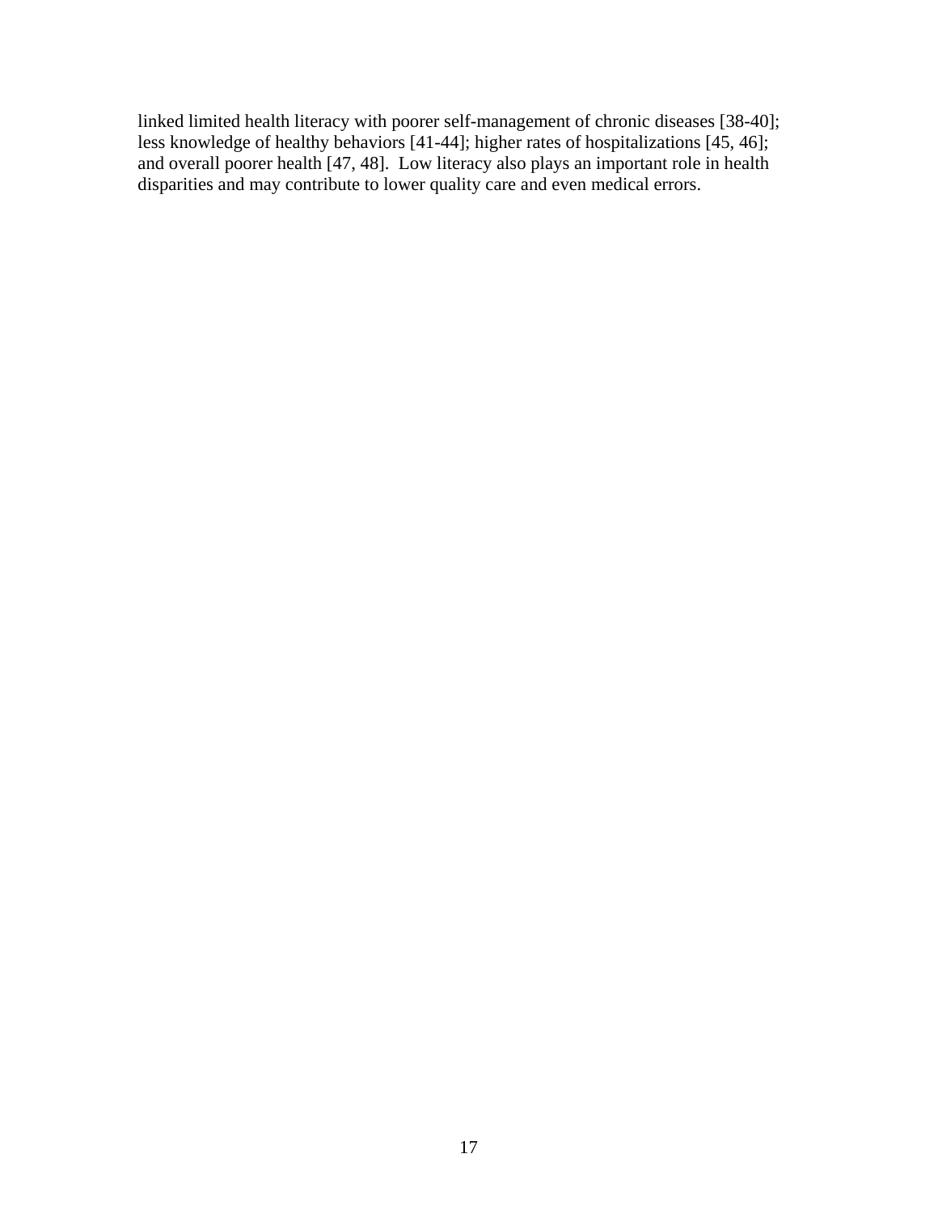linked limited health literacy with poorer self-management of chronic diseases [38-40]; less knowledge of healthy behaviors [41-44]; higher rates of hospitalizations [45, 46]; and overall poorer health [47, 48]. Low literacy also plays an important role in health disparities and may contribute to lower quality care and even medical errors.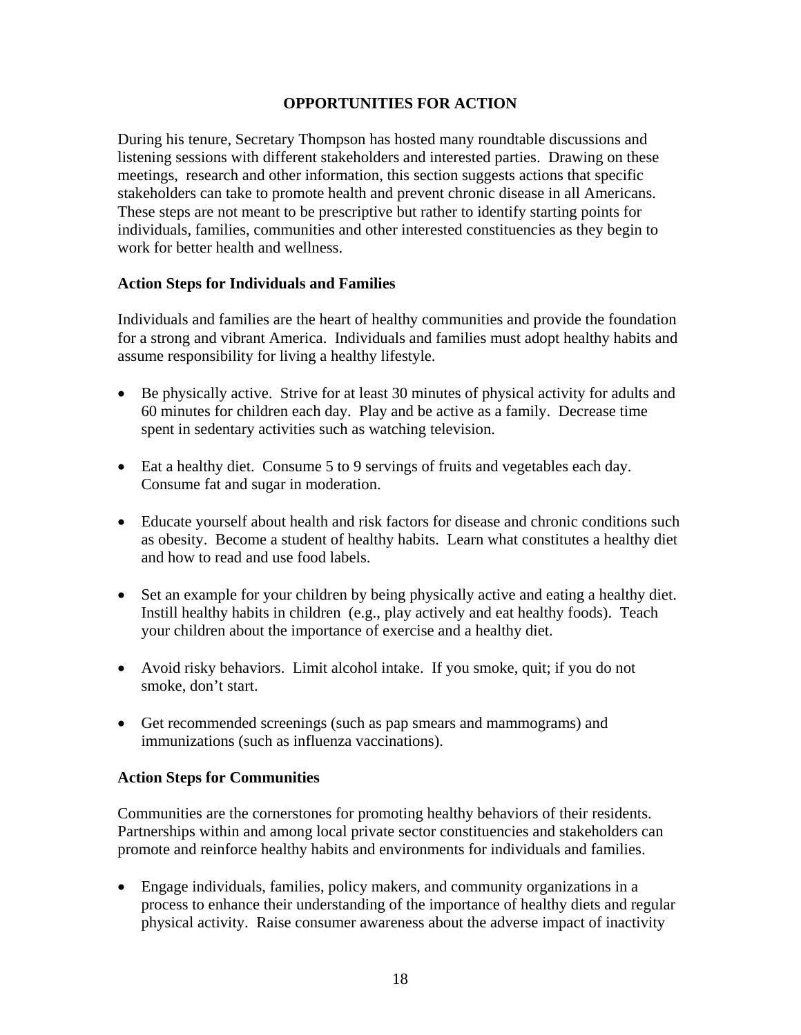## OPPORTUNITIES FOR ACTION

During his tenure, Secretary Thompson has hosted many roundtable discussions and listening sessions with different stakeholders and interested parties. Drawing on these meetings, research and other information, this section suggests actions that specific stakeholders can take to promote health and prevent chronic disease in all Americans. These steps are not meant to be prescriptive but rather to identify starting points for individuals, families, communities and other interested constituencies as they begin to work for better health and wellness.

### Action Steps for Individuals and Families

Individuals and families are the heart of healthy communities and provide the foundation for a strong and vibrant America. Individuals and families must adopt healthy habits and assume responsibility for living a healthy lifestyle.

- Be physically active. Strive for at least 30 minutes of physical activity for adults and 60 minutes for children each day. Play and be active as a family. Decrease time spent in sedentary activities such as watching television.
- Eat a healthy diet. Consume 5 to 9 servings of fruits and vegetables each day. Consume fat and sugar in moderation.
- Educate yourself about health and risk factors for disease and chronic conditions such as obesity. Become a student of healthy habits. Learn what constitutes a healthy diet and how to read and use food labels.
- Set an example for your children by being physically active and eating a healthy diet. Instill healthy habits in children (e.g., play actively and eat healthy foods). Teach your children about the importance of exercise and a healthy diet.
- Avoid risky behaviors. Limit alcohol intake. If you smoke, quit; if you do not smoke, don't start.
- Get recommended screenings (such as pap smears and mammograms) and immunizations (such as influenza vaccinations).

### Action Steps for Communities

Communities are the cornerstones for promoting healthy behaviors of their residents. Partnerships within and among local private sector constituencies and stakeholders can promote and reinforce healthy habits and environments for individuals and families.

- Engage individuals, families, policy makers, and community organizations in a process to enhance their understanding of the importance of healthy diets and regular physical activity. Raise consumer awareness about the adverse impact of inactivity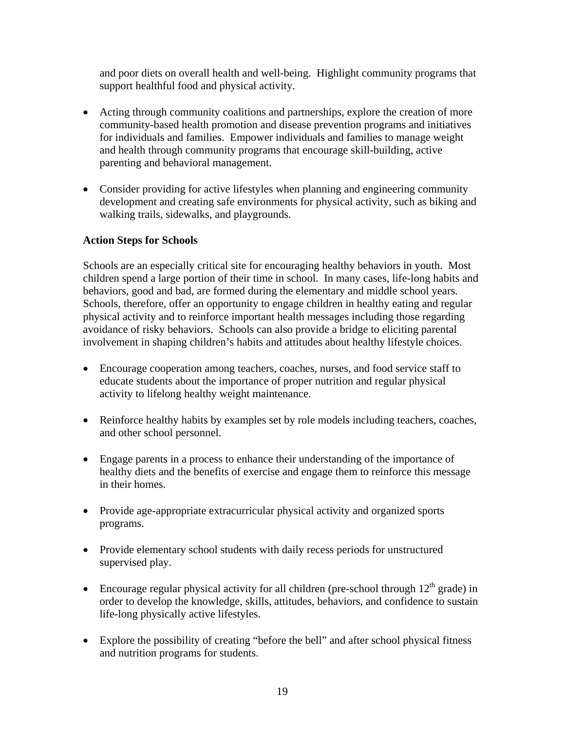and poor diets on overall health and well-being. Highlight community programs that support healthful food and physical activity.

- Acting through community coalitions and partnerships, explore the creation of more community-based health promotion and disease prevention programs and initiatives for individuals and families. Empower individuals and families to manage weight and health through community programs that encourage skill-building, active parenting and behavioral management.

- Consider providing for active lifestyles when planning and engineering community development and creating safe environments for physical activity, such as biking and walking trails, sidewalks, and playgrounds.

**Action Steps for Schools**

Schools are an especially critical site for encouraging healthy behaviors in youth. Most children spend a large portion of their time in school. In many cases, life-long habits and behaviors, good and bad, are formed during the elementary and middle school years. Schools, therefore, offer an opportunity to engage children in healthy eating and regular physical activity and to reinforce important health messages including those regarding avoidance of risky behaviors. Schools can also provide a bridge to eliciting parental involvement in shaping children's habits and attitudes about healthy lifestyle choices.

- Encourage cooperation among teachers, coaches, nurses, and food service staff to educate students about the importance of proper nutrition and regular physical activity to lifelong healthy weight maintenance.

- Reinforce healthy habits by examples set by role models including teachers, coaches, and other school personnel.

- Engage parents in a process to enhance their understanding of the importance of healthy diets and the benefits of exercise and engage them to reinforce this message in their homes.

- Provide age-appropriate extracurricular physical activity and organized sports programs.

- Provide elementary school students with daily recess periods for unstructured supervised play.

- Encourage regular physical activity for all children (pre-school through 12th grade) in order to develop the knowledge, skills, attitudes, behaviors, and confidence to sustain life-long physically active lifestyles.

- Explore the possibility of creating "before the bell" and after school physical fitness and nutrition programs for students.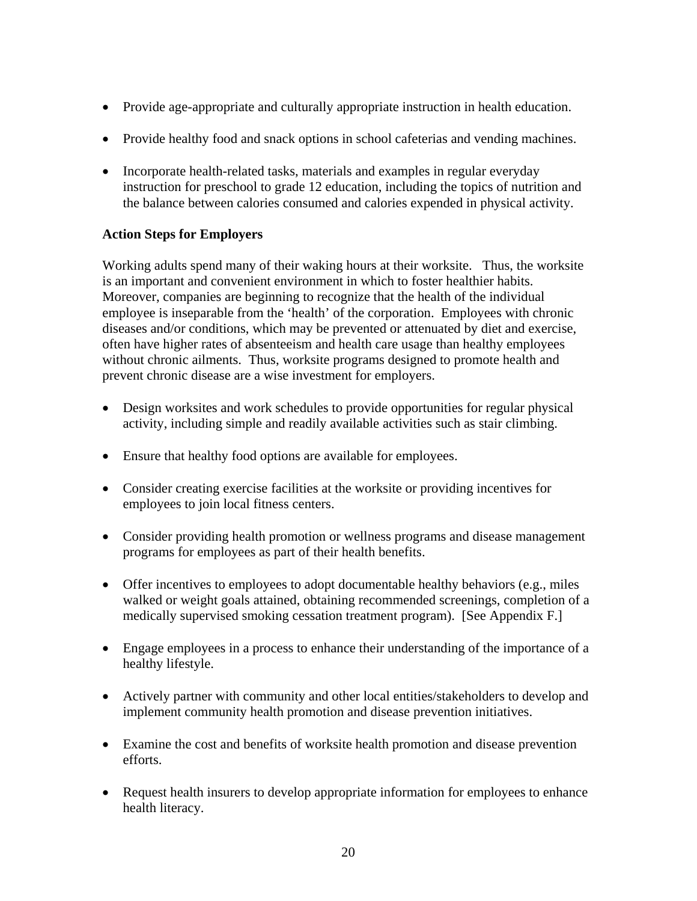- Provide age-appropriate and culturally appropriate instruction in health education.
- Provide healthy food and snack options in school cafeterias and vending machines.
- Incorporate health-related tasks, materials and examples in regular everyday instruction for preschool to grade 12 education, including the topics of nutrition and the balance between calories consumed and calories expended in physical activity.

**Action Steps for Employers**

Working adults spend many of their waking hours at their worksite. Thus, the worksite is an important and convenient environment in which to foster healthier habits. Moreover, companies are beginning to recognize that the health of the individual employee is inseparable from the 'health' of the corporation. Employees with chronic diseases and/or conditions, which may be prevented or attenuated by diet and exercise, often have higher rates of absenteeism and health care usage than healthy employees without chronic ailments. Thus, worksite programs designed to promote health and prevent chronic disease are a wise investment for employers.

- Design worksites and work schedules to provide opportunities for regular physical activity, including simple and readily available activities such as stair climbing.
- Ensure that healthy food options are available for employees.
- Consider creating exercise facilities at the worksite or providing incentives for employees to join local fitness centers.
- Consider providing health promotion or wellness programs and disease management programs for employees as part of their health benefits.
- Offer incentives to employees to adopt documentable healthy behaviors (e.g., miles walked or weight goals attained, obtaining recommended screenings, completion of a medically supervised smoking cessation treatment program). [See Appendix F.]
- Engage employees in a process to enhance their understanding of the importance of a healthy lifestyle.
- Actively partner with community and other local entities/stakeholders to develop and implement community health promotion and disease prevention initiatives.
- Examine the cost and benefits of worksite health promotion and disease prevention efforts.
- Request health insurers to develop appropriate information for employees to enhance health literacy.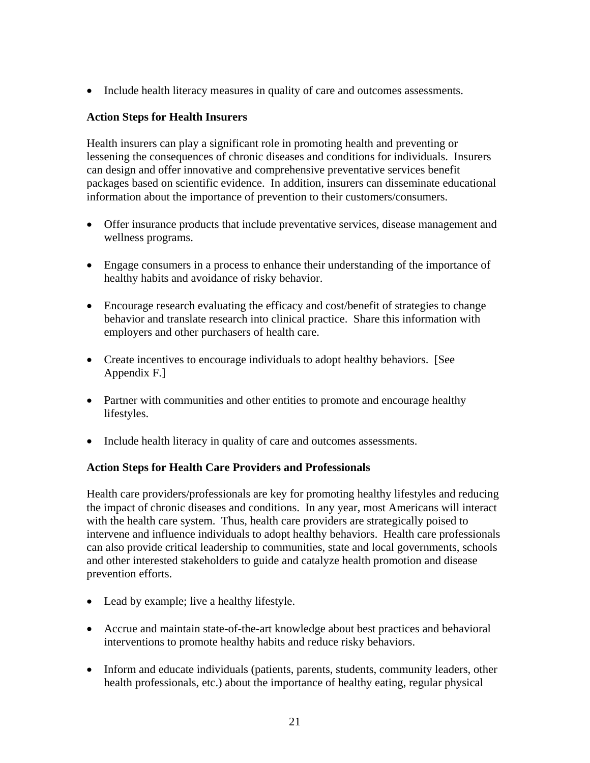- Include health literacy measures in quality of care and outcomes assessments.

**Action Steps for Health Insurers**

Health insurers can play a significant role in promoting health and preventing or lessening the consequences of chronic diseases and conditions for individuals. Insurers can design and offer innovative and comprehensive preventative services benefit packages based on scientific evidence. In addition, insurers can disseminate educational information about the importance of prevention to their customers/consumers.

- Offer insurance products that include preventative services, disease management and wellness programs.

- Engage consumers in a process to enhance their understanding of the importance of healthy habits and avoidance of risky behavior.

- Encourage research evaluating the efficacy and cost/benefit of strategies to change behavior and translate research into clinical practice. Share this information with employers and other purchasers of health care.

- Create incentives to encourage individuals to adopt healthy behaviors. [See Appendix F.]

- Partner with communities and other entities to promote and encourage healthy lifestyles.

- Include health literacy in quality of care and outcomes assessments.

**Action Steps for Health Care Providers and Professionals**

Health care providers/professionals are key for promoting healthy lifestyles and reducing the impact of chronic diseases and conditions. In any year, most Americans will interact with the health care system. Thus, health care providers are strategically poised to intervene and influence individuals to adopt healthy behaviors. Health care professionals can also provide critical leadership to communities, state and local governments, schools and other interested stakeholders to guide and catalyze health promotion and disease prevention efforts.

- Lead by example; live a healthy lifestyle.

- Accrue and maintain state-of-the-art knowledge about best practices and behavioral interventions to promote healthy habits and reduce risky behaviors.

- Inform and educate individuals (patients, parents, students, community leaders, other health professionals, etc.) about the importance of healthy eating, regular physical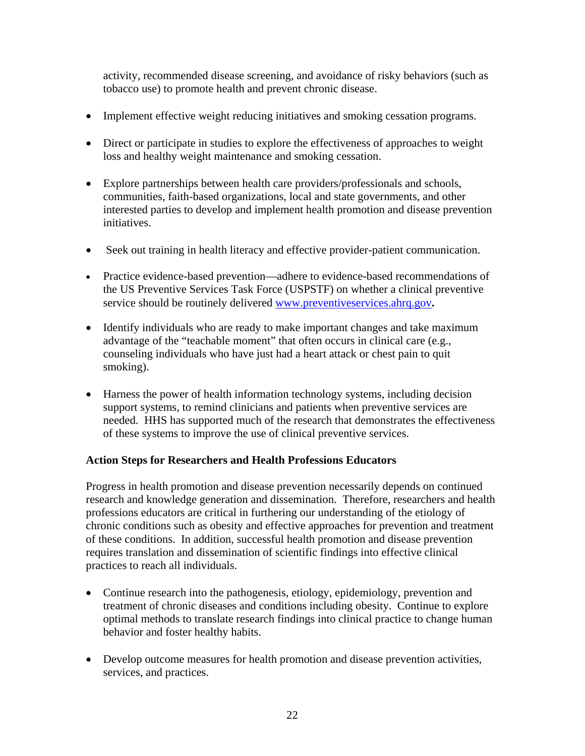activity, recommended disease screening, and avoidance of risky behaviors (such as tobacco use) to promote health and prevent chronic disease.

- Implement effective weight reducing initiatives and smoking cessation programs.
- Direct or participate in studies to explore the effectiveness of approaches to weight loss and healthy weight maintenance and smoking cessation.
- Explore partnerships between health care providers/professionals and schools, communities, faith-based organizations, local and state governments, and other interested parties to develop and implement health promotion and disease prevention initiatives.
- Seek out training in health literacy and effective provider-patient communication.
- Practice evidence-based prevention—adhere to evidence-based recommendations of the US Preventive Services Task Force (USPSTF) on whether a clinical preventive service should be routinely delivered [www.preventiveservices.ahrq.gov](http://www.preventiveservices.ahrq.gov)**.**
- Identify individuals who are ready to make important changes and take maximum advantage of the "teachable moment" that often occurs in clinical care (e.g., counseling individuals who have just had a heart attack or chest pain to quit smoking).
- Harness the power of health information technology systems, including decision support systems, to remind clinicians and patients when preventive services are needed. HHS has supported much of the research that demonstrates the effectiveness of these systems to improve the use of clinical preventive services.

### Action Steps for Researchers and Health Professions Educators

Progress in health promotion and disease prevention necessarily depends on continued research and knowledge generation and dissemination. Therefore, researchers and health professions educators are critical in furthering our understanding of the etiology of chronic conditions such as obesity and effective approaches for prevention and treatment of these conditions. In addition, successful health promotion and disease prevention requires translation and dissemination of scientific findings into effective clinical practices to reach all individuals.

- Continue research into the pathogenesis, etiology, epidemiology, prevention and treatment of chronic diseases and conditions including obesity. Continue to explore optimal methods to translate research findings into clinical practice to change human behavior and foster healthy habits.
- Develop outcome measures for health promotion and disease prevention activities, services, and practices.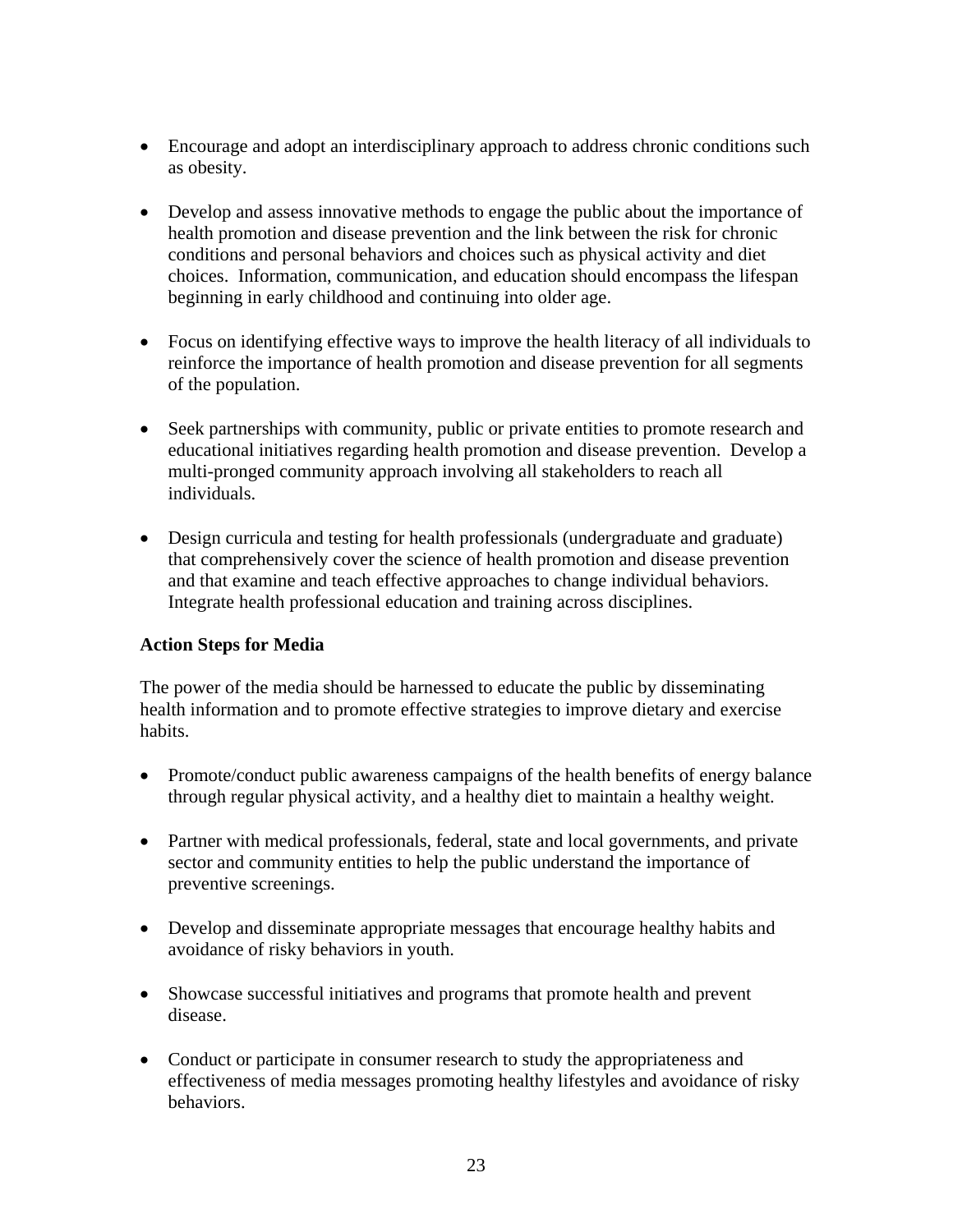- Encourage and adopt an interdisciplinary approach to address chronic conditions such as obesity.

- Develop and assess innovative methods to engage the public about the importance of health promotion and disease prevention and the link between the risk for chronic conditions and personal behaviors and choices such as physical activity and diet choices. Information, communication, and education should encompass the lifespan beginning in early childhood and continuing into older age.

- Focus on identifying effective ways to improve the health literacy of all individuals to reinforce the importance of health promotion and disease prevention for all segments of the population.

- Seek partnerships with community, public or private entities to promote research and educational initiatives regarding health promotion and disease prevention. Develop a multi-pronged community approach involving all stakeholders to reach all individuals.

- Design curricula and testing for health professionals (undergraduate and graduate) that comprehensively cover the science of health promotion and disease prevention and that examine and teach effective approaches to change individual behaviors. Integrate health professional education and training across disciplines.

**Action Steps for Media**

The power of the media should be harnessed to educate the public by disseminating health information and to promote effective strategies to improve dietary and exercise habits.

- Promote/conduct public awareness campaigns of the health benefits of energy balance through regular physical activity, and a healthy diet to maintain a healthy weight.

- Partner with medical professionals, federal, state and local governments, and private sector and community entities to help the public understand the importance of preventive screenings.

- Develop and disseminate appropriate messages that encourage healthy habits and avoidance of risky behaviors in youth.

- Showcase successful initiatives and programs that promote health and prevent disease.

- Conduct or participate in consumer research to study the appropriateness and effectiveness of media messages promoting healthy lifestyles and avoidance of risky behaviors.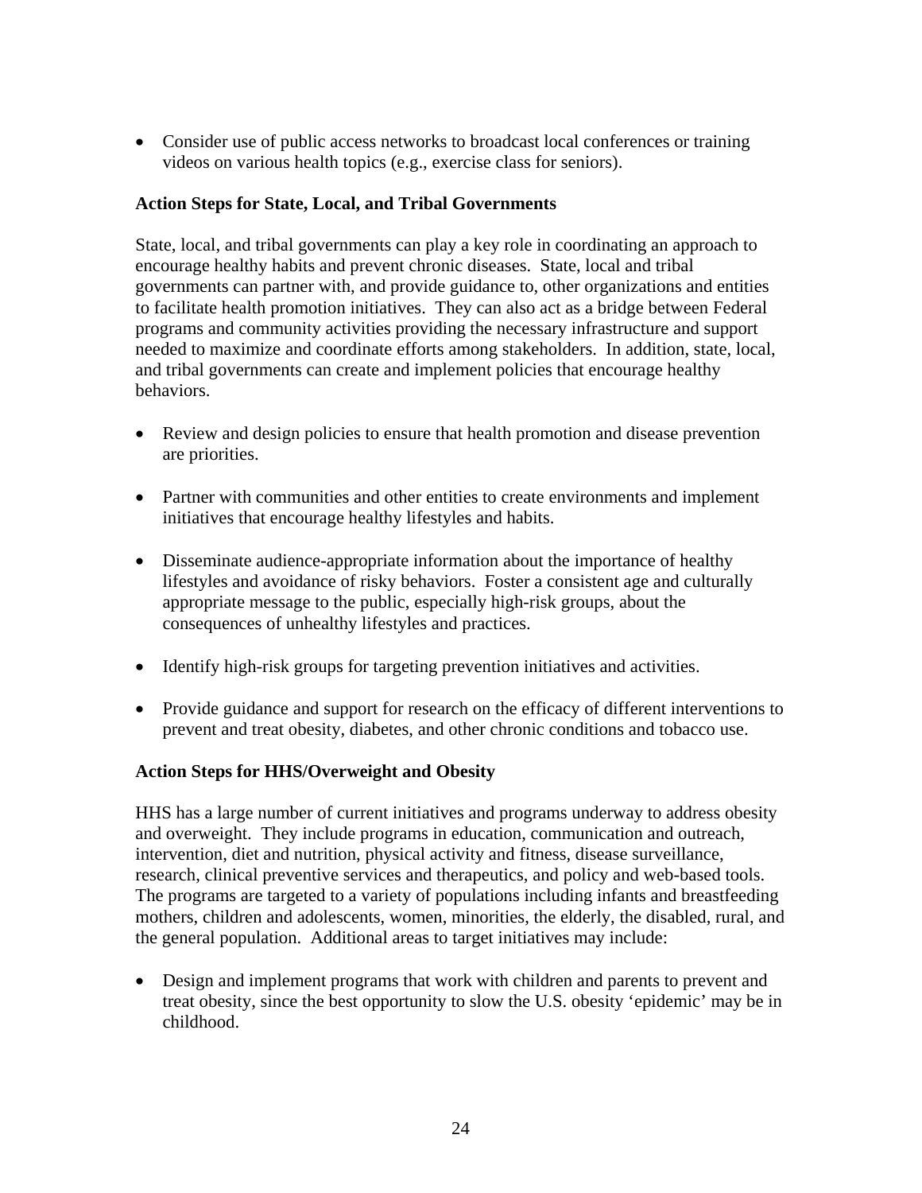- Consider use of public access networks to broadcast local conferences or training videos on various health topics (e.g., exercise class for seniors).

**Action Steps for State, Local, and Tribal Governments**

State, local, and tribal governments can play a key role in coordinating an approach to encourage healthy habits and prevent chronic diseases. State, local and tribal governments can partner with, and provide guidance to, other organizations and entities to facilitate health promotion initiatives. They can also act as a bridge between Federal programs and community activities providing the necessary infrastructure and support needed to maximize and coordinate efforts among stakeholders. In addition, state, local, and tribal governments can create and implement policies that encourage healthy behaviors.

- Review and design policies to ensure that health promotion and disease prevention are priorities.

- Partner with communities and other entities to create environments and implement initiatives that encourage healthy lifestyles and habits.

- Disseminate audience-appropriate information about the importance of healthy lifestyles and avoidance of risky behaviors. Foster a consistent age and culturally appropriate message to the public, especially high-risk groups, about the consequences of unhealthy lifestyles and practices.

- Identify high-risk groups for targeting prevention initiatives and activities.

- Provide guidance and support for research on the efficacy of different interventions to prevent and treat obesity, diabetes, and other chronic conditions and tobacco use.

**Action Steps for HHS/Overweight and Obesity**

HHS has a large number of current initiatives and programs underway to address obesity and overweight. They include programs in education, communication and outreach, intervention, diet and nutrition, physical activity and fitness, disease surveillance, research, clinical preventive services and therapeutics, and policy and web-based tools. The programs are targeted to a variety of populations including infants and breastfeeding mothers, children and adolescents, women, minorities, the elderly, the disabled, rural, and the general population. Additional areas to target initiatives may include:

- Design and implement programs that work with children and parents to prevent and treat obesity, since the best opportunity to slow the U.S. obesity 'epidemic' may be in childhood.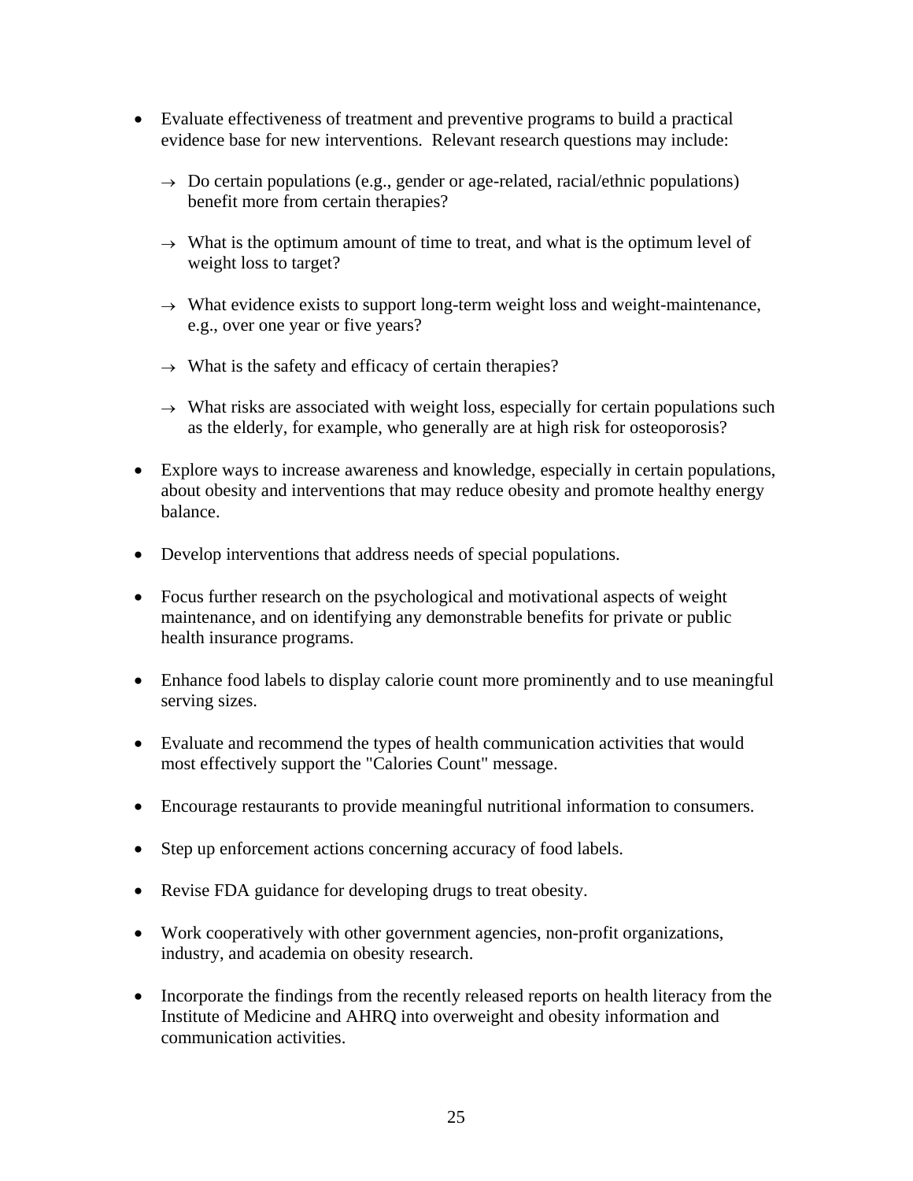- Evaluate effectiveness of treatment and preventive programs to build a practical evidence base for new interventions. Relevant research questions may include:

  → Do certain populations (e.g., gender or age-related, racial/ethnic populations) benefit more from certain therapies?

  → What is the optimum amount of time to treat, and what is the optimum level of weight loss to target?

  → What evidence exists to support long-term weight loss and weight-maintenance, e.g., over one year or five years?

  → What is the safety and efficacy of certain therapies?

  → What risks are associated with weight loss, especially for certain populations such as the elderly, for example, who generally are at high risk for osteoporosis?

- Explore ways to increase awareness and knowledge, especially in certain populations, about obesity and interventions that may reduce obesity and promote healthy energy balance.

- Develop interventions that address needs of special populations.

- Focus further research on the psychological and motivational aspects of weight maintenance, and on identifying any demonstrable benefits for private or public health insurance programs.

- Enhance food labels to display calorie count more prominently and to use meaningful serving sizes.

- Evaluate and recommend the types of health communication activities that would most effectively support the "Calories Count" message.

- Encourage restaurants to provide meaningful nutritional information to consumers.

- Step up enforcement actions concerning accuracy of food labels.

- Revise FDA guidance for developing drugs to treat obesity.

- Work cooperatively with other government agencies, non-profit organizations, industry, and academia on obesity research.

- Incorporate the findings from the recently released reports on health literacy from the Institute of Medicine and AHRQ into overweight and obesity information and communication activities.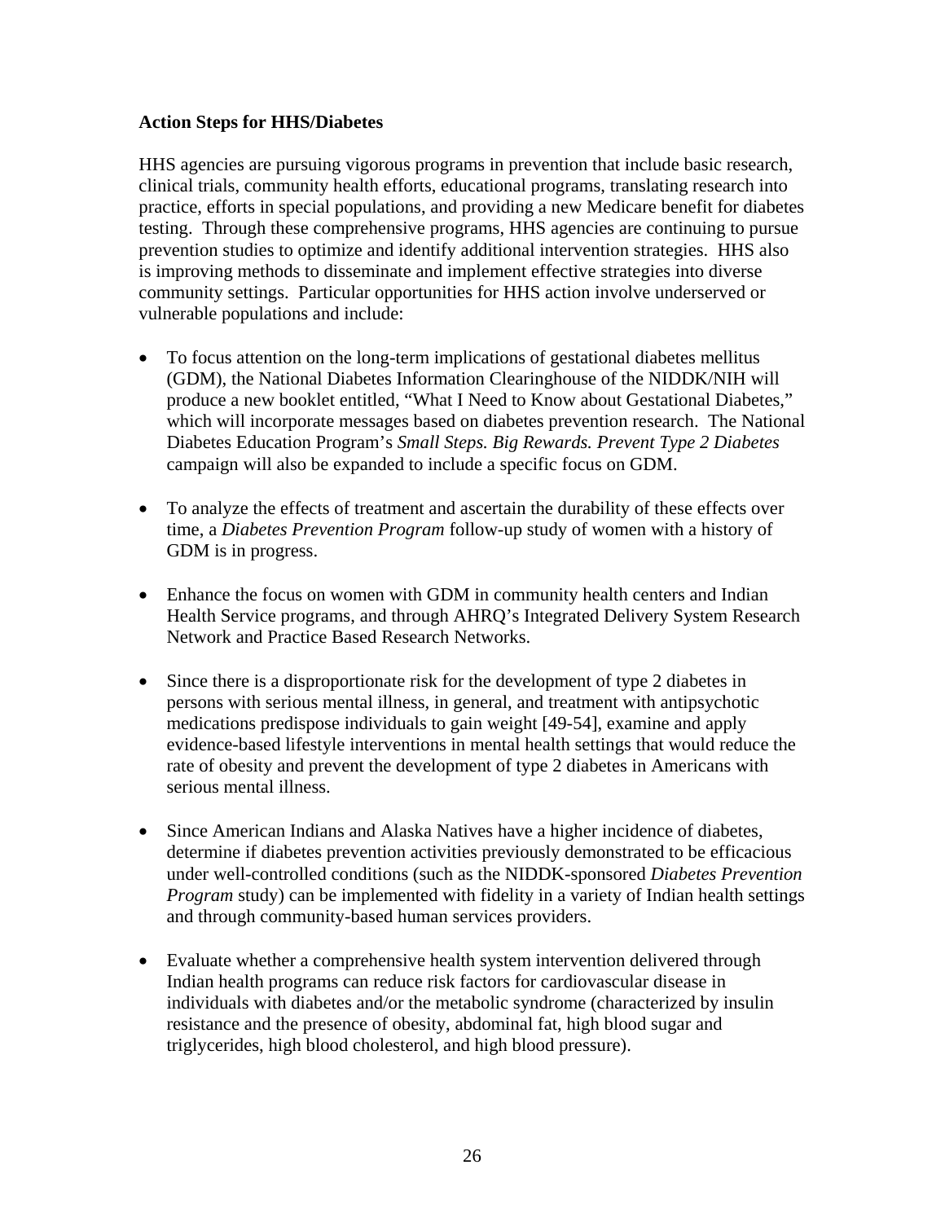**Action Steps for HHS/Diabetes**

HHS agencies are pursuing vigorous programs in prevention that include basic research, clinical trials, community health efforts, educational programs, translating research into practice, efforts in special populations, and providing a new Medicare benefit for diabetes testing. Through these comprehensive programs, HHS agencies are continuing to pursue prevention studies to optimize and identify additional intervention strategies. HHS also is improving methods to disseminate and implement effective strategies into diverse community settings. Particular opportunities for HHS action involve underserved or vulnerable populations and include:

- To focus attention on the long-term implications of gestational diabetes mellitus (GDM), the National Diabetes Information Clearinghouse of the NIDDK/NIH will produce a new booklet entitled, "What I Need to Know about Gestational Diabetes," which will incorporate messages based on diabetes prevention research. The National Diabetes Education Program's *Small Steps. Big Rewards. Prevent Type 2 Diabetes* campaign will also be expanded to include a specific focus on GDM.

- To analyze the effects of treatment and ascertain the durability of these effects over time, a *Diabetes Prevention Program* follow-up study of women with a history of GDM is in progress.

- Enhance the focus on women with GDM in community health centers and Indian Health Service programs, and through AHRQ's Integrated Delivery System Research Network and Practice Based Research Networks.

- Since there is a disproportionate risk for the development of type 2 diabetes in persons with serious mental illness, in general, and treatment with antipsychotic medications predispose individuals to gain weight [49-54], examine and apply evidence-based lifestyle interventions in mental health settings that would reduce the rate of obesity and prevent the development of type 2 diabetes in Americans with serious mental illness.

- Since American Indians and Alaska Natives have a higher incidence of diabetes, determine if diabetes prevention activities previously demonstrated to be efficacious under well-controlled conditions (such as the NIDDK-sponsored *Diabetes Prevention Program* study) can be implemented with fidelity in a variety of Indian health settings and through community-based human services providers.

- Evaluate whether a comprehensive health system intervention delivered through Indian health programs can reduce risk factors for cardiovascular disease in individuals with diabetes and/or the metabolic syndrome (characterized by insulin resistance and the presence of obesity, abdominal fat, high blood sugar and triglycerides, high blood cholesterol, and high blood pressure).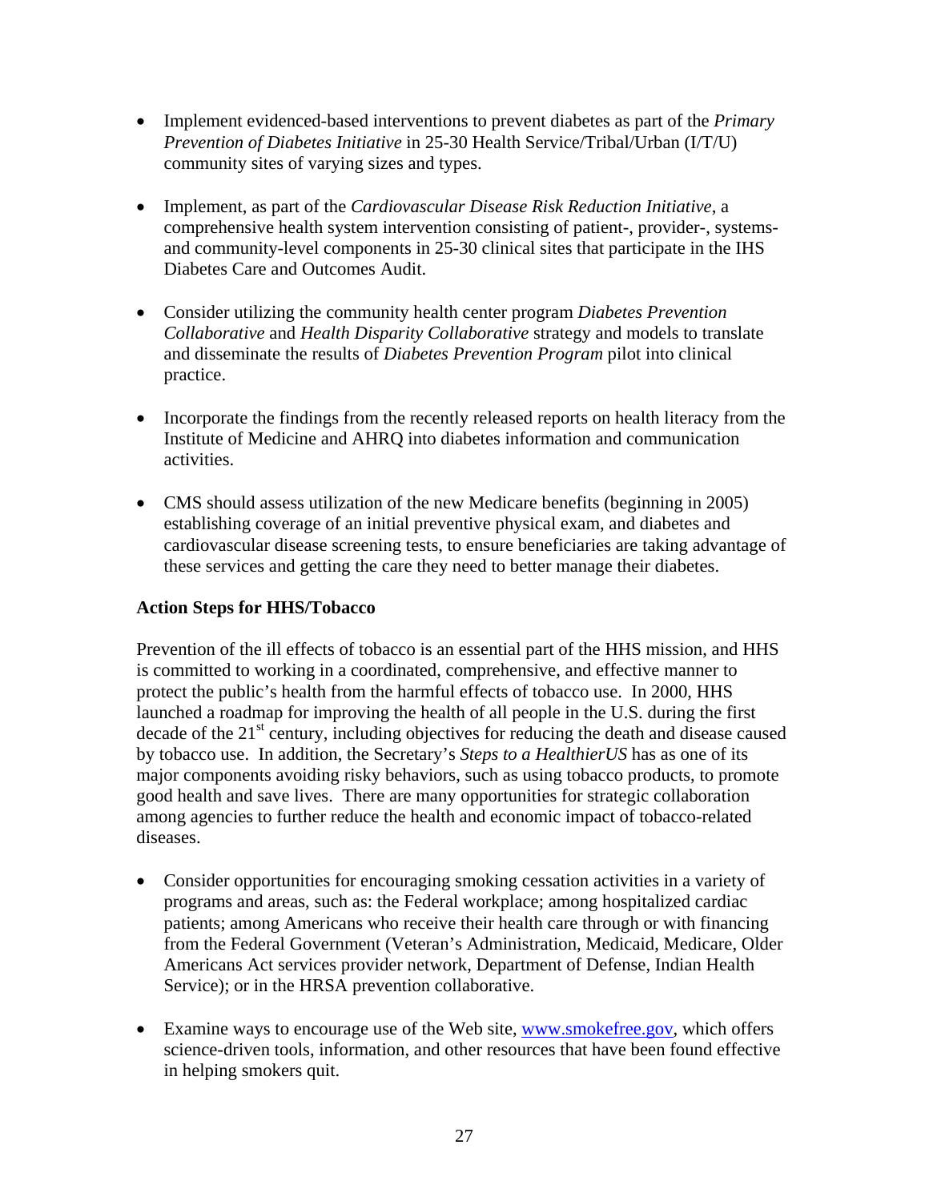- Implement evidenced-based interventions to prevent diabetes as part of the *Primary Prevention of Diabetes Initiative* in 25-30 Health Service/Tribal/Urban (I/T/U) community sites of varying sizes and types.

- Implement, as part of the *Cardiovascular Disease Risk Reduction Initiative*, a comprehensive health system intervention consisting of patient-, provider-, systems- and community-level components in 25-30 clinical sites that participate in the IHS Diabetes Care and Outcomes Audit.

- Consider utilizing the community health center program *Diabetes Prevention Collaborative* and *Health Disparity Collaborative* strategy and models to translate and disseminate the results of *Diabetes Prevention Program* pilot into clinical practice.

- Incorporate the findings from the recently released reports on health literacy from the Institute of Medicine and AHRQ into diabetes information and communication activities.

- CMS should assess utilization of the new Medicare benefits (beginning in 2005) establishing coverage of an initial preventive physical exam, and diabetes and cardiovascular disease screening tests, to ensure beneficiaries are taking advantage of these services and getting the care they need to better manage their diabetes.

**Action Steps for HHS/Tobacco**

Prevention of the ill effects of tobacco is an essential part of the HHS mission, and HHS is committed to working in a coordinated, comprehensive, and effective manner to protect the public's health from the harmful effects of tobacco use. In 2000, HHS launched a roadmap for improving the health of all people in the U.S. during the first decade of the 21st century, including objectives for reducing the death and disease caused by tobacco use. In addition, the Secretary's *Steps to a HealthierUS* has as one of its major components avoiding risky behaviors, such as using tobacco products, to promote good health and save lives. There are many opportunities for strategic collaboration among agencies to further reduce the health and economic impact of tobacco-related diseases.

- Consider opportunities for encouraging smoking cessation activities in a variety of programs and areas, such as: the Federal workplace; among hospitalized cardiac patients; among Americans who receive their health care through or with financing from the Federal Government (Veteran's Administration, Medicaid, Medicare, Older Americans Act services provider network, Department of Defense, Indian Health Service); or in the HRSA prevention collaborative.

- Examine ways to encourage use of the Web site, www.smokefree.gov, which offers science-driven tools, information, and other resources that have been found effective in helping smokers quit.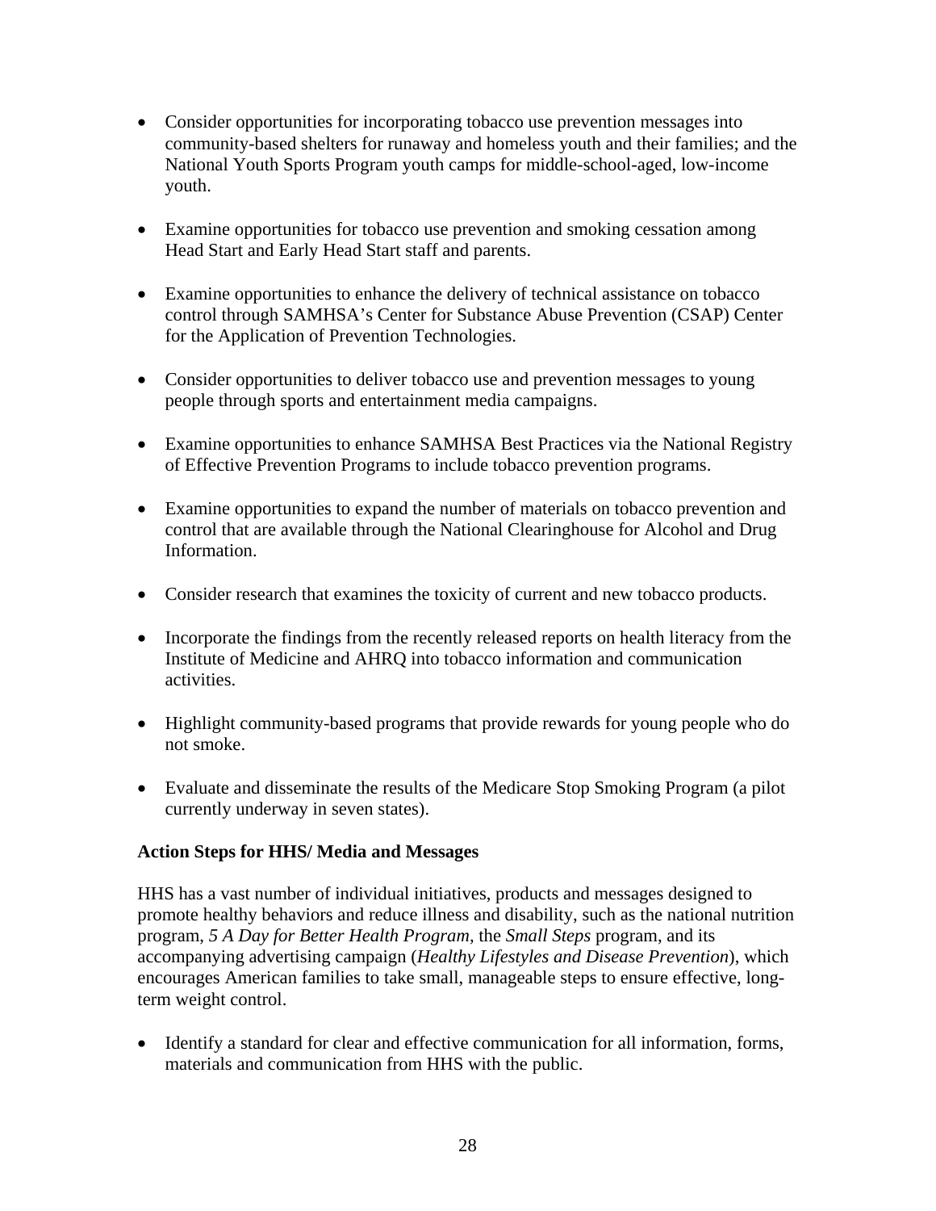- Consider opportunities for incorporating tobacco use prevention messages into community-based shelters for runaway and homeless youth and their families; and the National Youth Sports Program youth camps for middle-school-aged, low-income youth.

- Examine opportunities for tobacco use prevention and smoking cessation among Head Start and Early Head Start staff and parents.

- Examine opportunities to enhance the delivery of technical assistance on tobacco control through SAMHSA's Center for Substance Abuse Prevention (CSAP) Center for the Application of Prevention Technologies.

- Consider opportunities to deliver tobacco use and prevention messages to young people through sports and entertainment media campaigns.

- Examine opportunities to enhance SAMHSA Best Practices via the National Registry of Effective Prevention Programs to include tobacco prevention programs.

- Examine opportunities to expand the number of materials on tobacco prevention and control that are available through the National Clearinghouse for Alcohol and Drug Information.

- Consider research that examines the toxicity of current and new tobacco products.

- Incorporate the findings from the recently released reports on health literacy from the Institute of Medicine and AHRQ into tobacco information and communication activities.

- Highlight community-based programs that provide rewards for young people who do not smoke.

- Evaluate and disseminate the results of the Medicare Stop Smoking Program (a pilot currently underway in seven states).

**Action Steps for HHS/ Media and Messages**

HHS has a vast number of individual initiatives, products and messages designed to promote healthy behaviors and reduce illness and disability, such as the national nutrition program, *5 A Day for Better Health Program*, the *Small Steps* program, and its accompanying advertising campaign (*Healthy Lifestyles and Disease Prevention*), which encourages American families to take small, manageable steps to ensure effective, long-term weight control.

- Identify a standard for clear and effective communication for all information, forms, materials and communication from HHS with the public.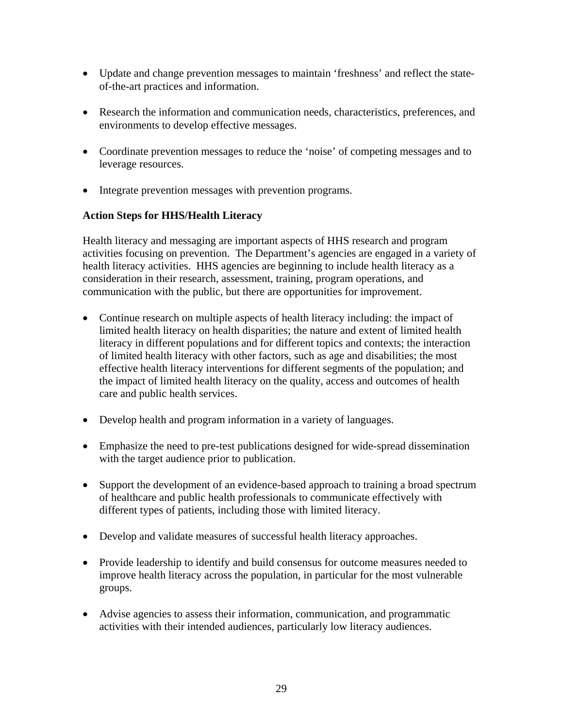- Update and change prevention messages to maintain 'freshness' and reflect the state-of-the-art practices and information.

- Research the information and communication needs, characteristics, preferences, and environments to develop effective messages.

- Coordinate prevention messages to reduce the 'noise' of competing messages and to leverage resources.

- Integrate prevention messages with prevention programs.

**Action Steps for HHS/Health Literacy**

Health literacy and messaging are important aspects of HHS research and program activities focusing on prevention. The Department's agencies are engaged in a variety of health literacy activities. HHS agencies are beginning to include health literacy as a consideration in their research, assessment, training, program operations, and communication with the public, but there are opportunities for improvement.

- Continue research on multiple aspects of health literacy including: the impact of limited health literacy on health disparities; the nature and extent of limited health literacy in different populations and for different topics and contexts; the interaction of limited health literacy with other factors, such as age and disabilities; the most effective health literacy interventions for different segments of the population; and the impact of limited health literacy on the quality, access and outcomes of health care and public health services.

- Develop health and program information in a variety of languages.

- Emphasize the need to pre-test publications designed for wide-spread dissemination with the target audience prior to publication.

- Support the development of an evidence-based approach to training a broad spectrum of healthcare and public health professionals to communicate effectively with different types of patients, including those with limited literacy.

- Develop and validate measures of successful health literacy approaches.

- Provide leadership to identify and build consensus for outcome measures needed to improve health literacy across the population, in particular for the most vulnerable groups.

- Advise agencies to assess their information, communication, and programmatic activities with their intended audiences, particularly low literacy audiences.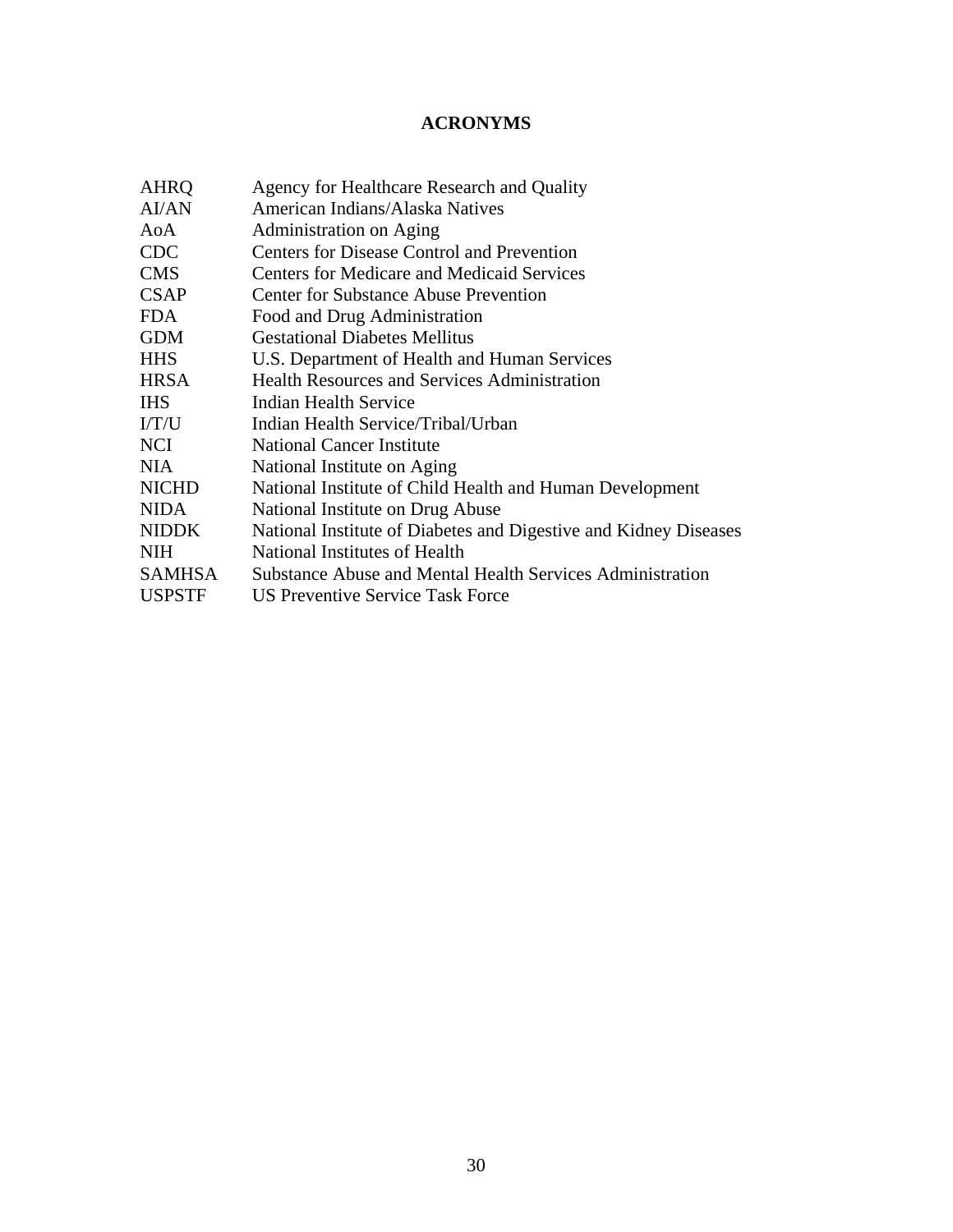# ACRONYMS

| | |
|---|---|
| AHRQ | Agency for Healthcare Research and Quality |
| AI/AN | American Indians/Alaska Natives |
| AoA | Administration on Aging |
| CDC | Centers for Disease Control and Prevention |
| CMS | Centers for Medicare and Medicaid Services |
| CSAP | Center for Substance Abuse Prevention |
| FDA | Food and Drug Administration |
| GDM | Gestational Diabetes Mellitus |
| HHS | U.S. Department of Health and Human Services |
| HRSA | Health Resources and Services Administration |
| IHS | Indian Health Service |
| I/T/U | Indian Health Service/Tribal/Urban |
| NCI | National Cancer Institute |
| NIA | National Institute on Aging |
| NICHD | National Institute of Child Health and Human Development |
| NIDA | National Institute on Drug Abuse |
| NIDDK | National Institute of Diabetes and Digestive and Kidney Diseases |
| NIH | National Institutes of Health |
| SAMHSA | Substance Abuse and Mental Health Services Administration |
| USPSTF | US Preventive Service Task Force |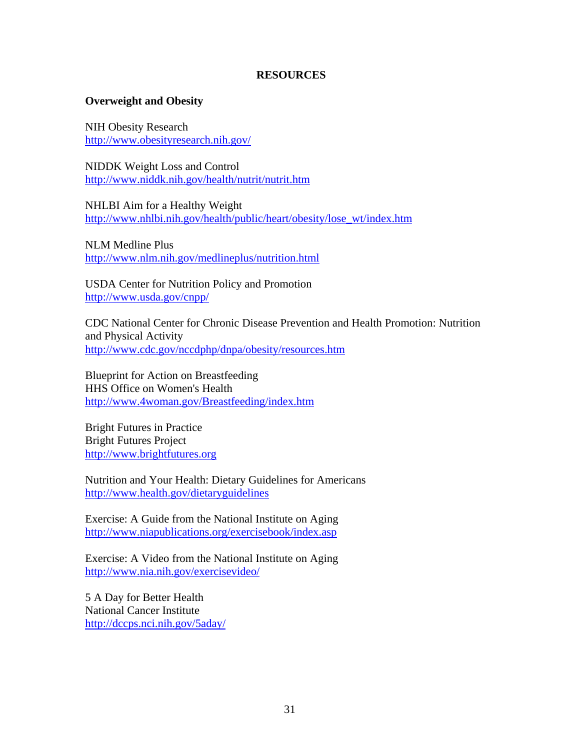## RESOURCES

### Overweight and Obesity

NIH Obesity Research
http://www.obesityresearch.nih.gov/

NIDDK Weight Loss and Control
http://www.niddk.nih.gov/health/nutrit/nutrit.htm

NHLBI Aim for a Healthy Weight
http://www.nhlbi.nih.gov/health/public/heart/obesity/lose_wt/index.htm

NLM Medline Plus
http://www.nlm.nih.gov/medlineplus/nutrition.html

USDA Center for Nutrition Policy and Promotion
http://www.usda.gov/cnpp/

CDC National Center for Chronic Disease Prevention and Health Promotion: Nutrition and Physical Activity
http://www.cdc.gov/nccdphp/dnpa/obesity/resources.htm

Blueprint for Action on Breastfeeding
HHS Office on Women's Health
http://www.4woman.gov/Breastfeeding/index.htm

Bright Futures in Practice
Bright Futures Project
http://www.brightfutures.org

Nutrition and Your Health: Dietary Guidelines for Americans
http://www.health.gov/dietaryguidelines

Exercise: A Guide from the National Institute on Aging
http://www.niapublications.org/exercisebook/index.asp

Exercise: A Video from the National Institute on Aging
http://www.nia.nih.gov/exercisevideo/

5 A Day for Better Health
National Cancer Institute
http://dccps.nci.nih.gov/5aday/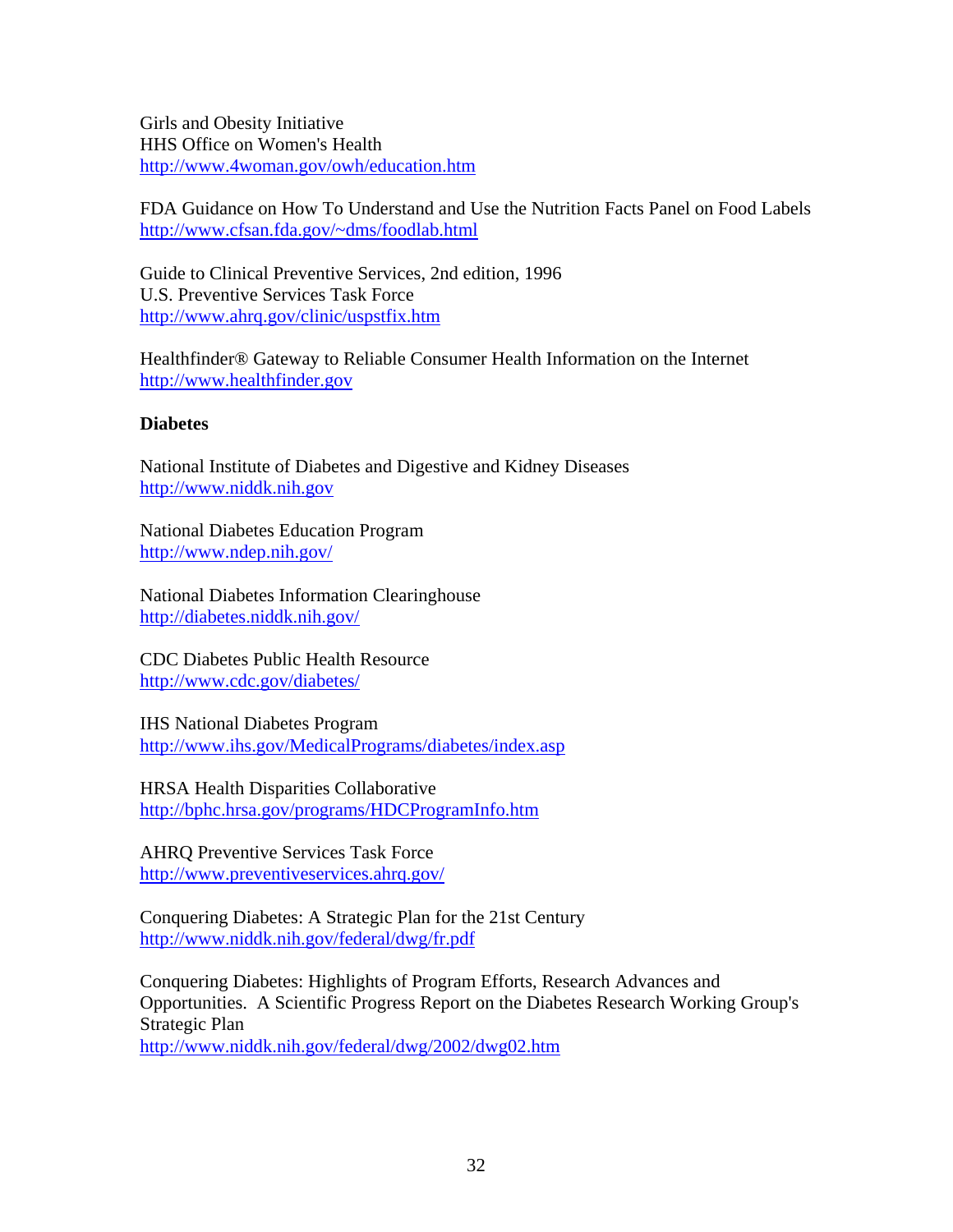Girls and Obesity Initiative
HHS Office on Women's Health
http://www.4woman.gov/owh/education.htm

FDA Guidance on How To Understand and Use the Nutrition Facts Panel on Food Labels
http://www.cfsan.fda.gov/~dms/foodlab.html

Guide to Clinical Preventive Services, 2nd edition, 1996
U.S. Preventive Services Task Force
http://www.ahrq.gov/clinic/uspstfix.htm

Healthfinder® Gateway to Reliable Consumer Health Information on the Internet
http://www.healthfinder.gov

**Diabetes**

National Institute of Diabetes and Digestive and Kidney Diseases
http://www.niddk.nih.gov

National Diabetes Education Program
http://www.ndep.nih.gov/

National Diabetes Information Clearinghouse
http://diabetes.niddk.nih.gov/

CDC Diabetes Public Health Resource
http://www.cdc.gov/diabetes/

IHS National Diabetes Program
http://www.ihs.gov/MedicalPrograms/diabetes/index.asp

HRSA Health Disparities Collaborative
http://bphc.hrsa.gov/programs/HDCProgramInfo.htm

AHRQ Preventive Services Task Force
http://www.preventiveservices.ahrq.gov/

Conquering Diabetes: A Strategic Plan for the 21st Century
http://www.niddk.nih.gov/federal/dwg/fr.pdf

Conquering Diabetes: Highlights of Program Efforts, Research Advances and Opportunities. A Scientific Progress Report on the Diabetes Research Working Group's Strategic Plan
http://www.niddk.nih.gov/federal/dwg/2002/dwg02.htm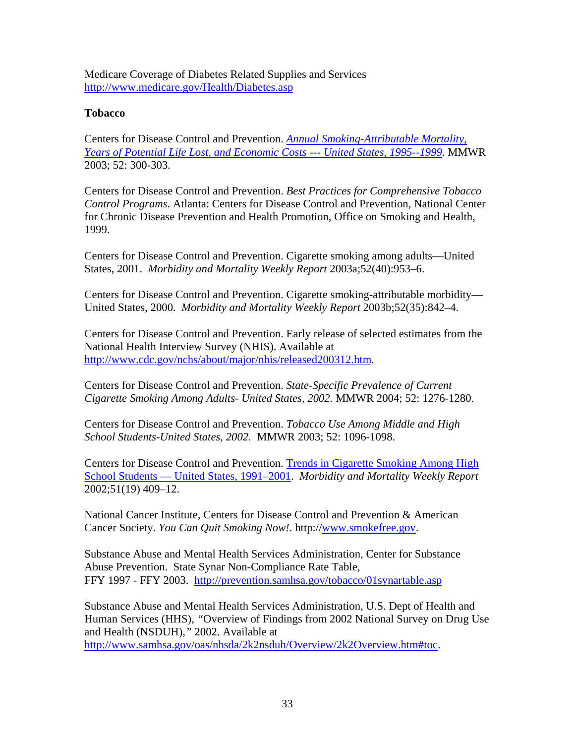Medicare Coverage of Diabetes Related Supplies and Services
http://www.medicare.gov/Health/Diabetes.asp

**Tobacco**

Centers for Disease Control and Prevention. *Annual Smoking-Attributable Mortality, Years of Potential Life Lost, and Economic Costs --- United States, 1995--1999*. MMWR 2003; 52: 300-303.

Centers for Disease Control and Prevention. *Best Practices for Comprehensive Tobacco Control Programs*. Atlanta: Centers for Disease Control and Prevention, National Center for Chronic Disease Prevention and Health Promotion, Office on Smoking and Health, 1999.

Centers for Disease Control and Prevention. Cigarette smoking among adults—United States, 2001. *Morbidity and Mortality Weekly Report* 2003a;52(40):953–6.

Centers for Disease Control and Prevention. Cigarette smoking-attributable morbidity—United States, 2000. *Morbidity and Mortality Weekly Report* 2003b;52(35):842–4.

Centers for Disease Control and Prevention. Early release of selected estimates from the National Health Interview Survey (NHIS). Available at http://www.cdc.gov/nchs/about/major/nhis/released200312.htm.

Centers for Disease Control and Prevention. *State-Specific Prevalence of Current Cigarette Smoking Among Adults- United States, 2002.* MMWR 2004; 52: 1276-1280.

Centers for Disease Control and Prevention. *Tobacco Use Among Middle and High School Students-United States, 2002.* MMWR 2003; 52: 1096-1098.

Centers for Disease Control and Prevention. Trends in Cigarette Smoking Among High School Students — United States, 1991–2001. *Morbidity and Mortality Weekly Report* 2002;51(19) 409–12.

National Cancer Institute, Centers for Disease Control and Prevention & American Cancer Society. *You Can Quit Smoking Now!*. http://www.smokefree.gov.

Substance Abuse and Mental Health Services Administration, Center for Substance Abuse Prevention. State Synar Non-Compliance Rate Table, FFY 1997 - FFY 2003. http://prevention.samhsa.gov/tobacco/01synartable.asp

Substance Abuse and Mental Health Services Administration, U.S. Dept of Health and Human Services (HHS), "Overview of Findings from 2002 National Survey on Drug Use and Health (NSDUH)," 2002. Available at http://www.samhsa.gov/oas/nhsda/2k2nsduh/Overview/2k2Overview.htm#toc.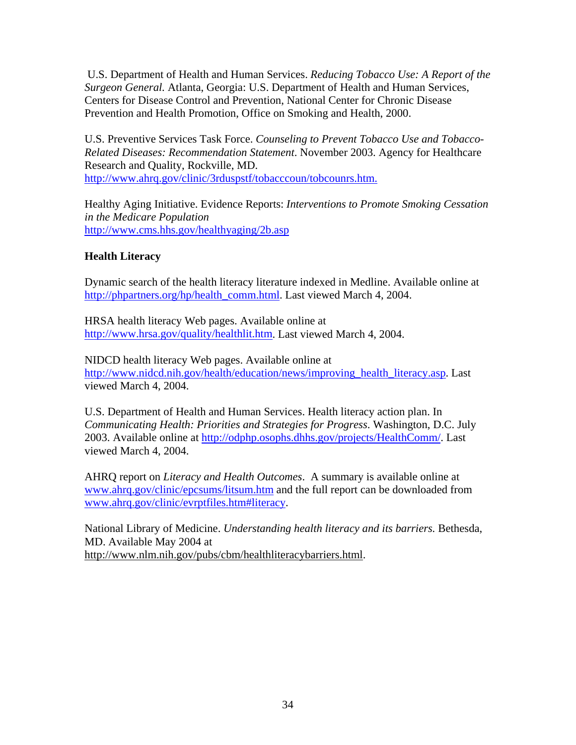U.S. Department of Health and Human Services. *Reducing Tobacco Use: A Report of the Surgeon General.* Atlanta, Georgia: U.S. Department of Health and Human Services, Centers for Disease Control and Prevention, National Center for Chronic Disease Prevention and Health Promotion, Office on Smoking and Health, 2000.

U.S. Preventive Services Task Force. *Counseling to Prevent Tobacco Use and Tobacco-Related Diseases: Recommendation Statement*. November 2003. Agency for Healthcare Research and Quality, Rockville, MD. http://www.ahrq.gov/clinic/3rduspstf/tobacccoun/tobcounrs.htm.

Healthy Aging Initiative. Evidence Reports: *Interventions to Promote Smoking Cessation in the Medicare Population* http://www.cms.hhs.gov/healthyaging/2b.asp

**Health Literacy**

Dynamic search of the health literacy literature indexed in Medline. Available online at http://phpartners.org/hp/health_comm.html. Last viewed March 4, 2004.

HRSA health literacy Web pages. Available online at http://www.hrsa.gov/quality/healthlit.htm. Last viewed March 4, 2004.

NIDCD health literacy Web pages. Available online at http://www.nidcd.nih.gov/health/education/news/improving_health_literacy.asp. Last viewed March 4, 2004.

U.S. Department of Health and Human Services. Health literacy action plan. In *Communicating Health: Priorities and Strategies for Progress*. Washington, D.C. July 2003. Available online at http://odphp.osophs.dhhs.gov/projects/HealthComm/. Last viewed March 4, 2004.

AHRQ report on *Literacy and Health Outcomes*. A summary is available online at www.ahrq.gov/clinic/epcsums/litsum.htm and the full report can be downloaded from www.ahrq.gov/clinic/evrptfiles.htm#literacy.

National Library of Medicine. *Understanding health literacy and its barriers.* Bethesda, MD. Available May 2004 at http://www.nlm.nih.gov/pubs/cbm/healthliteracybarriers.html.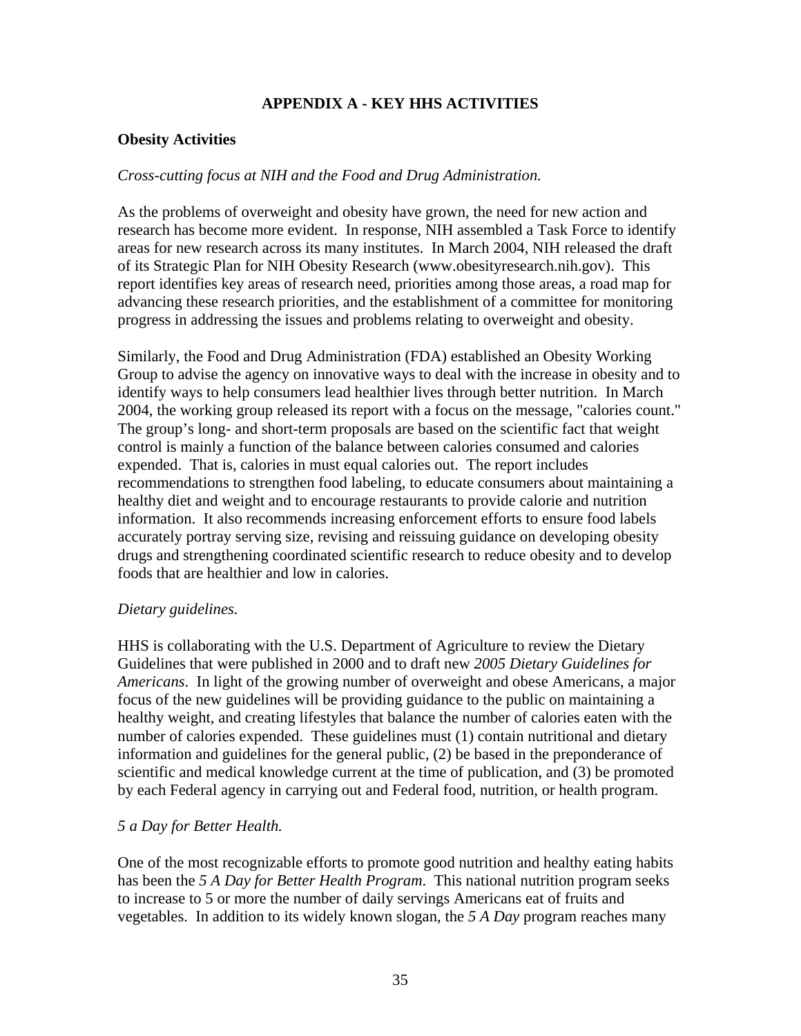## APPENDIX A - KEY HHS ACTIVITIES

### Obesity Activities

*Cross-cutting focus at NIH and the Food and Drug Administration.*

As the problems of overweight and obesity have grown, the need for new action and research has become more evident. In response, NIH assembled a Task Force to identify areas for new research across its many institutes. In March 2004, NIH released the draft of its Strategic Plan for NIH Obesity Research (www.obesityresearch.nih.gov). This report identifies key areas of research need, priorities among those areas, a road map for advancing these research priorities, and the establishment of a committee for monitoring progress in addressing the issues and problems relating to overweight and obesity.

Similarly, the Food and Drug Administration (FDA) established an Obesity Working Group to advise the agency on innovative ways to deal with the increase in obesity and to identify ways to help consumers lead healthier lives through better nutrition. In March 2004, the working group released its report with a focus on the message, "calories count." The group's long- and short-term proposals are based on the scientific fact that weight control is mainly a function of the balance between calories consumed and calories expended. That is, calories in must equal calories out. The report includes recommendations to strengthen food labeling, to educate consumers about maintaining a healthy diet and weight and to encourage restaurants to provide calorie and nutrition information. It also recommends increasing enforcement efforts to ensure food labels accurately portray serving size, revising and reissuing guidance on developing obesity drugs and strengthening coordinated scientific research to reduce obesity and to develop foods that are healthier and low in calories.

*Dietary guidelines.*

HHS is collaborating with the U.S. Department of Agriculture to review the Dietary Guidelines that were published in 2000 and to draft new *2005 Dietary Guidelines for Americans*. In light of the growing number of overweight and obese Americans, a major focus of the new guidelines will be providing guidance to the public on maintaining a healthy weight, and creating lifestyles that balance the number of calories eaten with the number of calories expended. These guidelines must (1) contain nutritional and dietary information and guidelines for the general public, (2) be based in the preponderance of scientific and medical knowledge current at the time of publication, and (3) be promoted by each Federal agency in carrying out and Federal food, nutrition, or health program.

*5 a Day for Better Health.*

One of the most recognizable efforts to promote good nutrition and healthy eating habits has been the *5 A Day for Better Health Program*. This national nutrition program seeks to increase to 5 or more the number of daily servings Americans eat of fruits and vegetables. In addition to its widely known slogan, the *5 A Day* program reaches many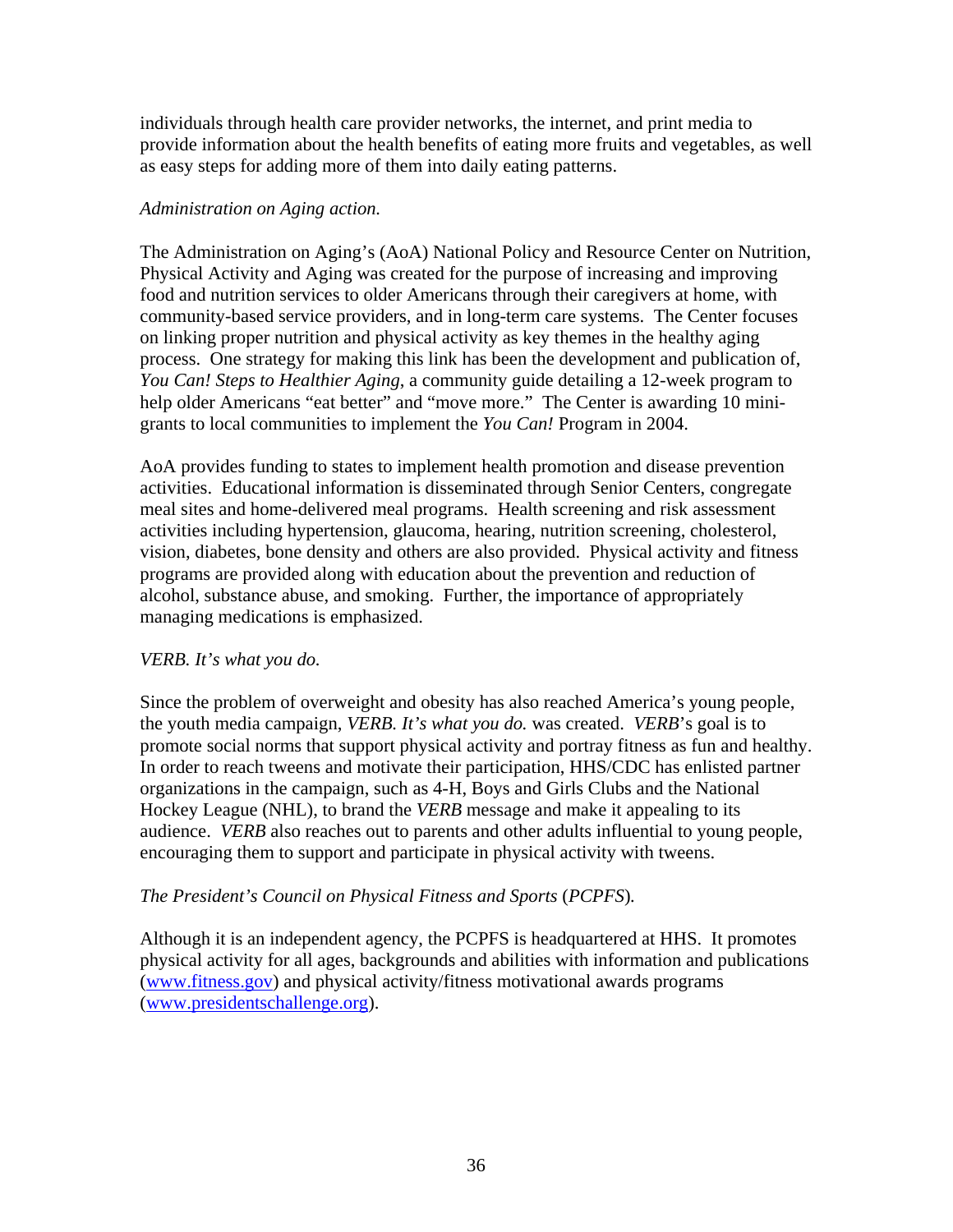individuals through health care provider networks, the internet, and print media to provide information about the health benefits of eating more fruits and vegetables, as well as easy steps for adding more of them into daily eating patterns.

*Administration on Aging action.*

The Administration on Aging's (AoA) National Policy and Resource Center on Nutrition, Physical Activity and Aging was created for the purpose of increasing and improving food and nutrition services to older Americans through their caregivers at home, with community-based service providers, and in long-term care systems. The Center focuses on linking proper nutrition and physical activity as key themes in the healthy aging process. One strategy for making this link has been the development and publication of, *You Can! Steps to Healthier Aging*, a community guide detailing a 12-week program to help older Americans "eat better" and "move more." The Center is awarding 10 mini-grants to local communities to implement the *You Can!* Program in 2004.

AoA provides funding to states to implement health promotion and disease prevention activities. Educational information is disseminated through Senior Centers, congregate meal sites and home-delivered meal programs. Health screening and risk assessment activities including hypertension, glaucoma, hearing, nutrition screening, cholesterol, vision, diabetes, bone density and others are also provided. Physical activity and fitness programs are provided along with education about the prevention and reduction of alcohol, substance abuse, and smoking. Further, the importance of appropriately managing medications is emphasized.

*VERB. It's what you do.*

Since the problem of overweight and obesity has also reached America's young people, the youth media campaign, *VERB. It's what you do.* was created. *VERB*'s goal is to promote social norms that support physical activity and portray fitness as fun and healthy. In order to reach tweens and motivate their participation, HHS/CDC has enlisted partner organizations in the campaign, such as 4-H, Boys and Girls Clubs and the National Hockey League (NHL), to brand the *VERB* message and make it appealing to its audience. *VERB* also reaches out to parents and other adults influential to young people, encouraging them to support and participate in physical activity with tweens.

*The President's Council on Physical Fitness and Sports* (*PCPFS*)*.*

Although it is an independent agency, the PCPFS is headquartered at HHS. It promotes physical activity for all ages, backgrounds and abilities with information and publications (www.fitness.gov) and physical activity/fitness motivational awards programs (www.presidentschallenge.org).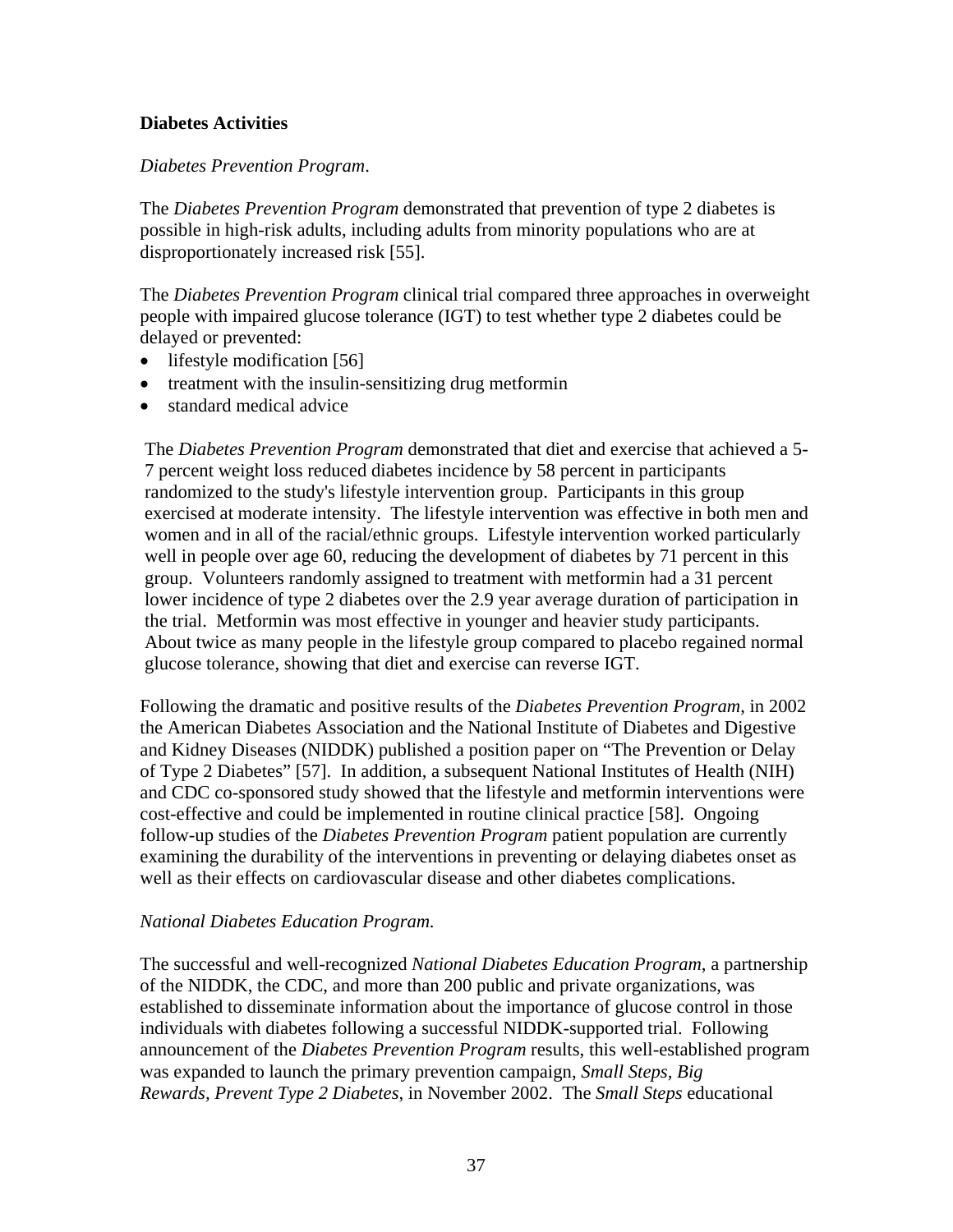**Diabetes Activities**

*Diabetes Prevention Program*.

The *Diabetes Prevention Program* demonstrated that prevention of type 2 diabetes is possible in high-risk adults, including adults from minority populations who are at disproportionately increased risk [55].

The *Diabetes Prevention Program* clinical trial compared three approaches in overweight people with impaired glucose tolerance (IGT) to test whether type 2 diabetes could be delayed or prevented:

- lifestyle modification [56]
- treatment with the insulin-sensitizing drug metformin
- standard medical advice

The *Diabetes Prevention Program* demonstrated that diet and exercise that achieved a 5-7 percent weight loss reduced diabetes incidence by 58 percent in participants randomized to the study's lifestyle intervention group. Participants in this group exercised at moderate intensity. The lifestyle intervention was effective in both men and women and in all of the racial/ethnic groups. Lifestyle intervention worked particularly well in people over age 60, reducing the development of diabetes by 71 percent in this group. Volunteers randomly assigned to treatment with metformin had a 31 percent lower incidence of type 2 diabetes over the 2.9 year average duration of participation in the trial. Metformin was most effective in younger and heavier study participants. About twice as many people in the lifestyle group compared to placebo regained normal glucose tolerance, showing that diet and exercise can reverse IGT.

Following the dramatic and positive results of the *Diabetes Prevention Program*, in 2002 the American Diabetes Association and the National Institute of Diabetes and Digestive and Kidney Diseases (NIDDK) published a position paper on "The Prevention or Delay of Type 2 Diabetes" [57]. In addition, a subsequent National Institutes of Health (NIH) and CDC co-sponsored study showed that the lifestyle and metformin interventions were cost-effective and could be implemented in routine clinical practice [58]. Ongoing follow-up studies of the *Diabetes Prevention Program* patient population are currently examining the durability of the interventions in preventing or delaying diabetes onset as well as their effects on cardiovascular disease and other diabetes complications.

*National Diabetes Education Program.*

The successful and well-recognized *National Diabetes Education Program*, a partnership of the NIDDK, the CDC, and more than 200 public and private organizations, was established to disseminate information about the importance of glucose control in those individuals with diabetes following a successful NIDDK-supported trial. Following announcement of the *Diabetes Prevention Program* results, this well-established program was expanded to launch the primary prevention campaign, *Small Steps, Big Rewards, Prevent Type 2 Diabetes*, in November 2002. The *Small Steps* educational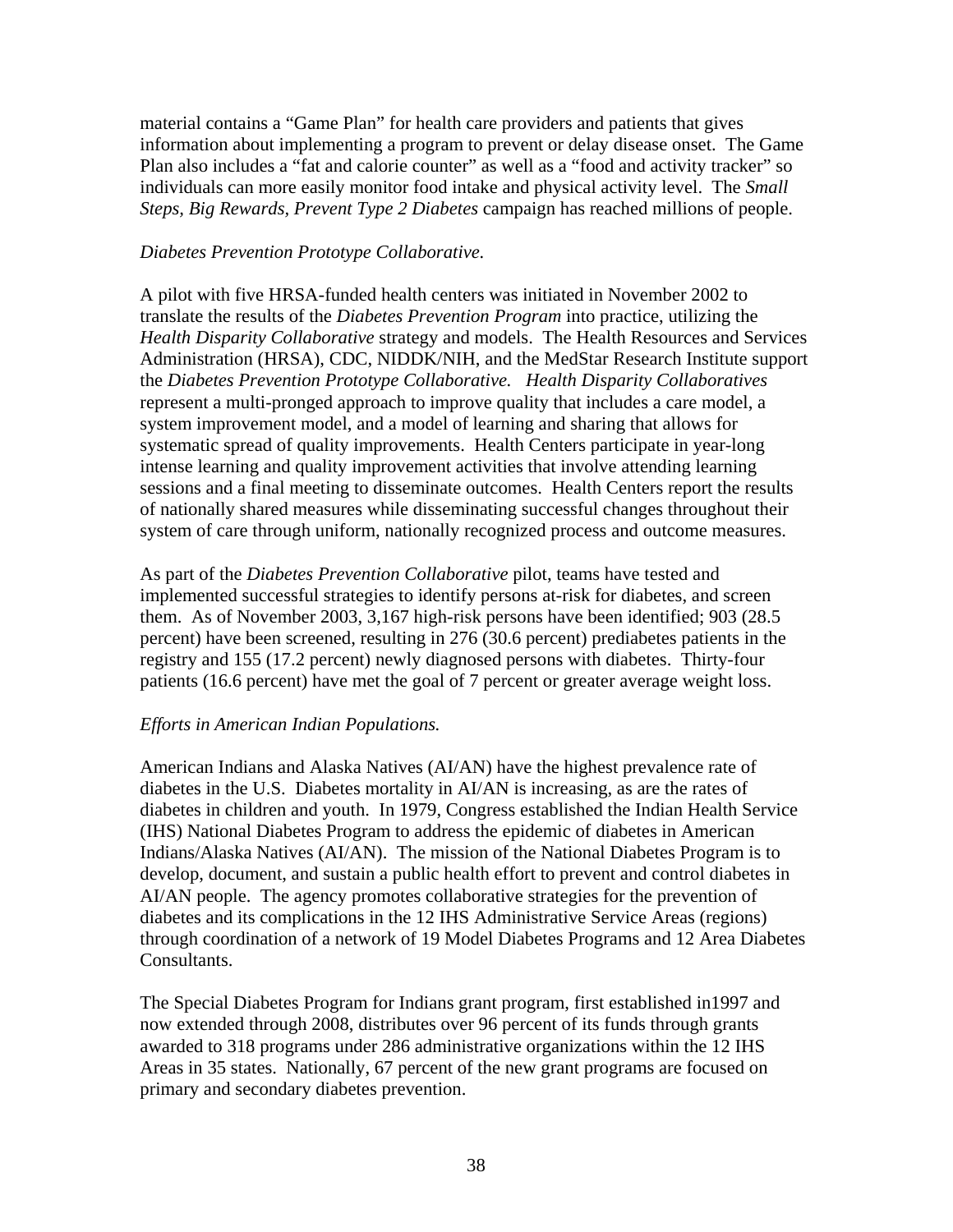material contains a "Game Plan" for health care providers and patients that gives information about implementing a program to prevent or delay disease onset. The Game Plan also includes a "fat and calorie counter" as well as a "food and activity tracker" so individuals can more easily monitor food intake and physical activity level. The *Small Steps, Big Rewards, Prevent Type 2 Diabetes* campaign has reached millions of people.

*Diabetes Prevention Prototype Collaborative.*

A pilot with five HRSA-funded health centers was initiated in November 2002 to translate the results of the *Diabetes Prevention Program* into practice, utilizing the *Health Disparity Collaborative* strategy and models. The Health Resources and Services Administration (HRSA), CDC, NIDDK/NIH, and the MedStar Research Institute support the *Diabetes Prevention Prototype Collaborative. Health Disparity Collaboratives* represent a multi-pronged approach to improve quality that includes a care model, a system improvement model, and a model of learning and sharing that allows for systematic spread of quality improvements. Health Centers participate in year-long intense learning and quality improvement activities that involve attending learning sessions and a final meeting to disseminate outcomes. Health Centers report the results of nationally shared measures while disseminating successful changes throughout their system of care through uniform, nationally recognized process and outcome measures.

As part of the *Diabetes Prevention Collaborative* pilot, teams have tested and implemented successful strategies to identify persons at-risk for diabetes, and screen them. As of November 2003, 3,167 high-risk persons have been identified; 903 (28.5 percent) have been screened, resulting in 276 (30.6 percent) prediabetes patients in the registry and 155 (17.2 percent) newly diagnosed persons with diabetes. Thirty-four patients (16.6 percent) have met the goal of 7 percent or greater average weight loss.

*Efforts in American Indian Populations.*

American Indians and Alaska Natives (AI/AN) have the highest prevalence rate of diabetes in the U.S. Diabetes mortality in AI/AN is increasing, as are the rates of diabetes in children and youth. In 1979, Congress established the Indian Health Service (IHS) National Diabetes Program to address the epidemic of diabetes in American Indians/Alaska Natives (AI/AN). The mission of the National Diabetes Program is to develop, document, and sustain a public health effort to prevent and control diabetes in AI/AN people. The agency promotes collaborative strategies for the prevention of diabetes and its complications in the 12 IHS Administrative Service Areas (regions) through coordination of a network of 19 Model Diabetes Programs and 12 Area Diabetes Consultants.

The Special Diabetes Program for Indians grant program, first established in1997 and now extended through 2008, distributes over 96 percent of its funds through grants awarded to 318 programs under 286 administrative organizations within the 12 IHS Areas in 35 states. Nationally, 67 percent of the new grant programs are focused on primary and secondary diabetes prevention.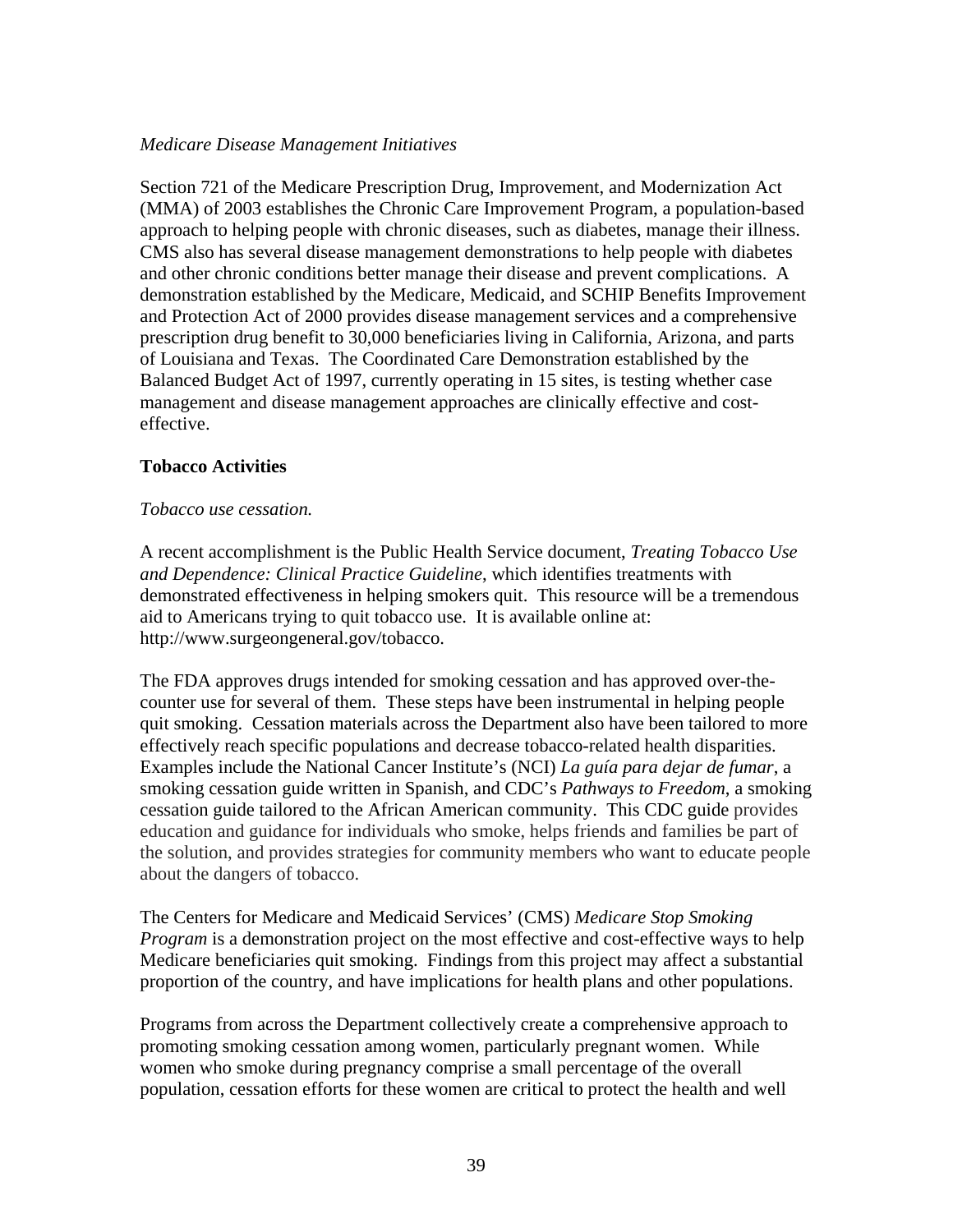*Medicare Disease Management Initiatives*

Section 721 of the Medicare Prescription Drug, Improvement, and Modernization Act (MMA) of 2003 establishes the Chronic Care Improvement Program, a population-based approach to helping people with chronic diseases, such as diabetes, manage their illness. CMS also has several disease management demonstrations to help people with diabetes and other chronic conditions better manage their disease and prevent complications. A demonstration established by the Medicare, Medicaid, and SCHIP Benefits Improvement and Protection Act of 2000 provides disease management services and a comprehensive prescription drug benefit to 30,000 beneficiaries living in California, Arizona, and parts of Louisiana and Texas. The Coordinated Care Demonstration established by the Balanced Budget Act of 1997, currently operating in 15 sites, is testing whether case management and disease management approaches are clinically effective and cost-effective.

**Tobacco Activities**

*Tobacco use cessation.*

A recent accomplishment is the Public Health Service document, *Treating Tobacco Use and Dependence: Clinical Practice Guideline*, which identifies treatments with demonstrated effectiveness in helping smokers quit. This resource will be a tremendous aid to Americans trying to quit tobacco use. It is available online at: http://www.surgeongeneral.gov/tobacco.

The FDA approves drugs intended for smoking cessation and has approved over-the-counter use for several of them. These steps have been instrumental in helping people quit smoking. Cessation materials across the Department also have been tailored to more effectively reach specific populations and decrease tobacco-related health disparities. Examples include the National Cancer Institute's (NCI) *La guía para dejar de fumar*, a smoking cessation guide written in Spanish, and CDC's *Pathways to Freedom*, a smoking cessation guide tailored to the African American community. This CDC guide provides education and guidance for individuals who smoke, helps friends and families be part of the solution, and provides strategies for community members who want to educate people about the dangers of tobacco.

The Centers for Medicare and Medicaid Services' (CMS) *Medicare Stop Smoking Program* is a demonstration project on the most effective and cost-effective ways to help Medicare beneficiaries quit smoking. Findings from this project may affect a substantial proportion of the country, and have implications for health plans and other populations.

Programs from across the Department collectively create a comprehensive approach to promoting smoking cessation among women, particularly pregnant women. While women who smoke during pregnancy comprise a small percentage of the overall population, cessation efforts for these women are critical to protect the health and well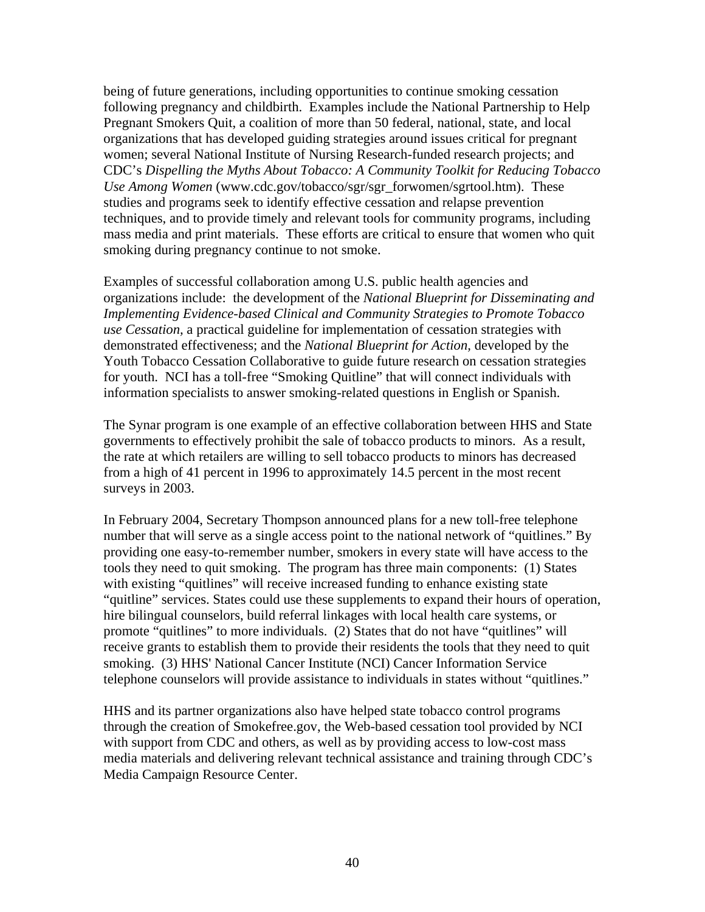being of future generations, including opportunities to continue smoking cessation following pregnancy and childbirth. Examples include the National Partnership to Help Pregnant Smokers Quit, a coalition of more than 50 federal, national, state, and local organizations that has developed guiding strategies around issues critical for pregnant women; several National Institute of Nursing Research-funded research projects; and CDC's *Dispelling the Myths About Tobacco: A Community Toolkit for Reducing Tobacco Use Among Women* (www.cdc.gov/tobacco/sgr/sgr_forwomen/sgrtool.htm). These studies and programs seek to identify effective cessation and relapse prevention techniques, and to provide timely and relevant tools for community programs, including mass media and print materials. These efforts are critical to ensure that women who quit smoking during pregnancy continue to not smoke.

Examples of successful collaboration among U.S. public health agencies and organizations include: the development of the *National Blueprint for Disseminating and Implementing Evidence-based Clinical and Community Strategies to Promote Tobacco use Cessation,* a practical guideline for implementation of cessation strategies with demonstrated effectiveness; and the *National Blueprint for Action,* developed by the Youth Tobacco Cessation Collaborative to guide future research on cessation strategies for youth. NCI has a toll-free "Smoking Quitline" that will connect individuals with information specialists to answer smoking-related questions in English or Spanish.

The Synar program is one example of an effective collaboration between HHS and State governments to effectively prohibit the sale of tobacco products to minors. As a result, the rate at which retailers are willing to sell tobacco products to minors has decreased from a high of 41 percent in 1996 to approximately 14.5 percent in the most recent surveys in 2003.

In February 2004, Secretary Thompson announced plans for a new toll-free telephone number that will serve as a single access point to the national network of "quitlines." By providing one easy-to-remember number, smokers in every state will have access to the tools they need to quit smoking. The program has three main components: (1) States with existing "quitlines" will receive increased funding to enhance existing state "quitline" services. States could use these supplements to expand their hours of operation, hire bilingual counselors, build referral linkages with local health care systems, or promote "quitlines" to more individuals. (2) States that do not have "quitlines" will receive grants to establish them to provide their residents the tools that they need to quit smoking. (3) HHS' National Cancer Institute (NCI) Cancer Information Service telephone counselors will provide assistance to individuals in states without "quitlines."

HHS and its partner organizations also have helped state tobacco control programs through the creation of Smokefree.gov, the Web-based cessation tool provided by NCI with support from CDC and others, as well as by providing access to low-cost mass media materials and delivering relevant technical assistance and training through CDC's Media Campaign Resource Center.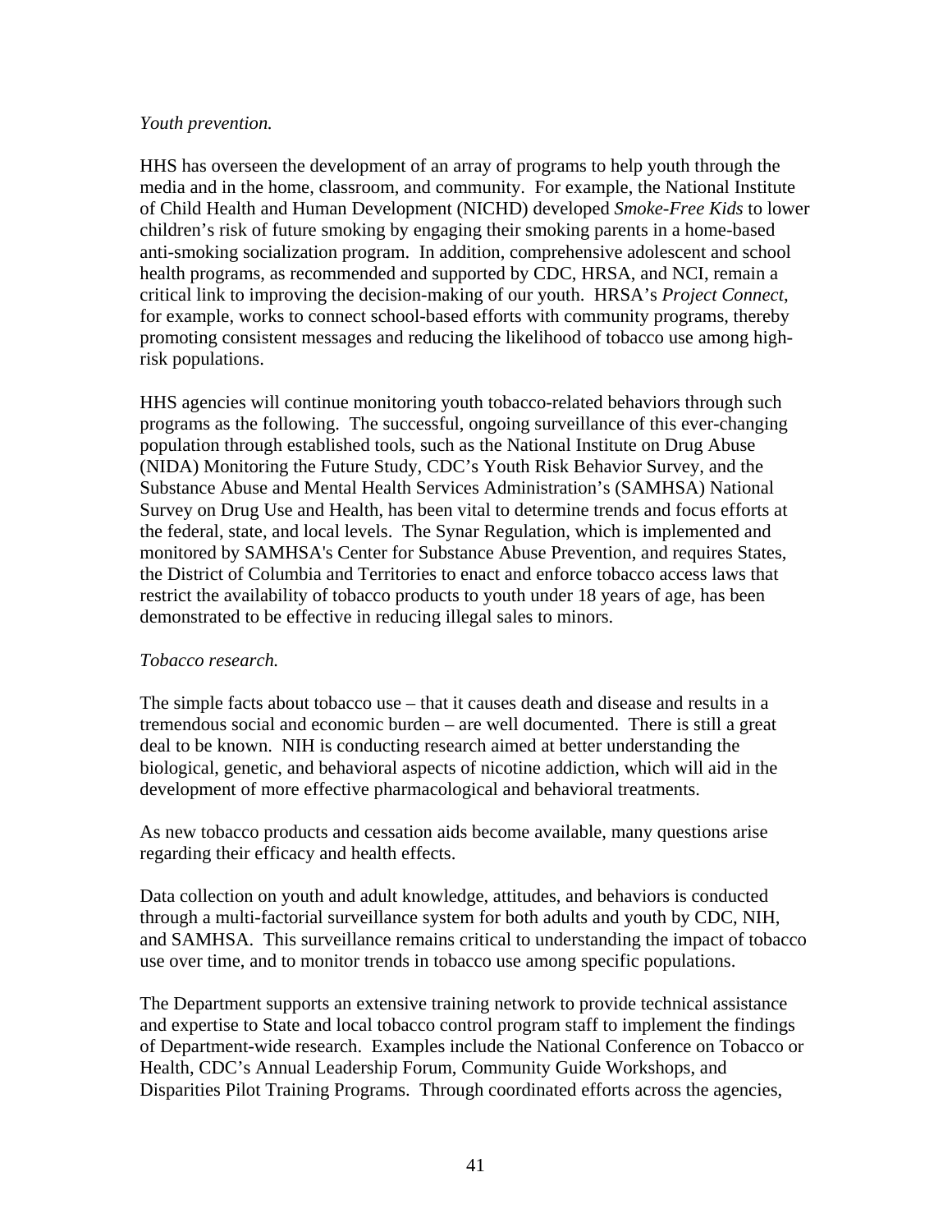*Youth prevention.*

HHS has overseen the development of an array of programs to help youth through the media and in the home, classroom, and community. For example, the National Institute of Child Health and Human Development (NICHD) developed *Smoke-Free Kids* to lower children's risk of future smoking by engaging their smoking parents in a home-based anti-smoking socialization program. In addition, comprehensive adolescent and school health programs, as recommended and supported by CDC, HRSA, and NCI, remain a critical link to improving the decision-making of our youth. HRSA's *Project Connect*, for example, works to connect school-based efforts with community programs, thereby promoting consistent messages and reducing the likelihood of tobacco use among high-risk populations.

HHS agencies will continue monitoring youth tobacco-related behaviors through such programs as the following. The successful, ongoing surveillance of this ever-changing population through established tools, such as the National Institute on Drug Abuse (NIDA) Monitoring the Future Study, CDC's Youth Risk Behavior Survey, and the Substance Abuse and Mental Health Services Administration's (SAMHSA) National Survey on Drug Use and Health, has been vital to determine trends and focus efforts at the federal, state, and local levels. The Synar Regulation, which is implemented and monitored by SAMHSA's Center for Substance Abuse Prevention, and requires States, the District of Columbia and Territories to enact and enforce tobacco access laws that restrict the availability of tobacco products to youth under 18 years of age, has been demonstrated to be effective in reducing illegal sales to minors.

*Tobacco research.*

The simple facts about tobacco use – that it causes death and disease and results in a tremendous social and economic burden – are well documented. There is still a great deal to be known. NIH is conducting research aimed at better understanding the biological, genetic, and behavioral aspects of nicotine addiction, which will aid in the development of more effective pharmacological and behavioral treatments.

As new tobacco products and cessation aids become available, many questions arise regarding their efficacy and health effects.

Data collection on youth and adult knowledge, attitudes, and behaviors is conducted through a multi-factorial surveillance system for both adults and youth by CDC, NIH, and SAMHSA. This surveillance remains critical to understanding the impact of tobacco use over time, and to monitor trends in tobacco use among specific populations.

The Department supports an extensive training network to provide technical assistance and expertise to State and local tobacco control program staff to implement the findings of Department-wide research. Examples include the National Conference on Tobacco or Health, CDC's Annual Leadership Forum, Community Guide Workshops, and Disparities Pilot Training Programs. Through coordinated efforts across the agencies,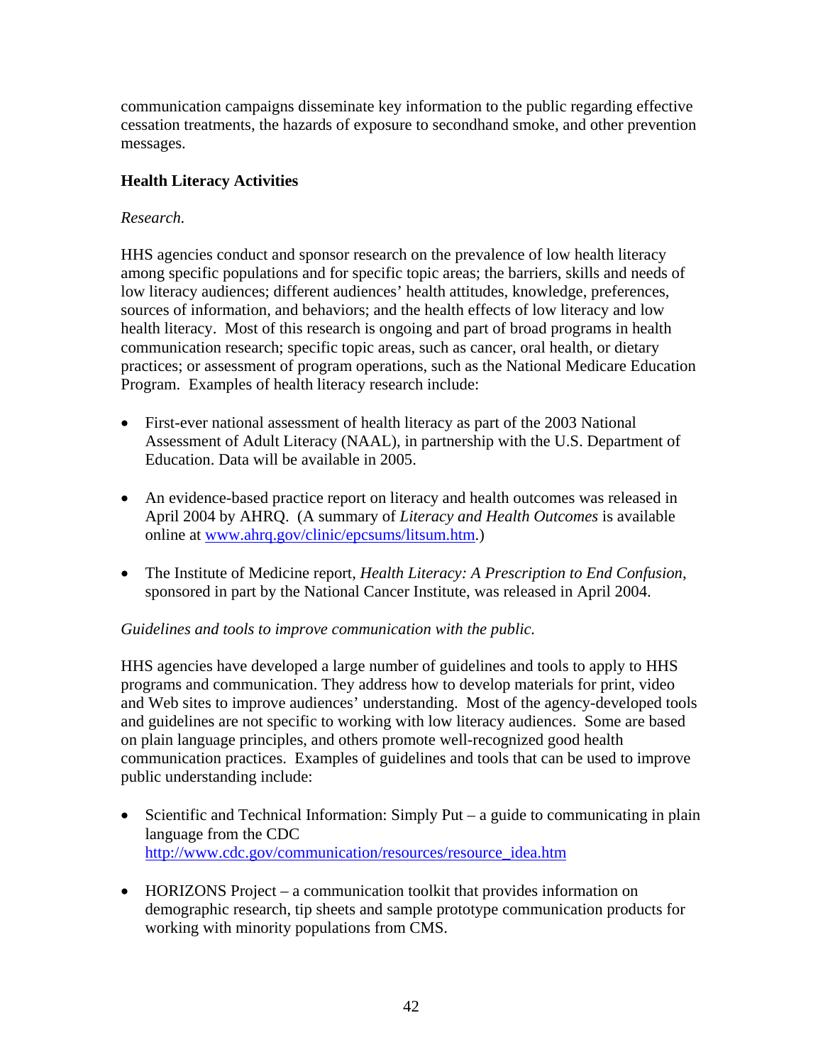communication campaigns disseminate key information to the public regarding effective cessation treatments, the hazards of exposure to secondhand smoke, and other prevention messages.

### Health Literacy Activities

*Research.*

HHS agencies conduct and sponsor research on the prevalence of low health literacy among specific populations and for specific topic areas; the barriers, skills and needs of low literacy audiences; different audiences' health attitudes, knowledge, preferences, sources of information, and behaviors; and the health effects of low literacy and low health literacy. Most of this research is ongoing and part of broad programs in health communication research; specific topic areas, such as cancer, oral health, or dietary practices; or assessment of program operations, such as the National Medicare Education Program. Examples of health literacy research include:

- First-ever national assessment of health literacy as part of the 2003 National Assessment of Adult Literacy (NAAL), in partnership with the U.S. Department of Education. Data will be available in 2005.
- An evidence-based practice report on literacy and health outcomes was released in April 2004 by AHRQ. (A summary of *Literacy and Health Outcomes* is available online at [www.ahrq.gov/clinic/epcsums/litsum.htm](www.ahrq.gov/clinic/epcsums/litsum.htm).)
- The Institute of Medicine report, *Health Literacy: A Prescription to End Confusion*, sponsored in part by the National Cancer Institute, was released in April 2004.

*Guidelines and tools to improve communication with the public.*

HHS agencies have developed a large number of guidelines and tools to apply to HHS programs and communication. They address how to develop materials for print, video and Web sites to improve audiences' understanding. Most of the agency-developed tools and guidelines are not specific to working with low literacy audiences. Some are based on plain language principles, and others promote well-recognized good health communication practices. Examples of guidelines and tools that can be used to improve public understanding include:

- Scientific and Technical Information: Simply Put – a guide to communicating in plain language from the CDC [http://www.cdc.gov/communication/resources/resource_idea.htm](http://www.cdc.gov/communication/resources/resource_idea.htm)
- HORIZONS Project – a communication toolkit that provides information on demographic research, tip sheets and sample prototype communication products for working with minority populations from CMS.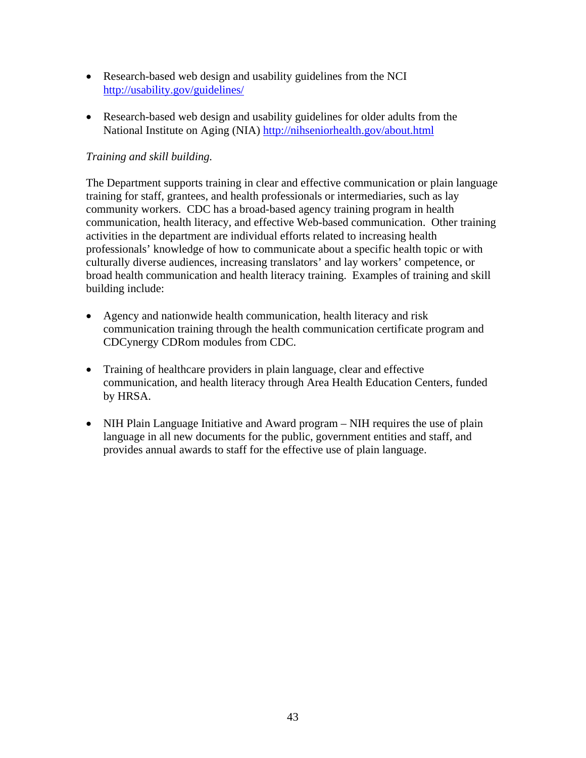- Research-based web design and usability guidelines from the NCI http://usability.gov/guidelines/

- Research-based web design and usability guidelines for older adults from the National Institute on Aging (NIA) http://nihseniorhealth.gov/about.html

*Training and skill building.*

The Department supports training in clear and effective communication or plain language training for staff, grantees, and health professionals or intermediaries, such as lay community workers. CDC has a broad-based agency training program in health communication, health literacy, and effective Web-based communication. Other training activities in the department are individual efforts related to increasing health professionals' knowledge of how to communicate about a specific health topic or with culturally diverse audiences, increasing translators' and lay workers' competence, or broad health communication and health literacy training. Examples of training and skill building include:

- Agency and nationwide health communication, health literacy and risk communication training through the health communication certificate program and CDCynergy CDRom modules from CDC.

- Training of healthcare providers in plain language, clear and effective communication, and health literacy through Area Health Education Centers, funded by HRSA.

- NIH Plain Language Initiative and Award program – NIH requires the use of plain language in all new documents for the public, government entities and staff, and provides annual awards to staff for the effective use of plain language.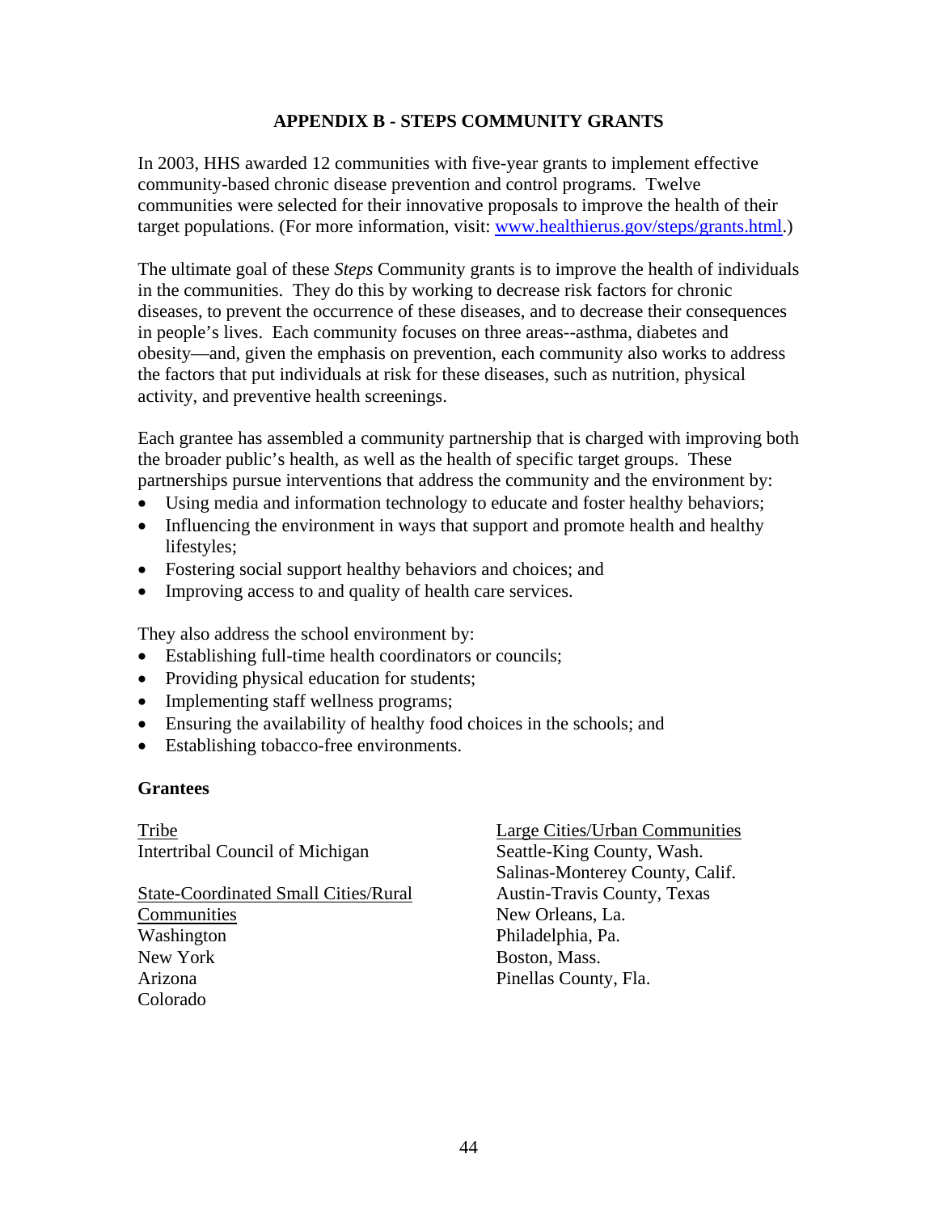# APPENDIX B - STEPS COMMUNITY GRANTS

In 2003, HHS awarded 12 communities with five-year grants to implement effective community-based chronic disease prevention and control programs. Twelve communities were selected for their innovative proposals to improve the health of their target populations. (For more information, visit: [www.healthierus.gov/steps/grants.html](http://www.healthierus.gov/steps/grants.html).)

The ultimate goal of these *Steps* Community grants is to improve the health of individuals in the communities. They do this by working to decrease risk factors for chronic diseases, to prevent the occurrence of these diseases, and to decrease their consequences in people's lives. Each community focuses on three areas--asthma, diabetes and obesity—and, given the emphasis on prevention, each community also works to address the factors that put individuals at risk for these diseases, such as nutrition, physical activity, and preventive health screenings.

Each grantee has assembled a community partnership that is charged with improving both the broader public's health, as well as the health of specific target groups. These partnerships pursue interventions that address the community and the environment by:

- Using media and information technology to educate and foster healthy behaviors;
- Influencing the environment in ways that support and promote health and healthy lifestyles;
- Fostering social support healthy behaviors and choices; and
- Improving access to and quality of health care services.

They also address the school environment by:

- Establishing full-time health coordinators or councils;
- Providing physical education for students;
- Implementing staff wellness programs;
- Ensuring the availability of healthy food choices in the schools; and
- Establishing tobacco-free environments.

**Grantees**

Tribe
Intertribal Council of Michigan

State-Coordinated Small Cities/Rural Communities
Washington
New York
Arizona
Colorado

Large Cities/Urban Communities
Seattle-King County, Wash.
Salinas-Monterey County, Calif.
Austin-Travis County, Texas
New Orleans, La.
Philadelphia, Pa.
Boston, Mass.
Pinellas County, Fla.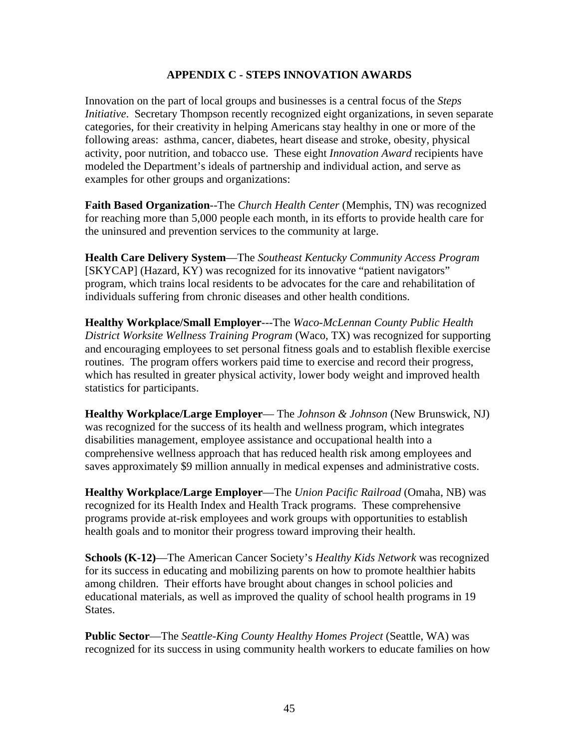## APPENDIX C - STEPS INNOVATION AWARDS

Innovation on the part of local groups and businesses is a central focus of the *Steps Initiative*. Secretary Thompson recently recognized eight organizations, in seven separate categories, for their creativity in helping Americans stay healthy in one or more of the following areas: asthma, cancer, diabetes, heart disease and stroke, obesity, physical activity, poor nutrition, and tobacco use. These eight *Innovation Award* recipients have modeled the Department's ideals of partnership and individual action, and serve as examples for other groups and organizations:

**Faith Based Organization**--The *Church Health Center* (Memphis, TN) was recognized for reaching more than 5,000 people each month, in its efforts to provide health care for the uninsured and prevention services to the community at large.

**Health Care Delivery System**—The *Southeast Kentucky Community Access Program* [SKYCAP] (Hazard, KY) was recognized for its innovative "patient navigators" program, which trains local residents to be advocates for the care and rehabilitation of individuals suffering from chronic diseases and other health conditions.

**Healthy Workplace/Small Employer**---The *Waco-McLennan County Public Health District Worksite Wellness Training Program* (Waco, TX) was recognized for supporting and encouraging employees to set personal fitness goals and to establish flexible exercise routines. The program offers workers paid time to exercise and record their progress, which has resulted in greater physical activity, lower body weight and improved health statistics for participants.

**Healthy Workplace/Large Employer**— The *Johnson & Johnson* (New Brunswick, NJ) was recognized for the success of its health and wellness program, which integrates disabilities management, employee assistance and occupational health into a comprehensive wellness approach that has reduced health risk among employees and saves approximately $9 million annually in medical expenses and administrative costs.

**Healthy Workplace/Large Employer**—The *Union Pacific Railroad* (Omaha, NB) was recognized for its Health Index and Health Track programs. These comprehensive programs provide at-risk employees and work groups with opportunities to establish health goals and to monitor their progress toward improving their health.

**Schools (K-12)**—The American Cancer Society's *Healthy Kids Network* was recognized for its success in educating and mobilizing parents on how to promote healthier habits among children. Their efforts have brought about changes in school policies and educational materials, as well as improved the quality of school health programs in 19 States.

**Public Sector**—The *Seattle-King County Healthy Homes Project* (Seattle, WA) was recognized for its success in using community health workers to educate families on how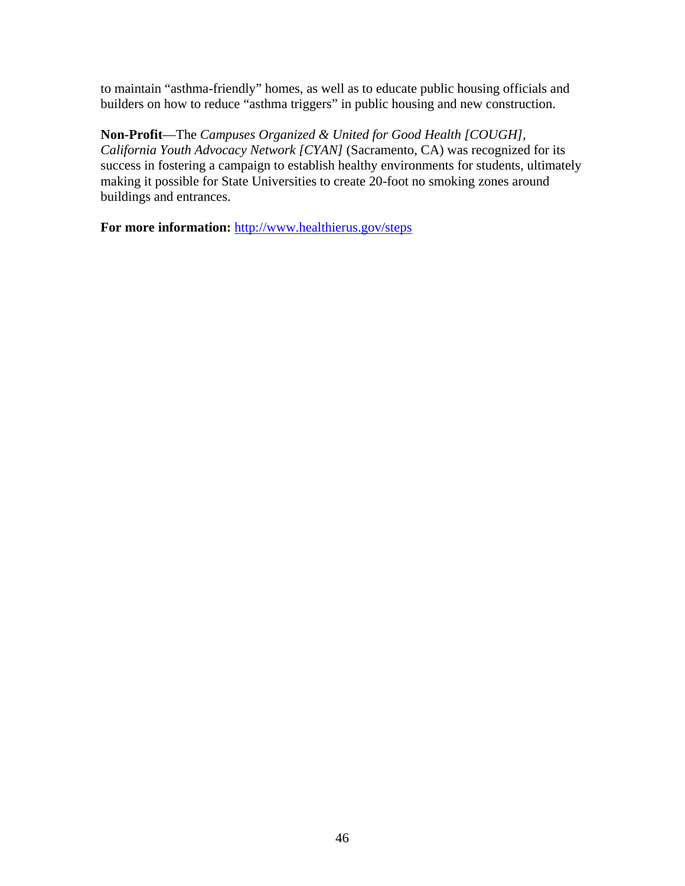to maintain "asthma-friendly" homes, as well as to educate public housing officials and builders on how to reduce "asthma triggers" in public housing and new construction.

**Non-Profit**—The *Campuses Organized & United for Good Health [COUGH], California Youth Advocacy Network [CYAN]* (Sacramento, CA) was recognized for its success in fostering a campaign to establish healthy environments for students, ultimately making it possible for State Universities to create 20-foot no smoking zones around buildings and entrances.

**For more information:** http://www.healthierus.gov/steps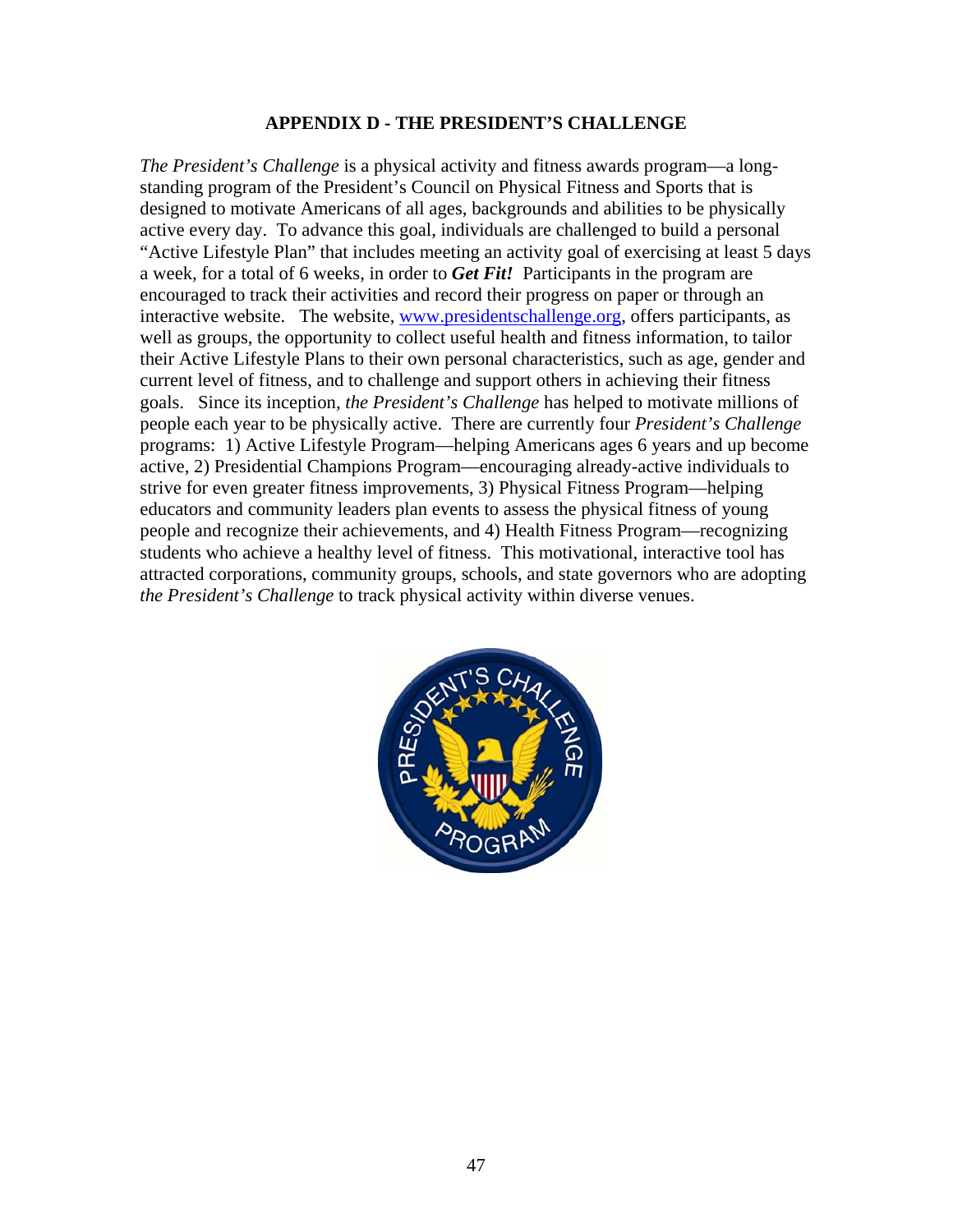## APPENDIX D - THE PRESIDENT'S CHALLENGE

*The President's Challenge* is a physical activity and fitness awards program—a long-standing program of the President's Council on Physical Fitness and Sports that is designed to motivate Americans of all ages, backgrounds and abilities to be physically active every day. To advance this goal, individuals are challenged to build a personal "Active Lifestyle Plan" that includes meeting an activity goal of exercising at least 5 days a week, for a total of 6 weeks, in order to ***Get Fit!*** Participants in the program are encouraged to track their activities and record their progress on paper or through an interactive website. The website, www.presidentschallenge.org, offers participants, as well as groups, the opportunity to collect useful health and fitness information, to tailor their Active Lifestyle Plans to their own personal characteristics, such as age, gender and current level of fitness, and to challenge and support others in achieving their fitness goals. Since its inception, *the President's Challenge* has helped to motivate millions of people each year to be physically active. There are currently four *President's Challenge* programs: 1) Active Lifestyle Program—helping Americans ages 6 years and up become active, 2) Presidential Champions Program—encouraging already-active individuals to strive for even greater fitness improvements, 3) Physical Fitness Program—helping educators and community leaders plan events to assess the physical fitness of young people and recognize their achievements, and 4) Health Fitness Program—recognizing students who achieve a healthy level of fitness. This motivational, interactive tool has attracted corporations, community groups, schools, and state governors who are adopting *the President's Challenge* to track physical activity within diverse venues.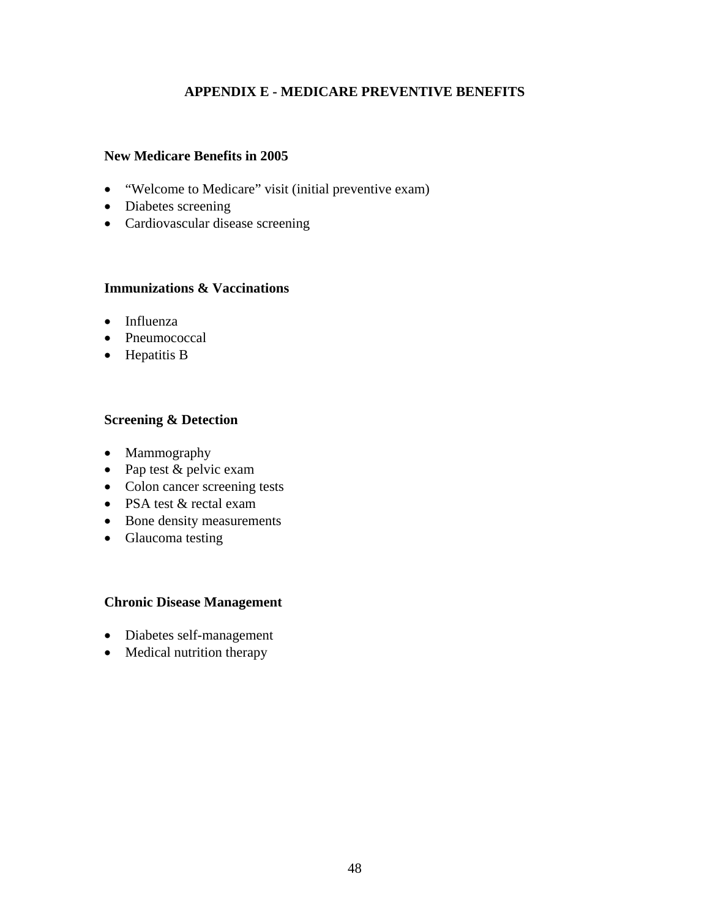# APPENDIX E - MEDICARE PREVENTIVE BENEFITS

### New Medicare Benefits in 2005

- "Welcome to Medicare" visit (initial preventive exam)
- Diabetes screening
- Cardiovascular disease screening

### Immunizations & Vaccinations

- Influenza
- Pneumococcal
- Hepatitis B

### Screening & Detection

- Mammography
- Pap test & pelvic exam
- Colon cancer screening tests
- PSA test & rectal exam
- Bone density measurements
- Glaucoma testing

### Chronic Disease Management

- Diabetes self-management
- Medical nutrition therapy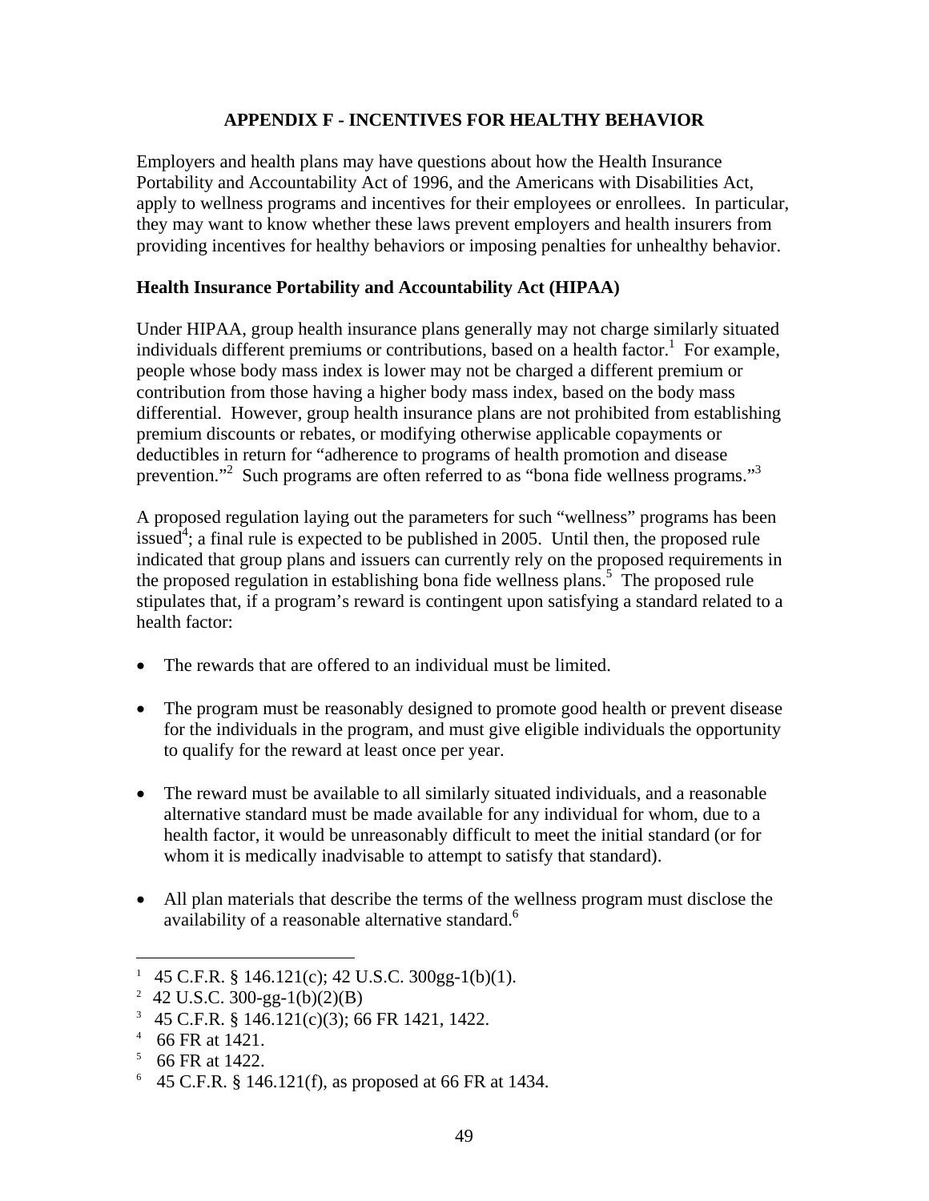# APPENDIX F - INCENTIVES FOR HEALTHY BEHAVIOR

Employers and health plans may have questions about how the Health Insurance Portability and Accountability Act of 1996, and the Americans with Disabilities Act, apply to wellness programs and incentives for their employees or enrollees. In particular, they may want to know whether these laws prevent employers and health insurers from providing incentives for healthy behaviors or imposing penalties for unhealthy behavior.

## Health Insurance Portability and Accountability Act (HIPAA)

Under HIPAA, group health insurance plans generally may not charge similarly situated individuals different premiums or contributions, based on a health factor.[1] For example, people whose body mass index is lower may not be charged a different premium or contribution from those having a higher body mass index, based on the body mass differential. However, group health insurance plans are not prohibited from establishing premium discounts or rebates, or modifying otherwise applicable copayments or deductibles in return for "adherence to programs of health promotion and disease prevention."[2] Such programs are often referred to as "bona fide wellness programs."[3]

A proposed regulation laying out the parameters for such "wellness" programs has been issued[4]; a final rule is expected to be published in 2005. Until then, the proposed rule indicated that group plans and issuers can currently rely on the proposed requirements in the proposed regulation in establishing bona fide wellness plans.[5] The proposed rule stipulates that, if a program's reward is contingent upon satisfying a standard related to a health factor:

- The rewards that are offered to an individual must be limited.
- The program must be reasonably designed to promote good health or prevent disease for the individuals in the program, and must give eligible individuals the opportunity to qualify for the reward at least once per year.
- The reward must be available to all similarly situated individuals, and a reasonable alternative standard must be made available for any individual for whom, due to a health factor, it would be unreasonably difficult to meet the initial standard (or for whom it is medically inadvisable to attempt to satisfy that standard).
- All plan materials that describe the terms of the wellness program must disclose the availability of a reasonable alternative standard.[6]

---

[1] 45 C.F.R. § 146.121(c); 42 U.S.C. 300gg-1(b)(1).

[2] 42 U.S.C. 300-gg-1(b)(2)(B)

[3] 45 C.F.R. § 146.121(c)(3); 66 FR 1421, 1422.

[4] 66 FR at 1421.

[5] 66 FR at 1422.

[6] 45 C.F.R. § 146.121(f), as proposed at 66 FR at 1434.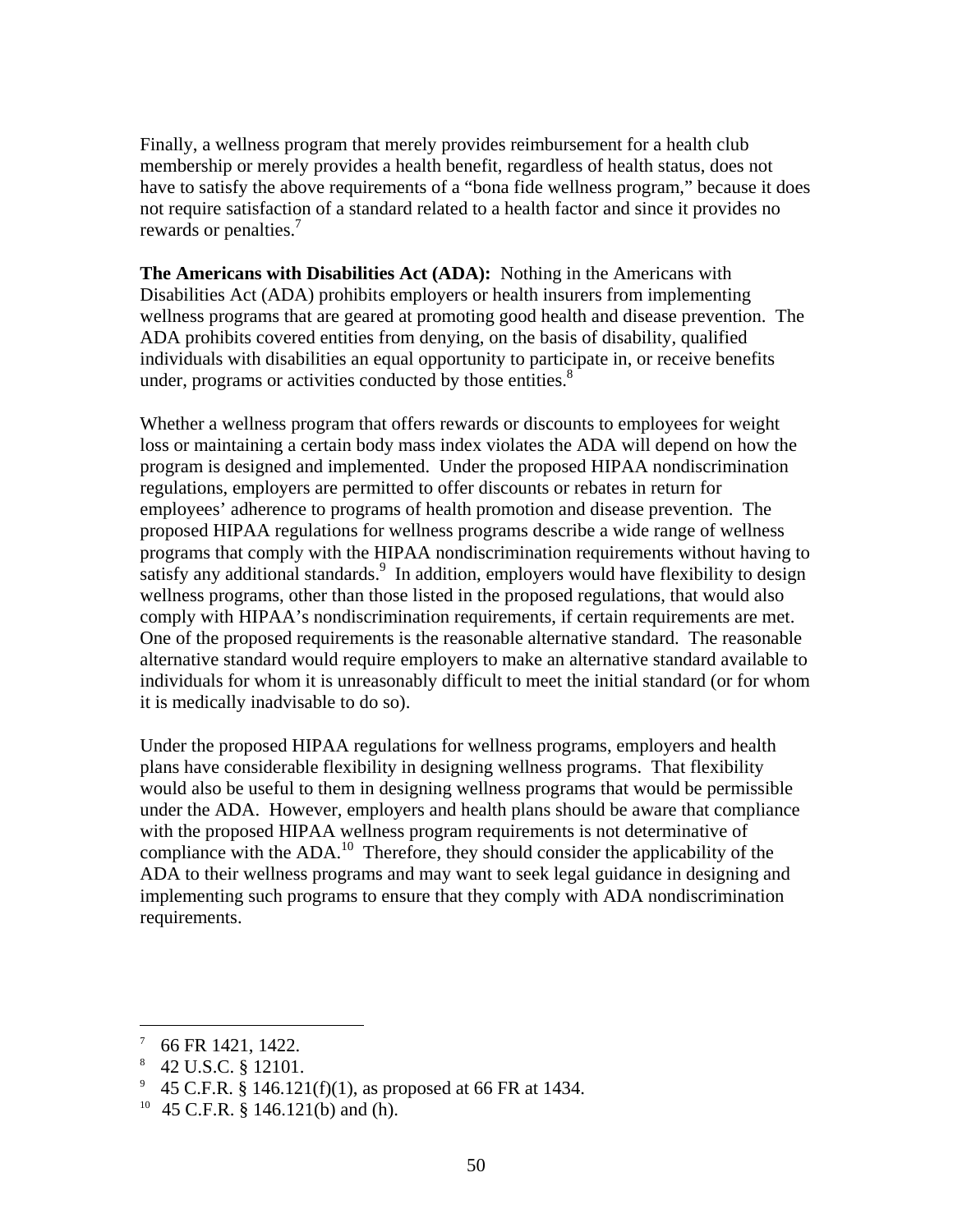Finally, a wellness program that merely provides reimbursement for a health club membership or merely provides a health benefit, regardless of health status, does not have to satisfy the above requirements of a "bona fide wellness program," because it does not require satisfaction of a standard related to a health factor and since it provides no rewards or penalties.[7]

**The Americans with Disabilities Act (ADA):** Nothing in the Americans with Disabilities Act (ADA) prohibits employers or health insurers from implementing wellness programs that are geared at promoting good health and disease prevention. The ADA prohibits covered entities from denying, on the basis of disability, qualified individuals with disabilities an equal opportunity to participate in, or receive benefits under, programs or activities conducted by those entities.[8]

Whether a wellness program that offers rewards or discounts to employees for weight loss or maintaining a certain body mass index violates the ADA will depend on how the program is designed and implemented. Under the proposed HIPAA nondiscrimination regulations, employers are permitted to offer discounts or rebates in return for employees' adherence to programs of health promotion and disease prevention. The proposed HIPAA regulations for wellness programs describe a wide range of wellness programs that comply with the HIPAA nondiscrimination requirements without having to satisfy any additional standards.[9] In addition, employers would have flexibility to design wellness programs, other than those listed in the proposed regulations, that would also comply with HIPAA's nondiscrimination requirements, if certain requirements are met. One of the proposed requirements is the reasonable alternative standard. The reasonable alternative standard would require employers to make an alternative standard available to individuals for whom it is unreasonably difficult to meet the initial standard (or for whom it is medically inadvisable to do so).

Under the proposed HIPAA regulations for wellness programs, employers and health plans have considerable flexibility in designing wellness programs. That flexibility would also be useful to them in designing wellness programs that would be permissible under the ADA. However, employers and health plans should be aware that compliance with the proposed HIPAA wellness program requirements is not determinative of compliance with the ADA.[10] Therefore, they should consider the applicability of the ADA to their wellness programs and may want to seek legal guidance in designing and implementing such programs to ensure that they comply with ADA nondiscrimination requirements.

---

[7] 66 FR 1421, 1422.

[8] 42 U.S.C. § 12101.

[9] 45 C.F.R. § 146.121(f)(1), as proposed at 66 FR at 1434.

[10] 45 C.F.R. § 146.121(b) and (h).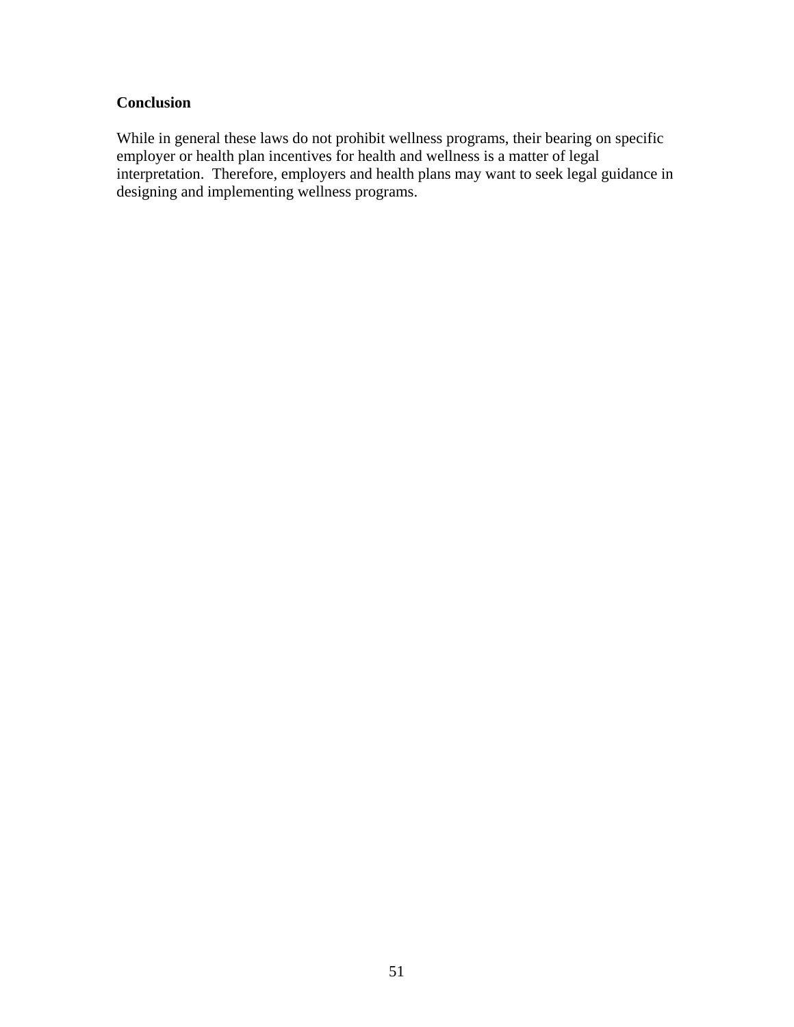## Conclusion

While in general these laws do not prohibit wellness programs, their bearing on specific employer or health plan incentives for health and wellness is a matter of legal interpretation. Therefore, employers and health plans may want to seek legal guidance in designing and implementing wellness programs.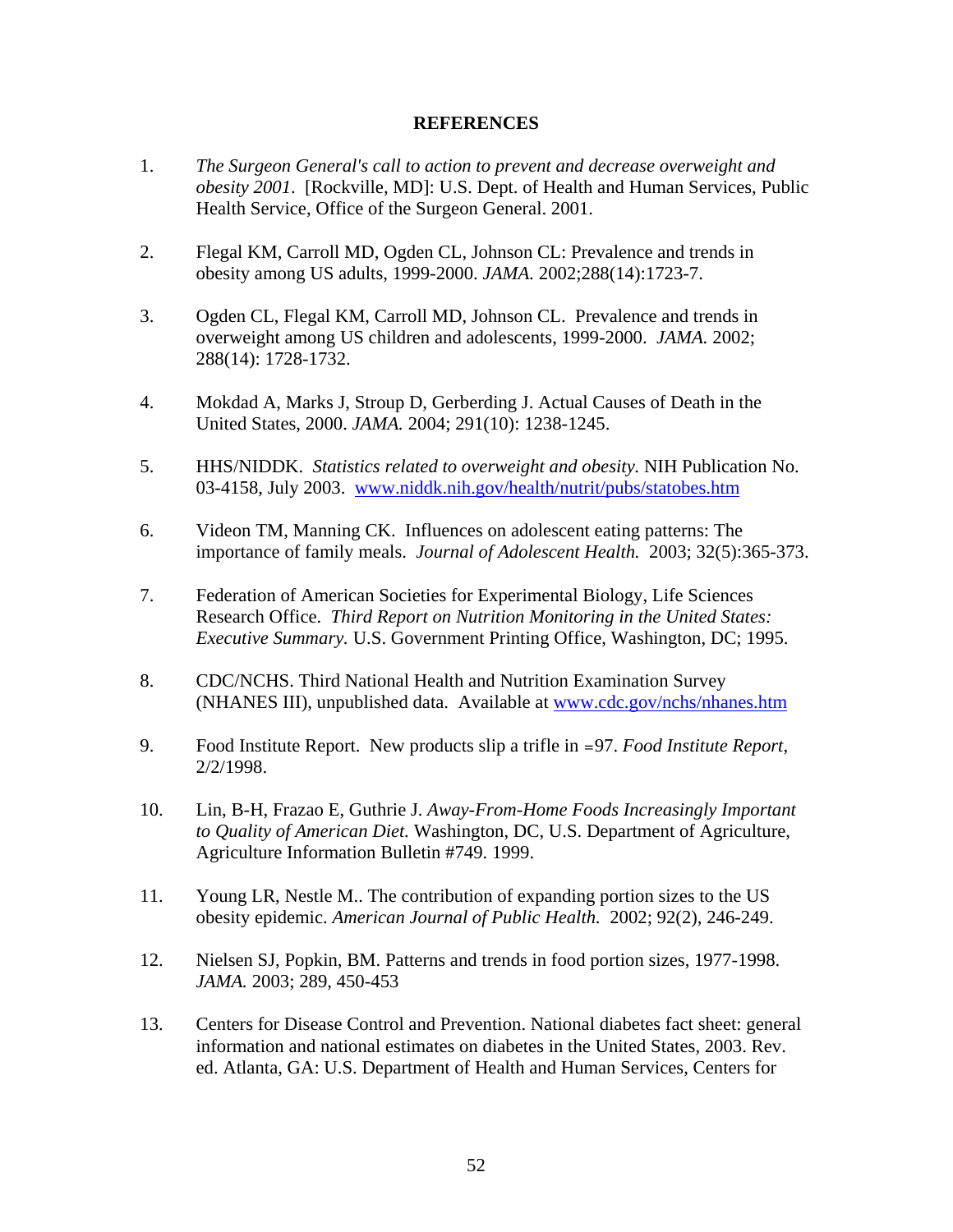## REFERENCES

1. *The Surgeon General's call to action to prevent and decrease overweight and obesity 2001*. [Rockville, MD]: U.S. Dept. of Health and Human Services, Public Health Service, Office of the Surgeon General. 2001.

2. Flegal KM, Carroll MD, Ogden CL, Johnson CL: Prevalence and trends in obesity among US adults, 1999-2000. *JAMA.* 2002;288(14):1723-7.

3. Ogden CL, Flegal KM, Carroll MD, Johnson CL. Prevalence and trends in overweight among US children and adolescents, 1999-2000. *JAMA.* 2002; 288(14): 1728-1732.

4. Mokdad A, Marks J, Stroup D, Gerberding J. Actual Causes of Death in the United States, 2000. *JAMA.* 2004; 291(10): 1238-1245.

5. HHS/NIDDK. *Statistics related to overweight and obesity.* NIH Publication No. 03-4158, July 2003. [www.niddk.nih.gov/health/nutrit/pubs/statobes.htm](www.niddk.nih.gov/health/nutrit/pubs/statobes.htm)

6. Videon TM, Manning CK. Influences on adolescent eating patterns: The importance of family meals. *Journal of Adolescent Health.* 2003; 32(5):365-373.

7. Federation of American Societies for Experimental Biology, Life Sciences Research Office. *Third Report on Nutrition Monitoring in the United States: Executive Summary.* U.S. Government Printing Office, Washington, DC; 1995.

8. CDC/NCHS. Third National Health and Nutrition Examination Survey (NHANES III), unpublished data. Available at [www.cdc.gov/nchs/nhanes.htm](www.cdc.gov/nchs/nhanes.htm)

9. Food Institute Report. New products slip a trifle in =97. *Food Institute Report*, 2/2/1998.

10. Lin, B-H, Frazao E, Guthrie J. *Away-From-Home Foods Increasingly Important to Quality of American Diet.* Washington, DC, U.S. Department of Agriculture, Agriculture Information Bulletin #749. 1999.

11. Young LR, Nestle M.. The contribution of expanding portion sizes to the US obesity epidemic. *American Journal of Public Health.* 2002; 92(2), 246-249.

12. Nielsen SJ, Popkin, BM. Patterns and trends in food portion sizes, 1977-1998. *JAMA.* 2003; 289, 450-453

13. Centers for Disease Control and Prevention. National diabetes fact sheet: general information and national estimates on diabetes in the United States, 2003. Rev. ed. Atlanta, GA: U.S. Department of Health and Human Services, Centers for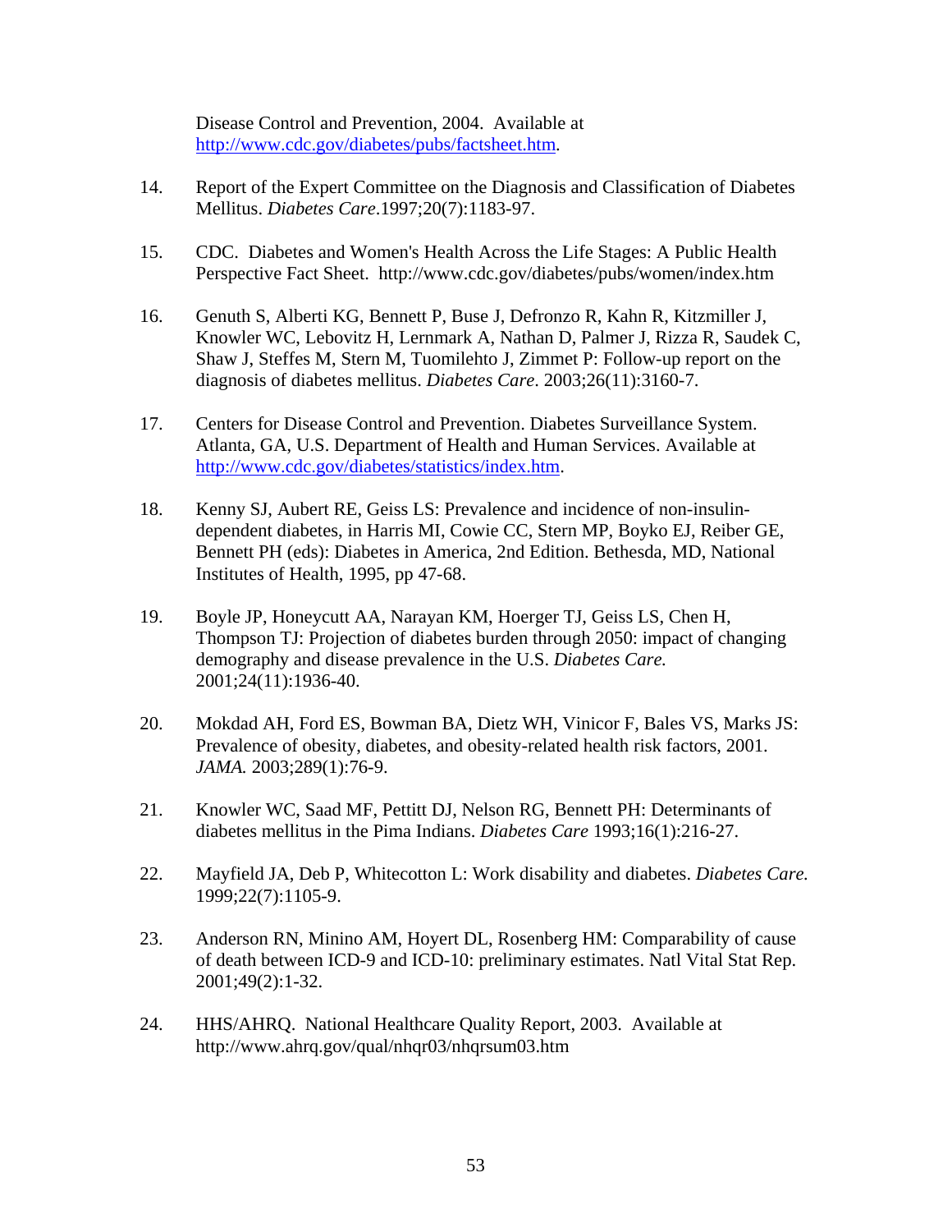Disease Control and Prevention, 2004. Available at [http://www.cdc.gov/diabetes/pubs/factsheet.htm](http://www.cdc.gov/diabetes/pubs/factsheet.htm).

14. Report of the Expert Committee on the Diagnosis and Classification of Diabetes Mellitus. *Diabetes Care*.1997;20(7):1183-97.

15. CDC. Diabetes and Women's Health Across the Life Stages: A Public Health Perspective Fact Sheet. http://www.cdc.gov/diabetes/pubs/women/index.htm

16. Genuth S, Alberti KG, Bennett P, Buse J, Defronzo R, Kahn R, Kitzmiller J, Knowler WC, Lebovitz H, Lernmark A, Nathan D, Palmer J, Rizza R, Saudek C, Shaw J, Steffes M, Stern M, Tuomilehto J, Zimmet P: Follow-up report on the diagnosis of diabetes mellitus. *Diabetes Care*. 2003;26(11):3160-7.

17. Centers for Disease Control and Prevention. Diabetes Surveillance System. Atlanta, GA, U.S. Department of Health and Human Services. Available at [http://www.cdc.gov/diabetes/statistics/index.htm](http://www.cdc.gov/diabetes/statistics/index.htm).

18. Kenny SJ, Aubert RE, Geiss LS: Prevalence and incidence of non-insulin-dependent diabetes, in Harris MI, Cowie CC, Stern MP, Boyko EJ, Reiber GE, Bennett PH (eds): Diabetes in America, 2nd Edition. Bethesda, MD, National Institutes of Health, 1995, pp 47-68.

19. Boyle JP, Honeycutt AA, Narayan KM, Hoerger TJ, Geiss LS, Chen H, Thompson TJ: Projection of diabetes burden through 2050: impact of changing demography and disease prevalence in the U.S. *Diabetes Care.* 2001;24(11):1936-40.

20. Mokdad AH, Ford ES, Bowman BA, Dietz WH, Vinicor F, Bales VS, Marks JS: Prevalence of obesity, diabetes, and obesity-related health risk factors, 2001. *JAMA.* 2003;289(1):76-9.

21. Knowler WC, Saad MF, Pettitt DJ, Nelson RG, Bennett PH: Determinants of diabetes mellitus in the Pima Indians. *Diabetes Care* 1993;16(1):216-27.

22. Mayfield JA, Deb P, Whitecotton L: Work disability and diabetes. *Diabetes Care.* 1999;22(7):1105-9.

23. Anderson RN, Minino AM, Hoyert DL, Rosenberg HM: Comparability of cause of death between ICD-9 and ICD-10: preliminary estimates. Natl Vital Stat Rep. 2001;49(2):1-32.

24. HHS/AHRQ. National Healthcare Quality Report, 2003. Available at http://www.ahrq.gov/qual/nhqr03/nhqrsum03.htm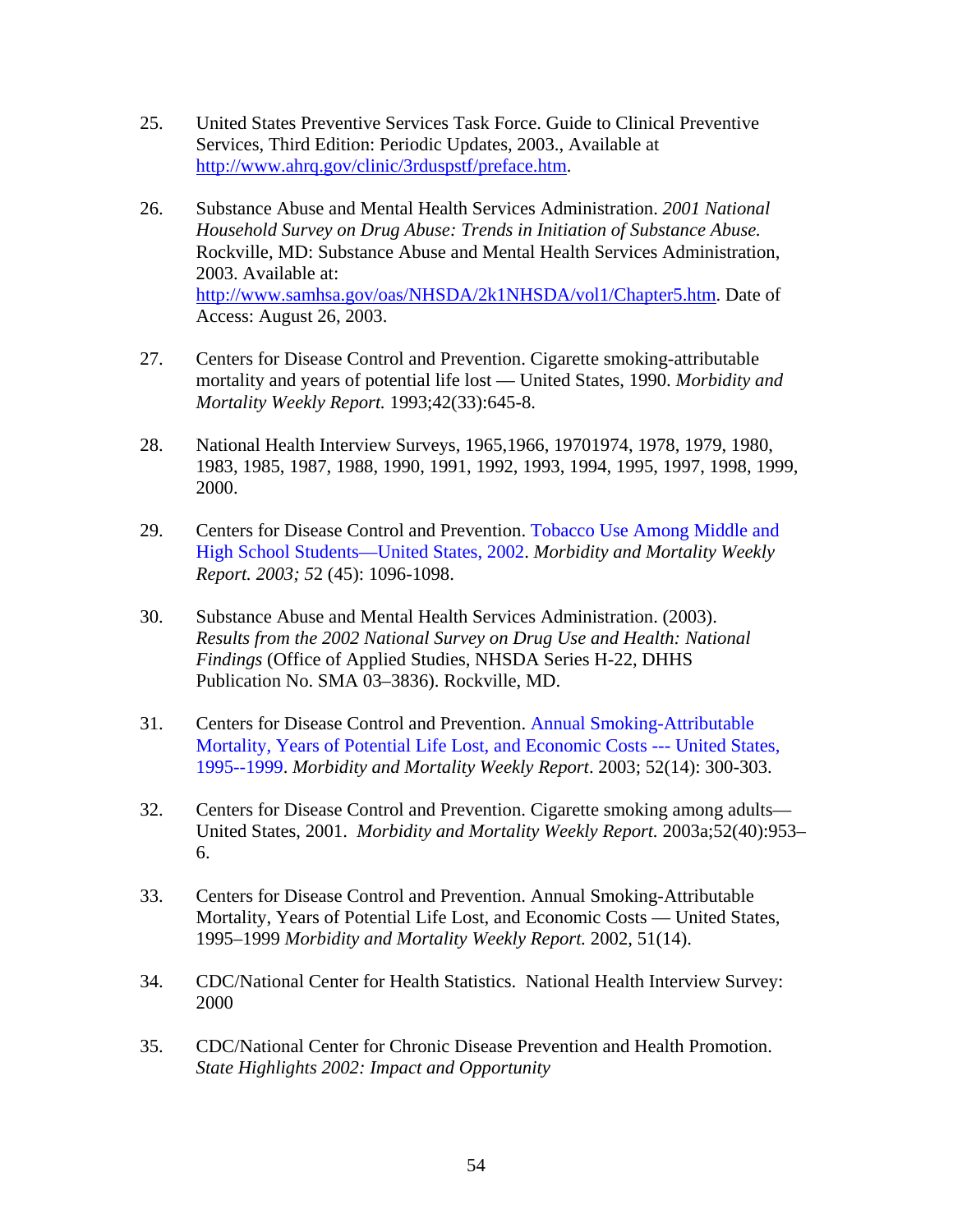25. United States Preventive Services Task Force. Guide to Clinical Preventive Services, Third Edition: Periodic Updates, 2003., Available at http://www.ahrq.gov/clinic/3rduspstf/preface.htm.

26. Substance Abuse and Mental Health Services Administration. *2001 National Household Survey on Drug Abuse: Trends in Initiation of Substance Abuse.* Rockville, MD: Substance Abuse and Mental Health Services Administration, 2003. Available at: http://www.samhsa.gov/oas/NHSDA/2k1NHSDA/vol1/Chapter5.htm. Date of Access: August 26, 2003.

27. Centers for Disease Control and Prevention. Cigarette smoking-attributable mortality and years of potential life lost — United States, 1990. *Morbidity and Mortality Weekly Report.* 1993;42(33):645-8.

28. National Health Interview Surveys, 1965,1966, 19701974, 1978, 1979, 1980, 1983, 1985, 1987, 1988, 1990, 1991, 1992, 1993, 1994, 1995, 1997, 1998, 1999, 2000.

29. Centers for Disease Control and Prevention. Tobacco Use Among Middle and High School Students—United States, 2002. *Morbidity and Mortality Weekly Report. 2003; 5*2 (45): 1096-1098.

30. Substance Abuse and Mental Health Services Administration. (2003). *Results from the 2002 National Survey on Drug Use and Health: National Findings* (Office of Applied Studies, NHSDA Series H-22, DHHS Publication No. SMA 03–3836). Rockville, MD.

31. Centers for Disease Control and Prevention. Annual Smoking-Attributable Mortality, Years of Potential Life Lost, and Economic Costs --- United States, 1995--1999. *Morbidity and Mortality Weekly Report*. 2003; 52(14): 300-303.

32. Centers for Disease Control and Prevention. Cigarette smoking among adults—United States, 2001. *Morbidity and Mortality Weekly Report.* 2003a;52(40):953–6.

33. Centers for Disease Control and Prevention. Annual Smoking-Attributable Mortality, Years of Potential Life Lost, and Economic Costs — United States, 1995–1999 *Morbidity and Mortality Weekly Report.* 2002, 51(14).

34. CDC/National Center for Health Statistics. National Health Interview Survey: 2000

35. CDC/National Center for Chronic Disease Prevention and Health Promotion. *State Highlights 2002: Impact and Opportunity*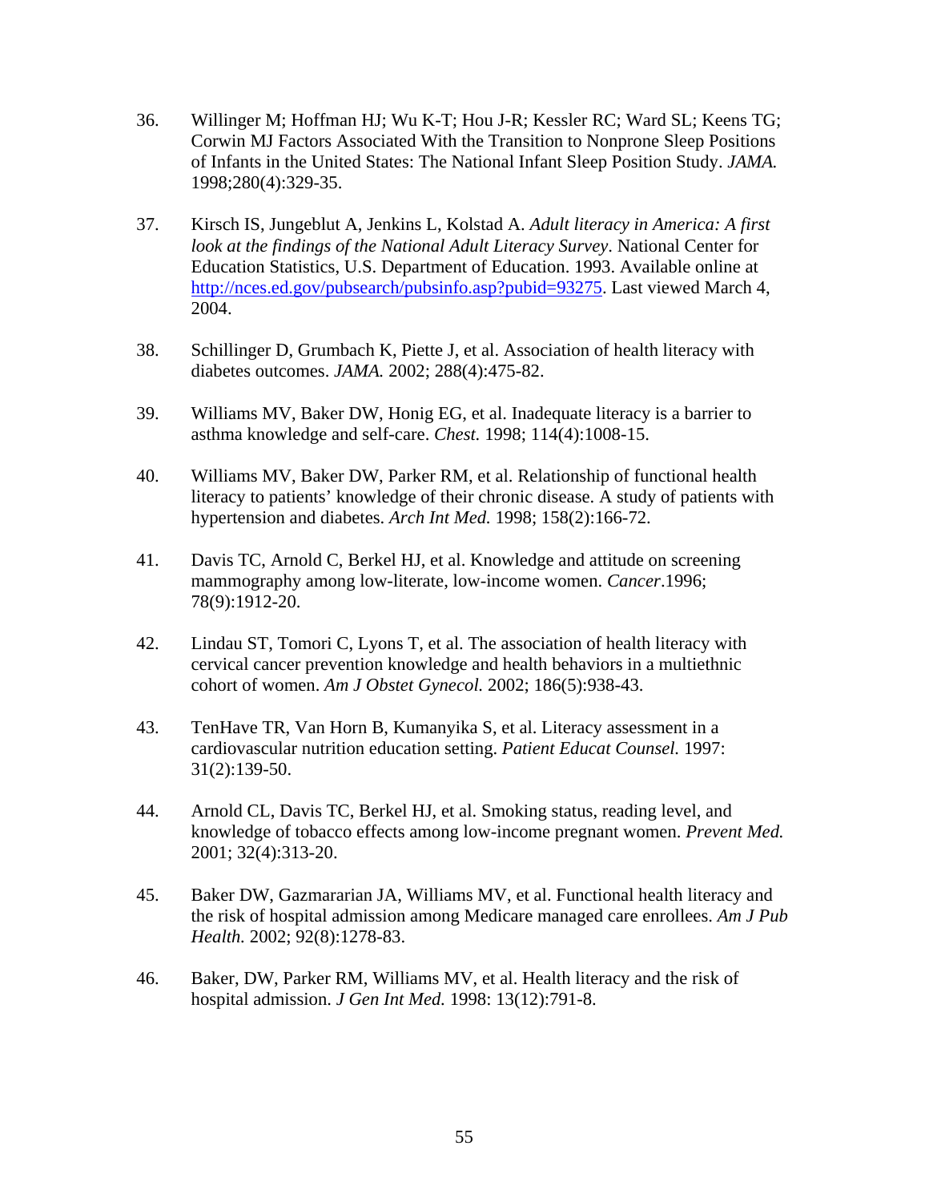36. Willinger M; Hoffman HJ; Wu K-T; Hou J-R; Kessler RC; Ward SL; Keens TG; Corwin MJ Factors Associated With the Transition to Nonprone Sleep Positions of Infants in the United States: The National Infant Sleep Position Study. *JAMA.* 1998;280(4):329-35.

37. Kirsch IS, Jungeblut A, Jenkins L, Kolstad A. *Adult literacy in America: A first look at the findings of the National Adult Literacy Survey*. National Center for Education Statistics, U.S. Department of Education. 1993. Available online at http://nces.ed.gov/pubsearch/pubsinfo.asp?pubid=93275. Last viewed March 4, 2004.

38. Schillinger D, Grumbach K, Piette J, et al. Association of health literacy with diabetes outcomes. *JAMA.* 2002; 288(4):475-82.

39. Williams MV, Baker DW, Honig EG, et al. Inadequate literacy is a barrier to asthma knowledge and self-care. *Chest.* 1998; 114(4):1008-15.

40. Williams MV, Baker DW, Parker RM, et al. Relationship of functional health literacy to patients' knowledge of their chronic disease. A study of patients with hypertension and diabetes. *Arch Int Med.* 1998; 158(2):166-72.

41. Davis TC, Arnold C, Berkel HJ, et al. Knowledge and attitude on screening mammography among low-literate, low-income women. *Cancer*.1996; 78(9):1912-20.

42. Lindau ST, Tomori C, Lyons T, et al. The association of health literacy with cervical cancer prevention knowledge and health behaviors in a multiethnic cohort of women. *Am J Obstet Gynecol.* 2002; 186(5):938-43.

43. TenHave TR, Van Horn B, Kumanyika S, et al. Literacy assessment in a cardiovascular nutrition education setting. *Patient Educat Counsel.* 1997: 31(2):139-50.

44. Arnold CL, Davis TC, Berkel HJ, et al. Smoking status, reading level, and knowledge of tobacco effects among low-income pregnant women. *Prevent Med.* 2001; 32(4):313-20.

45. Baker DW, Gazmararian JA, Williams MV, et al. Functional health literacy and the risk of hospital admission among Medicare managed care enrollees. *Am J Pub Health.* 2002; 92(8):1278-83.

46. Baker, DW, Parker RM, Williams MV, et al. Health literacy and the risk of hospital admission. *J Gen Int Med.* 1998: 13(12):791-8.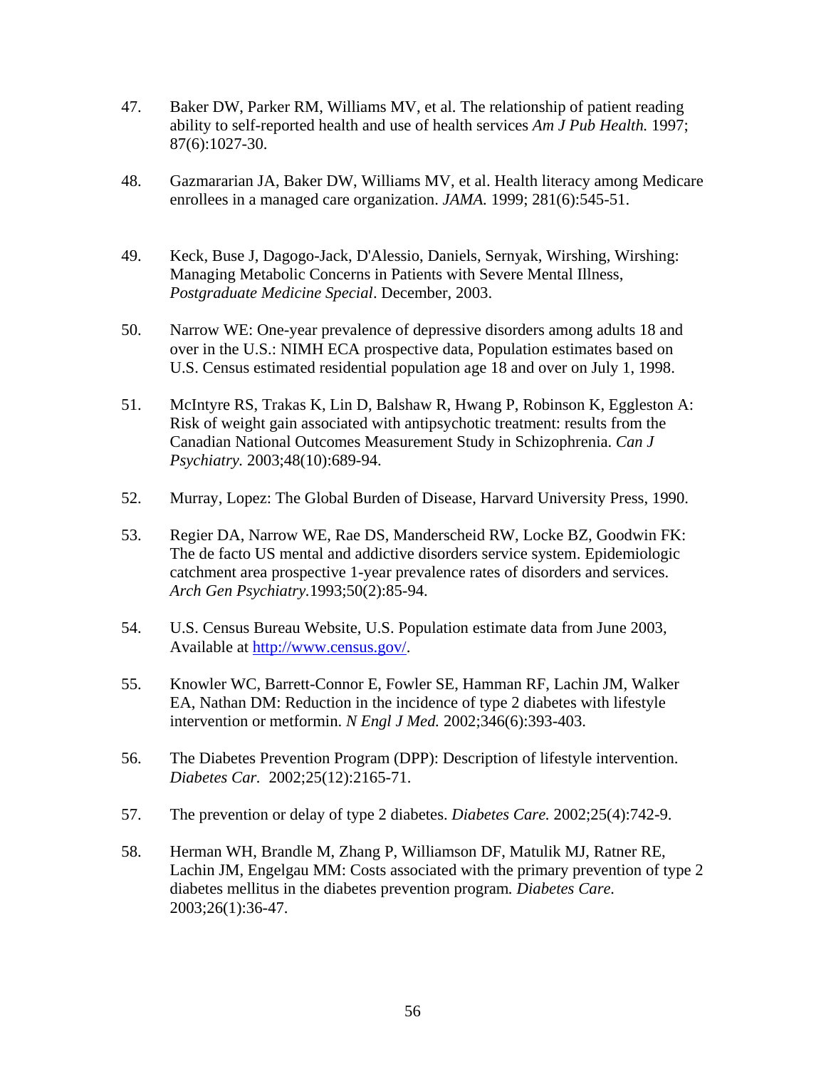47. Baker DW, Parker RM, Williams MV, et al. The relationship of patient reading ability to self-reported health and use of health services *Am J Pub Health.* 1997; 87(6):1027-30.

48. Gazmararian JA, Baker DW, Williams MV, et al. Health literacy among Medicare enrollees in a managed care organization. *JAMA.* 1999; 281(6):545-51.

49. Keck, Buse J, Dagogo-Jack, D'Alessio, Daniels, Sernyak, Wirshing, Wirshing: Managing Metabolic Concerns in Patients with Severe Mental Illness, *Postgraduate Medicine Special*. December, 2003.

50. Narrow WE: One-year prevalence of depressive disorders among adults 18 and over in the U.S.: NIMH ECA prospective data, Population estimates based on U.S. Census estimated residential population age 18 and over on July 1, 1998.

51. McIntyre RS, Trakas K, Lin D, Balshaw R, Hwang P, Robinson K, Eggleston A: Risk of weight gain associated with antipsychotic treatment: results from the Canadian National Outcomes Measurement Study in Schizophrenia. *Can J Psychiatry.* 2003;48(10):689-94.

52. Murray, Lopez: The Global Burden of Disease, Harvard University Press, 1990.

53. Regier DA, Narrow WE, Rae DS, Manderscheid RW, Locke BZ, Goodwin FK: The de facto US mental and addictive disorders service system. Epidemiologic catchment area prospective 1-year prevalence rates of disorders and services. *Arch Gen Psychiatry.*1993;50(2):85-94.

54. U.S. Census Bureau Website, U.S. Population estimate data from June 2003, Available at http://www.census.gov/.

55. Knowler WC, Barrett-Connor E, Fowler SE, Hamman RF, Lachin JM, Walker EA, Nathan DM: Reduction in the incidence of type 2 diabetes with lifestyle intervention or metformin. *N Engl J Med.* 2002;346(6):393-403.

56. The Diabetes Prevention Program (DPP): Description of lifestyle intervention. *Diabetes Car.* 2002;25(12):2165-71.

57. The prevention or delay of type 2 diabetes. *Diabetes Care.* 2002;25(4):742-9.

58. Herman WH, Brandle M, Zhang P, Williamson DF, Matulik MJ, Ratner RE, Lachin JM, Engelgau MM: Costs associated with the primary prevention of type 2 diabetes mellitus in the diabetes prevention program. *Diabetes Care.* 2003;26(1):36-47.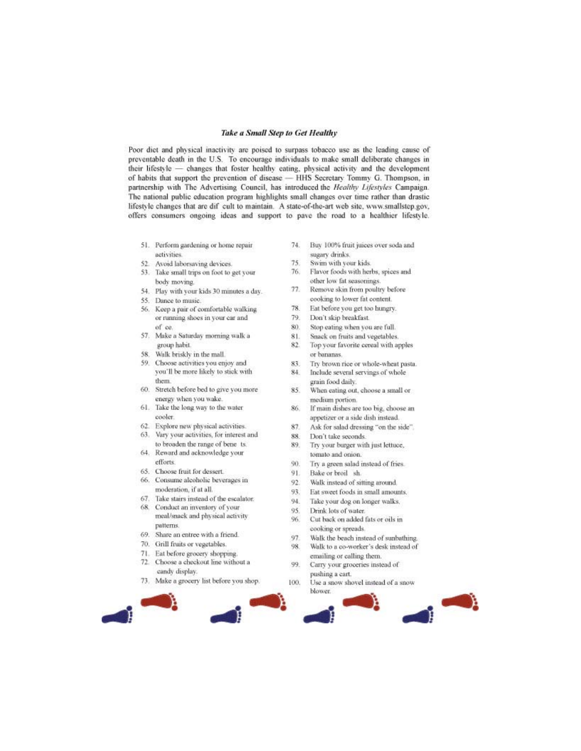### *Take a Small Step to Get Healthy*

Poor diet and physical inactivity are poised to surpass tobacco use as the leading cause of preventable death in the U.S. To encourage individuals to make small deliberate changes in their lifestyle — changes that foster healthy eating, physical activity and the development of habits that support the prevention of disease — HHS Secretary Tommy G. Thompson, in partnership with The Advertising Council, has introduced the *Healthy Lifestyles* Campaign. The national public education program highlights small changes over time rather than drastic lifestyle changes that are dif cult to maintain. A state-of-the-art web site, www.smallstep.gov, offers consumers ongoing ideas and support to pave the road to a healthier lifestyle.

51. Perform gardening or home repair activities.
52. Avoid laborsaving devices.
53. Take small trips on foot to get your body moving.
54. Play with your kids 30 minutes a day.
55. Dance to music.
56. Keep a pair of comfortable walking or running shoes in your car and of ce.
57. Make a Saturday morning walk a group habit.
58. Walk briskly in the mall.
59. Choose activities you enjoy and you'll be more likely to stick with them.
60. Stretch before bed to give you more energy when you wake.
61. Take the long way to the water cooler.
62. Explore new physical activities.
63. Vary your activities, for interest and to broaden the range of bene ts.
64. Reward and acknowledge your efforts.
65. Choose fruit for dessert.
66. Consume alcoholic beverages in moderation, if at all.
67. Take stairs instead of the escalator.
68. Conduct an inventory of your meal/snack and physical activity patterns.
69. Share an entree with a friend.
70. Grill fruits or vegetables.
71. Eat before grocery shopping.
72. Choose a checkout line without a candy display.
73. Make a grocery list before you shop.
74. Buy 100% fruit juices over soda and sugary drinks.
75. Swim with your kids.
76. Flavor foods with herbs, spices and other low fat seasonings.
77. Remove skin from poultry before cooking to lower fat content.
78. Eat before you get too hungry.
79. Don't skip breakfast.
80. Stop eating when you are full.
81. Snack on fruits and vegetables.
82. Top your favorite cereal with apples or bananas.
83. Try brown rice or whole-wheat pasta.
84. Include several servings of whole grain food daily.
85. When eating out, choose a small or medium portion.
86. If main dishes are too big, choose an appetizer or a side dish instead.
87. Ask for salad dressing "on the side".
88. Don't take seconds.
89. Try your burger with just lettuce, tomato and onion.
90. Try a green salad instead of fries.
91. Bake or broil sh.
92. Walk instead of sitting around.
93. Eat sweet foods in small amounts.
94. Take your dog on longer walks.
95. Drink lots of water.
96. Cut back on added fats or oils in cooking or spreads.
97. Walk the beach instead of sunbathing.
98. Walk to a co-worker's desk instead of emailing or calling them.
99. Carry your groceries instead of pushing a cart.
100. Use a snow shovel instead of a snow blower.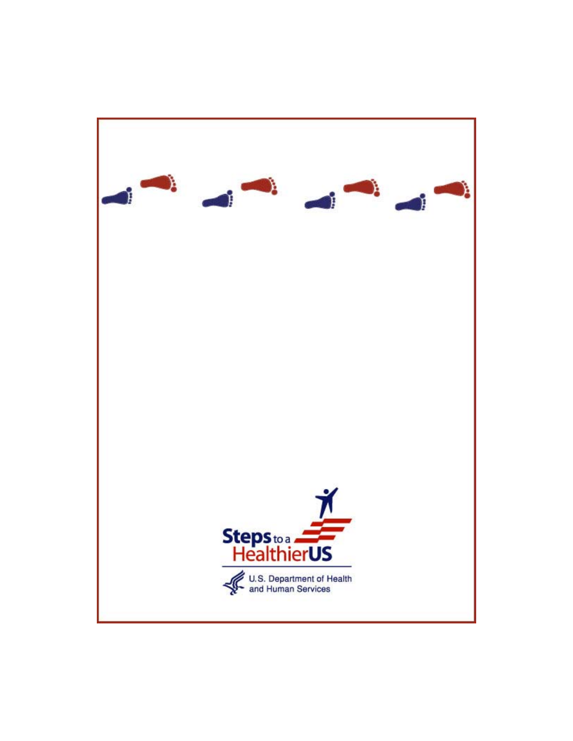Steps to a HealthierUS

U.S. Department of Health and Human Services